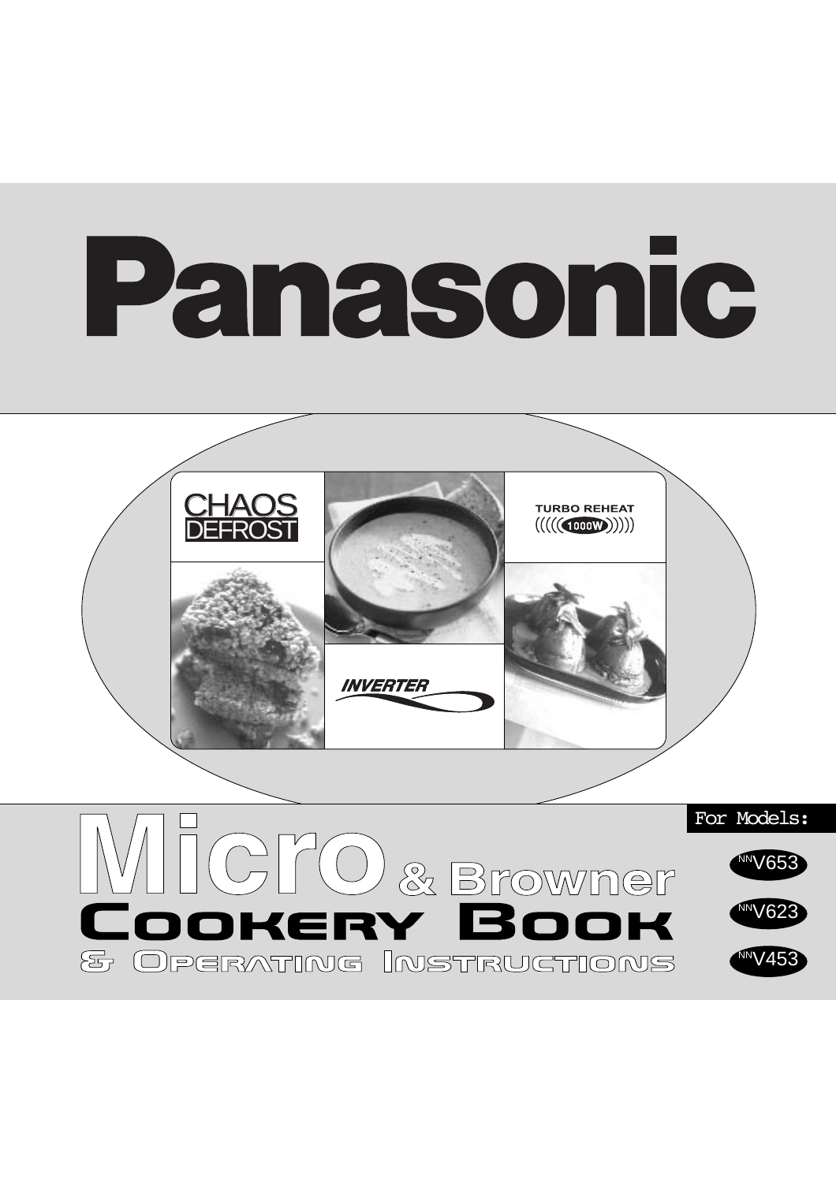# Panasonic

CHAOS DEFROST

TURBO REHEAT 1000W

INVERTER

# Micro & Browner Cookery Book

## & Operating Instructions

For Models:

- NNV653
- NNV623
- NNV453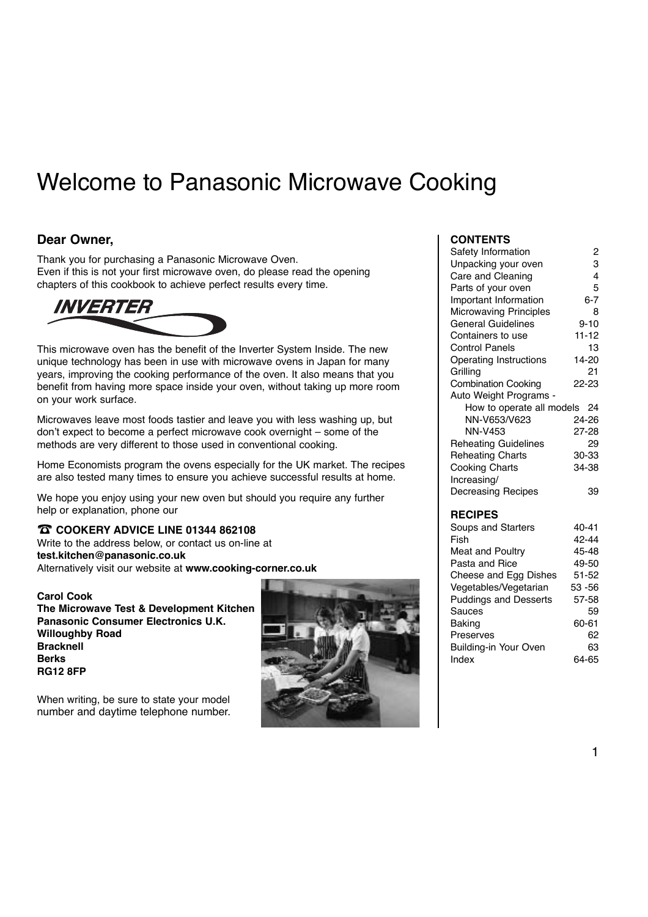# Welcome to Panasonic Microwave Cooking

## Dear Owner,

Thank you for purchasing a Panasonic Microwave Oven.
Even if this is not your first microwave oven, do please read the opening chapters of this cookbook to achieve perfect results every time.

INVERTER

This microwave oven has the benefit of the Inverter System Inside. The new unique technology has been in use with microwave ovens in Japan for many years, improving the cooking performance of the oven. It also means that you benefit from having more space inside your oven, without taking up more room on your work surface.

Microwaves leave most foods tastier and leave you with less washing up, but don't expect to become a perfect microwave cook overnight – some of the methods are very different to those used in conventional cooking.

Home Economists program the ovens especially for the UK market. The recipes are also tested many times to ensure you achieve successful results at home.

We hope you enjoy using your new oven but should you require any further help or explanation, phone our

**☎ COOKERY ADVICE LINE 01344 862108**
Write to the address below, or contact us on-line at
**test.kitchen@panasonic.co.uk**
Alternatively visit our website at **www.cooking-corner.co.uk**

**Carol Cook**
**The Microwave Test & Development Kitchen**
**Panasonic Consumer Electronics U.K.**
**Willoughby Road**
**Bracknell**
**Berks**
**RG12 8FP**

When writing, be sure to state your model number and daytime telephone number.

### CONTENTS

| | |
|---|---|
| Safety Information | 2 |
| Unpacking your oven | 3 |
| Care and Cleaning | 4 |
| Parts of your oven | 5 |
| Important Information | 6-7 |
| Microwaving Principles | 8 |
| General Guidelines | 9-10 |
| Containers to use | 11-12 |
| Control Panels | 13 |
| Operating Instructions | 14-20 |
| Grilling | 21 |
| Combination Cooking | 22-23 |
| Auto Weight Programs - | |
| How to operate all models | 24 |
| NN-V653/V623 | 24-26 |
| NN-V453 | 27-28 |
| Reheating Guidelines | 29 |
| Reheating Charts | 30-33 |
| Cooking Charts | 34-38 |
| Increasing/ Decreasing Recipes | 39 |

### RECIPES

| | |
|---|---|
| Soups and Starters | 40-41 |
| Fish | 42-44 |
| Meat and Poultry | 45-48 |
| Pasta and Rice | 49-50 |
| Cheese and Egg Dishes | 51-52 |
| Vegetables/Vegetarian | 53 -56 |
| Puddings and Desserts | 57-58 |
| Sauces | 59 |
| Baking | 60-61 |
| Preserves | 62 |
| Building-in Your Oven | 63 |
| Index | 64-65 |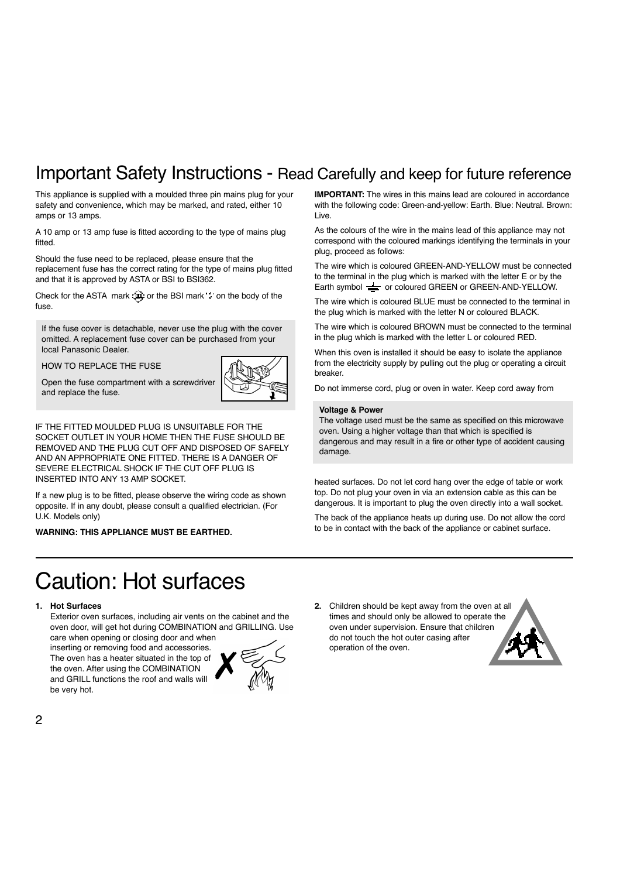# Important Safety Instructions - Read Carefully and keep for future reference

This appliance is supplied with a moulded three pin mains plug for your safety and convenience, which may be marked, and rated, either 10 amps or 13 amps.

A 10 amp or 13 amp fuse is fitted according to the type of mains plug fitted.

Should the fuse need to be replaced, please ensure that the replacement fuse has the correct rating for the type of mains plug fitted and that it is approved by ASTA or BSI to BSI362.

Check for the ASTA mark or the BSI mark on the body of the fuse.

If the fuse cover is detachable, never use the plug with the cover omitted. A replacement fuse cover can be purchased from your local Panasonic Dealer.

HOW TO REPLACE THE FUSE

Open the fuse compartment with a screwdriver and replace the fuse.

IF THE FITTED MOULDED PLUG IS UNSUITABLE FOR THE SOCKET OUTLET IN YOUR HOME THEN THE FUSE SHOULD BE REMOVED AND THE PLUG CUT OFF AND DISPOSED OF SAFELY AND AN APPROPRIATE ONE FITTED. THERE IS A DANGER OF SEVERE ELECTRICAL SHOCK IF THE CUT OFF PLUG IS INSERTED INTO ANY 13 AMP SOCKET.

If a new plug is to be fitted, please observe the wiring code as shown opposite. If in any doubt, please consult a qualified electrician. (For U.K. Models only)

**WARNING: THIS APPLIANCE MUST BE EARTHED.**

**IMPORTANT:** The wires in this mains lead are coloured in accordance with the following code: Green-and-yellow: Earth. Blue: Neutral. Brown: Live.

As the colours of the wire in the mains lead of this appliance may not correspond with the coloured markings identifying the terminals in your plug, proceed as follows:

The wire which is coloured GREEN-AND-YELLOW must be connected to the terminal in the plug which is marked with the letter E or by the Earth symbol ⏚ or coloured GREEN or GREEN-AND-YELLOW.

The wire which is coloured BLUE must be connected to the terminal in the plug which is marked with the letter N or coloured BLACK.

The wire which is coloured BROWN must be connected to the terminal in the plug which is marked with the letter L or coloured RED.

When this oven is installed it should be easy to isolate the appliance from the electricity supply by pulling out the plug or operating a circuit breaker.

Do not immerse cord, plug or oven in water. Keep cord away from heated surfaces. Do not let cord hang over the edge of table or work top. Do not plug your oven in via an extension cable as this can be dangerous. It is important to plug the oven directly into a wall socket.

The back of the appliance heats up during use. Do not allow the cord to be in contact with the back of the appliance or cabinet surface.

**Voltage & Power**
The voltage used must be the same as specified on this microwave oven. Using a higher voltage than that which is specified is dangerous and may result in a fire or other type of accident causing damage.

# Caution: Hot surfaces

1. **Hot Surfaces**
   Exterior oven surfaces, including air vents on the cabinet and the oven door, will get hot during COMBINATION and GRILLING. Use care when opening or closing door and when inserting or removing food and accessories. The oven has a heater situated in the top of the oven. After using the COMBINATION and GRILL functions the roof and walls will be very hot.

2. Children should be kept away from the oven at all times and should only be allowed to operate the oven under supervision. Ensure that children do not touch the hot outer casing after operation of the oven.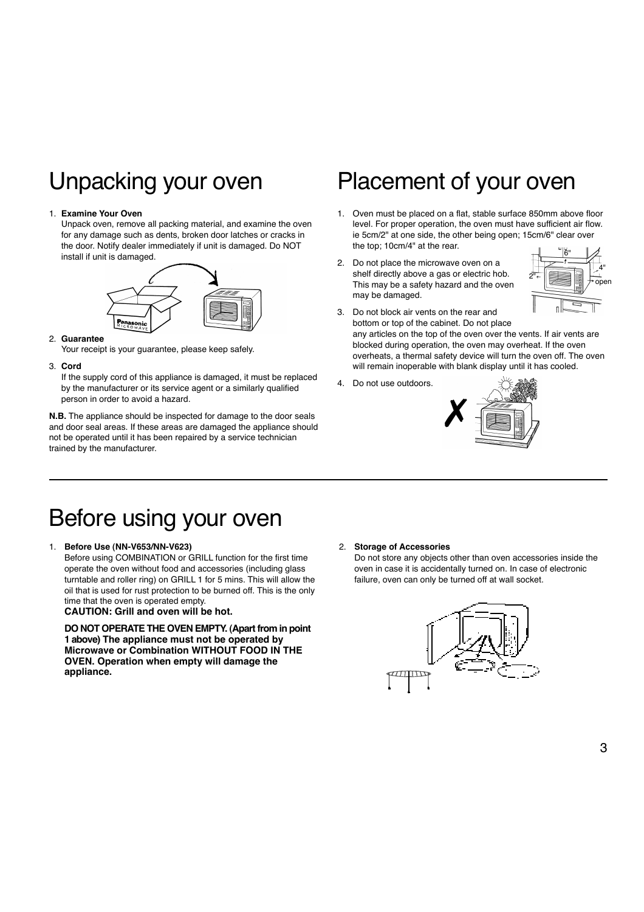# Unpacking your oven

1. **Examine Your Oven**
   Unpack oven, remove all packing material, and examine the oven for any damage such as dents, broken door latches or cracks in the door. Notify dealer immediately if unit is damaged. Do NOT install if unit is damaged.

2. **Guarantee**
   Your receipt is your guarantee, please keep safely.

3. **Cord**
   If the supply cord of this appliance is damaged, it must be replaced by the manufacturer or its service agent or a similarly qualified person in order to avoid a hazard.

**N.B.** The appliance should be inspected for damage to the door seals and door seal areas. If these areas are damaged the appliance should not be operated until it has been repaired by a service technician trained by the manufacturer.

# Placement of your oven

1. Oven must be placed on a flat, stable surface 850mm above floor level. For proper operation, the oven must have sufficient air flow. ie 5cm/2" at one side, the other being open; 15cm/6" clear over the top; 10cm/4" at the rear.
2. Do not place the microwave oven on a shelf directly above a gas or electric hob. This may be a safety hazard and the oven may be damaged.
3. Do not block air vents on the rear and bottom or top of the cabinet. Do not place any articles on the top of the oven over the vents. If air vents are blocked during operation, the oven may overheat. If the oven overheats, a thermal safety device will turn the oven off. The oven will remain inoperable with blank display until it has cooled.
4. Do not use outdoors.

# Before using your oven

1. **Before Use (NN-V653/NN-V623)**
   Before using COMBINATION or GRILL function for the first time operate the oven without food and accessories (including glass turntable and roller ring) on GRILL 1 for 5 mins. This will allow the oil that is used for rust protection to be burned off. This is the only time that the oven is operated empty.
   **CAUTION: Grill and oven will be hot.**

   **DO NOT OPERATE THE OVEN EMPTY. (Apart from in point 1 above) The appliance must not be operated by Microwave or Combination WITHOUT FOOD IN THE OVEN. Operation when empty will damage the appliance.**

2. **Storage of Accessories**
   Do not store any objects other than oven accessories inside the oven in case it is accidentally turned on. In case of electronic failure, oven can only be turned off at wall socket.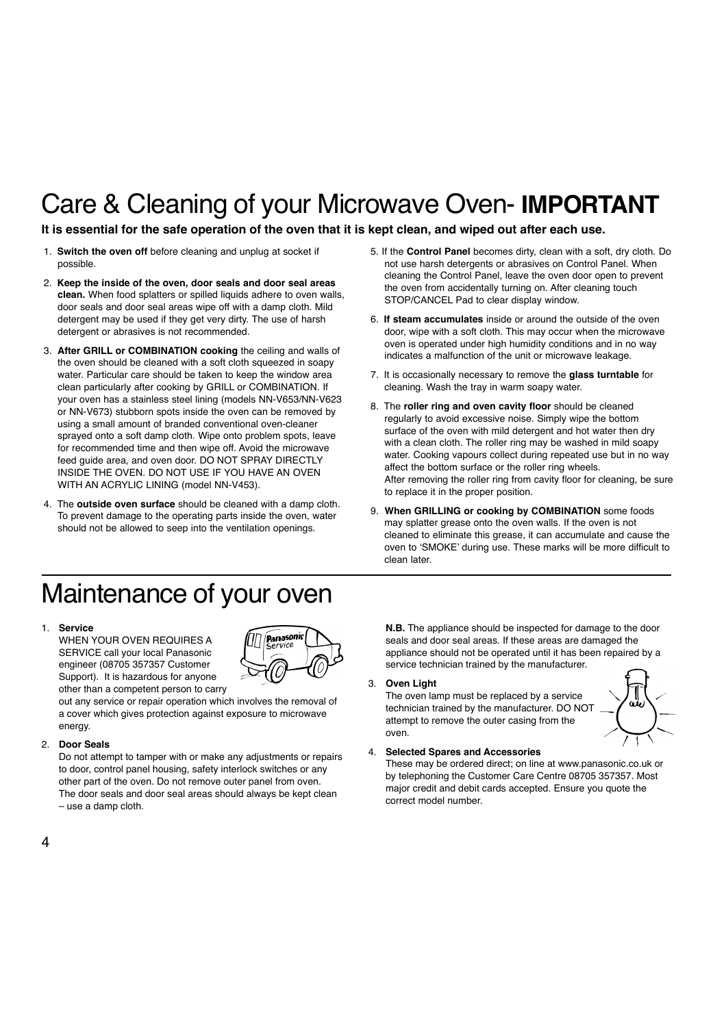# Care & Cleaning of your Microwave Oven- **IMPORTANT**

**It is essential for the safe operation of the oven that it is kept clean, and wiped out after each use.**

1. **Switch the oven off** before cleaning and unplug at socket if possible.
2. **Keep the inside of the oven, door seals and door seal areas clean.** When food splatters or spilled liquids adhere to oven walls, door seals and door seal areas wipe off with a damp cloth. Mild detergent may be used if they get very dirty. The use of harsh detergent or abrasives is not recommended.
3. **After GRILL or COMBINATION cooking** the ceiling and walls of the oven should be cleaned with a soft cloth squeezed in soapy water. Particular care should be taken to keep the window area clean particularly after cooking by GRILL or COMBINATION. If your oven has a stainless steel lining (models NN-V653/NN-V623 or NN-V673) stubborn spots inside the oven can be removed by using a small amount of branded conventional oven-cleaner sprayed onto a soft damp cloth. Wipe onto problem spots, leave for recommended time and then wipe off. Avoid the microwave feed guide area, and oven door. DO NOT SPRAY DIRECTLY INSIDE THE OVEN. DO NOT USE IF YOU HAVE AN OVEN WITH AN ACRYLIC LINING (model NN-V453).
4. The **outside oven surface** should be cleaned with a damp cloth. To prevent damage to the operating parts inside the oven, water should not be allowed to seep into the ventilation openings.
5. If the **Control Panel** becomes dirty, clean with a soft, dry cloth. Do not use harsh detergents or abrasives on Control Panel. When cleaning the Control Panel, leave the oven door open to prevent the oven from accidentally turning on. After cleaning touch STOP/CANCEL Pad to clear display window.
6. **If steam accumulates** inside or around the outside of the oven door, wipe with a soft cloth. This may occur when the microwave oven is operated under high humidity conditions and in no way indicates a malfunction of the unit or microwave leakage.
7. It is occasionally necessary to remove the **glass turntable** for cleaning. Wash the tray in warm soapy water.
8. The **roller ring and oven cavity floor** should be cleaned regularly to avoid excessive noise. Simply wipe the bottom surface of the oven with mild detergent and hot water then dry with a clean cloth. The roller ring may be washed in mild soapy water. Cooking vapours collect during repeated use but in no way affect the bottom surface or the roller ring wheels.
   After removing the roller ring from cavity floor for cleaning, be sure to replace it in the proper position.
9. **When GRILLING or cooking by COMBINATION** some foods may splatter grease onto the oven walls. If the oven is not cleaned to eliminate this grease, it can accumulate and cause the oven to 'SMOKE' during use. These marks will be more difficult to clean later.

# Maintenance of your oven

1. **Service**
   WHEN YOUR OVEN REQUIRES A SERVICE call your local Panasonic engineer (08705 357357 Customer Support). It is hazardous for anyone other than a competent person to carry out any service or repair operation which involves the removal of a cover which gives protection against exposure to microwave energy.
2. **Door Seals**
   Do not attempt to tamper with or make any adjustments or repairs to door, control panel housing, safety interlock switches or any other part of the oven. Do not remove outer panel from oven.
   The door seals and door seal areas should always be kept clean – use a damp cloth.

   **N.B.** The appliance should be inspected for damage to the door seals and door seal areas. If these areas are damaged the appliance should not be operated until it has been repaired by a service technician trained by the manufacturer.
3. **Oven Light**
   The oven lamp must be replaced by a service technician trained by the manufacturer. DO NOT attempt to remove the outer casing from the oven.
4. **Selected Spares and Accessories**
   These may be ordered direct; on line at www.panasonic.co.uk or by telephoning the Customer Care Centre 08705 357357. Most major credit and debit cards accepted. Ensure you quote the correct model number.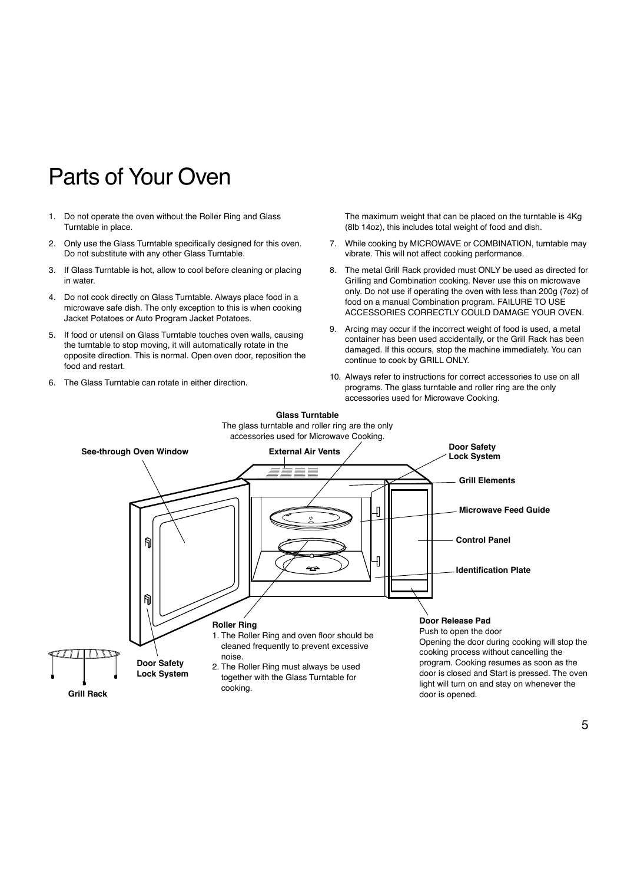# Parts of Your Oven

1. Do not operate the oven without the Roller Ring and Glass Turntable in place.
2. Only use the Glass Turntable specifically designed for this oven. Do not substitute with any other Glass Turntable.
3. If Glass Turntable is hot, allow to cool before cleaning or placing in water.
4. Do not cook directly on Glass Turntable. Always place food in a microwave safe dish. The only exception to this is when cooking Jacket Potatoes or Auto Program Jacket Potatoes.
5. If food or utensil on Glass Turntable touches oven walls, causing the turntable to stop moving, it will automatically rotate in the opposite direction. This is normal. Open oven door, reposition the food and restart.
6. The Glass Turntable can rotate in either direction.

   The maximum weight that can be placed on the turntable is 4Kg (8lb 14oz), this includes total weight of food and dish.
7. While cooking by MICROWAVE or COMBINATION, turntable may vibrate. This will not affect cooking performance.
8. The metal Grill Rack provided must ONLY be used as directed for Grilling and Combination cooking. Never use this on microwave only. Do not use if operating the oven with less than 200g (7oz) of food on a manual Combination program. FAILURE TO USE ACCESSORIES CORRECTLY COULD DAMAGE YOUR OVEN.
9. Arcing may occur if the incorrect weight of food is used, a metal container has been used accidentally, or the Grill Rack has been damaged. If this occurs, stop the machine immediately. You can continue to cook by GRILL ONLY.
10. Always refer to instructions for correct accessories to use on all programs. The glass turntable and roller ring are the only accessories used for Microwave Cooking.

**Glass Turntable**
The glass turntable and roller ring are the only accessories used for Microwave Cooking.

**See-through Oven Window**

**External Air Vents**

**Door Safety Lock System**

**Grill Elements**

**Microwave Feed Guide**

**Control Panel**

**Identification Plate**

**Roller Ring**
1. The Roller Ring and oven floor should be cleaned frequently to prevent excessive noise.
2. The Roller Ring must always be used together with the Glass Turntable for cooking.

**Door Release Pad**
Push to open the door
Opening the door during cooking will stop the cooking process without cancelling the program. Cooking resumes as soon as the door is closed and Start is pressed. The oven light will turn on and stay on whenever the door is opened.

**Door Safety Lock System**

**Grill Rack**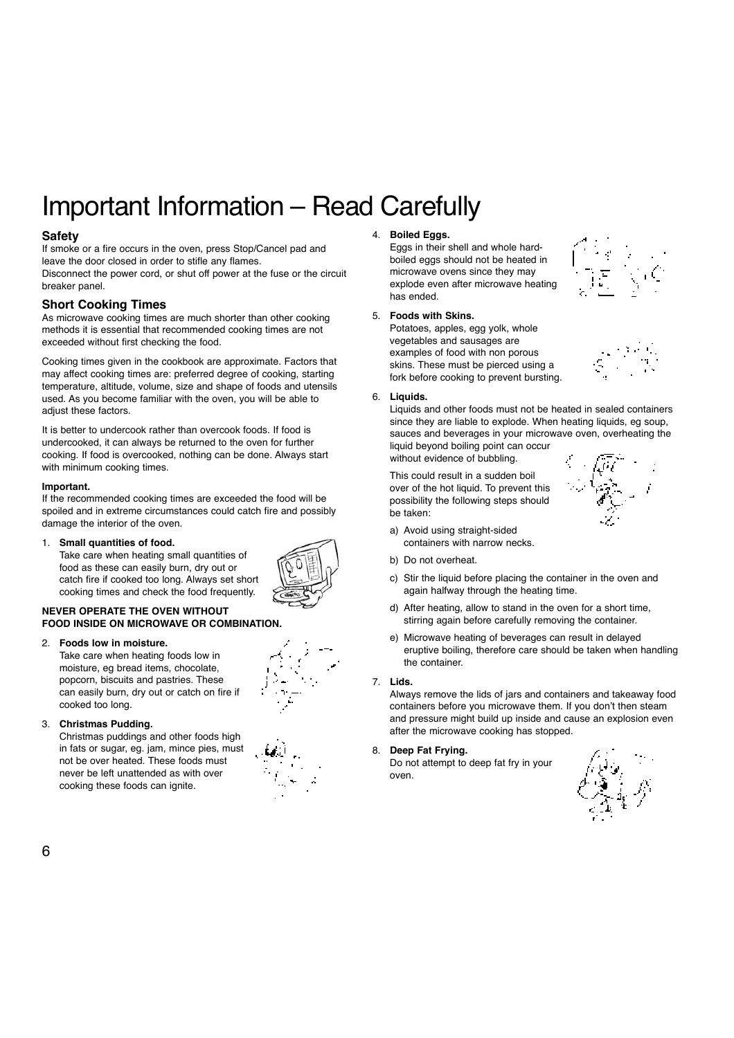# Important Information – Read Carefully

## Safety

If smoke or a fire occurs in the oven, press Stop/Cancel pad and leave the door closed in order to stifle any flames.
Disconnect the power cord, or shut off power at the fuse or the circuit breaker panel.

## Short Cooking Times

As microwave cooking times are much shorter than other cooking methods it is essential that recommended cooking times are not exceeded without first checking the food.

Cooking times given in the cookbook are approximate. Factors that may affect cooking times are: preferred degree of cooking, starting temperature, altitude, volume, size and shape of foods and utensils used. As you become familiar with the oven, you will be able to adjust these factors.

It is better to undercook rather than overcook foods. If food is undercooked, it can always be returned to the oven for further cooking. If food is overcooked, nothing can be done. Always start with minimum cooking times.

**Important.**

If the recommended cooking times are exceeded the food will be spoiled and in extreme circumstances could catch fire and possibly damage the interior of the oven.

1. **Small quantities of food.**
   Take care when heating small quantities of food as these can easily burn, dry out or catch fire if cooked too long. Always set short cooking times and check the food frequently.

**NEVER OPERATE THE OVEN WITHOUT FOOD INSIDE ON MICROWAVE OR COMBINATION.**

2. **Foods low in moisture.**
   Take care when heating foods low in moisture, eg bread items, chocolate, popcorn, biscuits and pastries. These can easily burn, dry out or catch on fire if cooked too long.

3. **Christmas Pudding.**
   Christmas puddings and other foods high in fats or sugar, eg. jam, mince pies, must not be over heated. These foods must never be left unattended as with over cooking these foods can ignite.

4. **Boiled Eggs.**
   Eggs in their shell and whole hard-boiled eggs should not be heated in microwave ovens since they may explode even after microwave heating has ended.

5. **Foods with Skins.**
   Potatoes, apples, egg yolk, whole vegetables and sausages are examples of food with non porous skins. These must be pierced using a fork before cooking to prevent bursting.

6. **Liquids.**
   Liquids and other foods must not be heated in sealed containers since they are liable to explode. When heating liquids, eg soup, sauces and beverages in your microwave oven, overheating the liquid beyond boiling point can occur without evidence of bubbling.

   This could result in a sudden boil over of the hot liquid. To prevent this possibility the following steps should be taken:

   a) Avoid using straight-sided containers with narrow necks.
   b) Do not overheat.
   c) Stir the liquid before placing the container in the oven and again halfway through the heating time.
   d) After heating, allow to stand in the oven for a short time, stirring again before carefully removing the container.
   e) Microwave heating of beverages can result in delayed eruptive boiling, therefore care should be taken when handling the container.

7. **Lids.**
   Always remove the lids of jars and containers and takeaway food containers before you microwave them. If you don't then steam and pressure might build up inside and cause an explosion even after the microwave cooking has stopped.

8. **Deep Fat Frying.**
   Do not attempt to deep fat fry in your oven.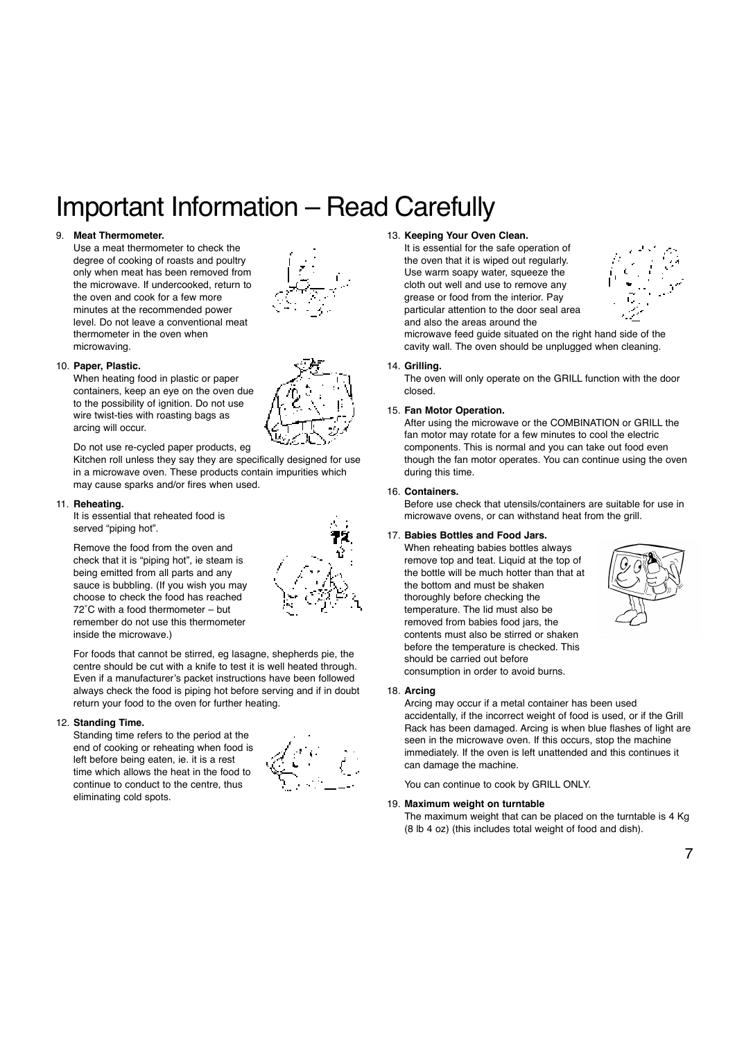# Important Information – Read Carefully

9. **Meat Thermometer.**
   Use a meat thermometer to check the degree of cooking of roasts and poultry only when meat has been removed from the microwave. If undercooked, return to the oven and cook for a few more minutes at the recommended power level. Do not leave a conventional meat thermometer in the oven when microwaving.

10. **Paper, Plastic.**
    When heating food in plastic or paper containers, keep an eye on the oven due to the possibility of ignition. Do not use wire twist-ties with roasting bags as arcing will occur.

    Do not use re-cycled paper products, eg Kitchen roll unless they say they are specifically designed for use in a microwave oven. These products contain impurities which may cause sparks and/or fires when used.

11. **Reheating.**
    It is essential that reheated food is served "piping hot".

    Remove the food from the oven and check that it is "piping hot", ie steam is being emitted from all parts and any sauce is bubbling. (If you wish you may choose to check the food has reached 72˚C with a food thermometer – but remember do not use this thermometer inside the microwave.)

    For foods that cannot be stirred, eg lasagne, shepherds pie, the centre should be cut with a knife to test it is well heated through. Even if a manufacturer's packet instructions have been followed always check the food is piping hot before serving and if in doubt return your food to the oven for further heating.

12. **Standing Time.**
    Standing time refers to the period at the end of cooking or reheating when food is left before being eaten, ie. it is a rest time which allows the heat in the food to continue to conduct to the centre, thus eliminating cold spots.

13. **Keeping Your Oven Clean.**
    It is essential for the safe operation of the oven that it is wiped out regularly. Use warm soapy water, squeeze the cloth out well and use to remove any grease or food from the interior. Pay particular attention to the door seal area and also the areas around the microwave feed guide situated on the right hand side of the cavity wall. The oven should be unplugged when cleaning.

14. **Grilling.**
    The oven will only operate on the GRILL function with the door closed.

15. **Fan Motor Operation.**
    After using the microwave or the COMBINATION or GRILL the fan motor may rotate for a few minutes to cool the electric components. This is normal and you can take out food even though the fan motor operates. You can continue using the oven during this time.

16. **Containers.**
    Before use check that utensils/containers are suitable for use in microwave ovens, or can withstand heat from the grill.

17. **Babies Bottles and Food Jars.**
    When reheating babies bottles always remove top and teat. Liquid at the top of the bottle will be much hotter than that at the bottom and must be shaken thoroughly before checking the temperature. The lid must also be removed from babies food jars, the contents must also be stirred or shaken before the temperature is checked. This should be carried out before consumption in order to avoid burns.

18. **Arcing**
    Arcing may occur if a metal container has been used accidentally, if the incorrect weight of food is used, or if the Grill Rack has been damaged. Arcing is when blue flashes of light are seen in the microwave oven. If this occurs, stop the machine immediately. If the oven is left unattended and this continues it can damage the machine.

    You can continue to cook by GRILL ONLY.

19. **Maximum weight on turntable**
    The maximum weight that can be placed on the turntable is 4 Kg (8 lb 4 oz) (this includes total weight of food and dish).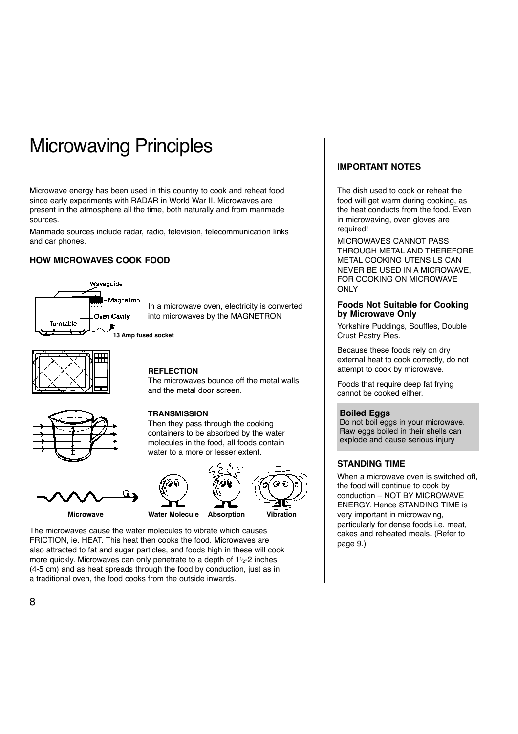# Microwaving Principles

Microwave energy has been used in this country to cook and reheat food since early experiments with RADAR in World War II. Microwaves are present in the atmosphere all the time, both naturally and from manmade sources.

Manmade sources include radar, radio, television, telecommunication links and car phones.

### HOW MICROWAVES COOK FOOD

Waveguide
Magnetron
Oven Cavity
Turntable
**13 Amp fused socket**

In a microwave oven, electricity is converted into microwaves by the MAGNETRON

**REFLECTION**
The microwaves bounce off the metal walls and the metal door screen.

**TRANSMISSION**
Then they pass through the cooking containers to be absorbed by the water molecules in the food, all foods contain water to a more or lesser extent.

**Microwave** **Water Molecule** **Absorption** **Vibration**

The microwaves cause the water molecules to vibrate which causes FRICTION, ie. HEAT. This heat then cooks the food. Microwaves are also attracted to fat and sugar particles, and foods high in these will cook more quickly. Microwaves can only penetrate to a depth of 1½-2 inches (4-5 cm) and as heat spreads through the food by conduction, just as in a traditional oven, the food cooks from the outside inwards.

### IMPORTANT NOTES

The dish used to cook or reheat the food will get warm during cooking, as the heat conducts from the food. Even in microwaving, oven gloves are required!

MICROWAVES CANNOT PASS THROUGH METAL AND THEREFORE METAL COOKING UTENSILS CAN NEVER BE USED IN A MICROWAVE, FOR COOKING ON MICROWAVE ONLY

### Foods Not Suitable for Cooking by Microwave Only

Yorkshire Puddings, Souffles, Double Crust Pastry Pies.

Because these foods rely on dry external heat to cook correctly, do not attempt to cook by microwave.

Foods that require deep fat frying cannot be cooked either.

**Boiled Eggs**
Do not boil eggs in your microwave. Raw eggs boiled in their shells can explode and cause serious injury

### STANDING TIME

When a microwave oven is switched off, the food will continue to cook by conduction – NOT BY MICROWAVE ENERGY. Hence STANDING TIME is very important in microwaving, particularly for dense foods i.e. meat, cakes and reheated meals. (Refer to page 9.)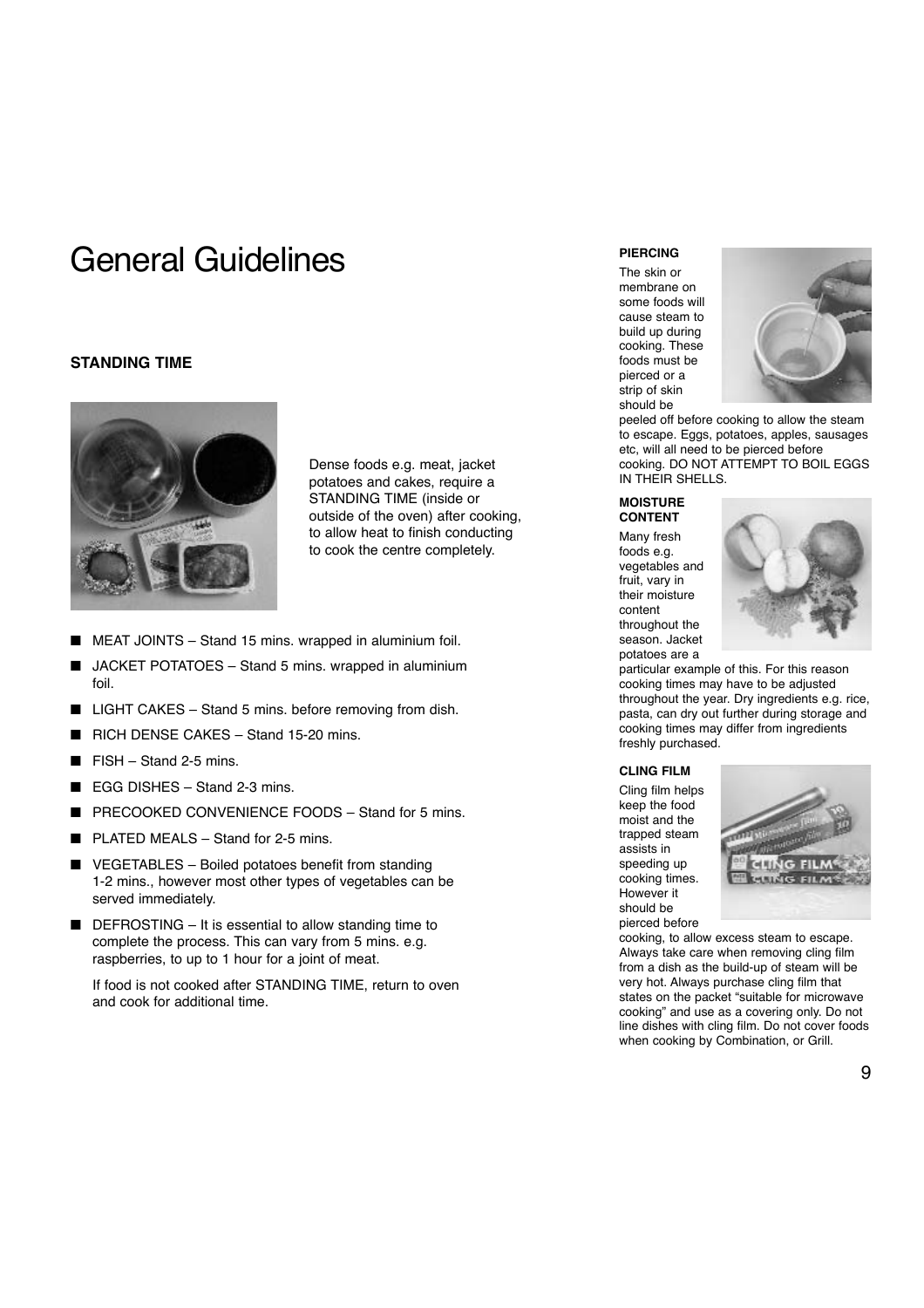# General Guidelines

## STANDING TIME

Dense foods e.g. meat, jacket potatoes and cakes, require a STANDING TIME (inside or outside of the oven) after cooking, to allow heat to finish conducting to cook the centre completely.

- MEAT JOINTS – Stand 15 mins. wrapped in aluminium foil.
- JACKET POTATOES – Stand 5 mins. wrapped in aluminium foil.
- LIGHT CAKES – Stand 5 mins. before removing from dish.
- RICH DENSE CAKES – Stand 15-20 mins.
- FISH – Stand 2-5 mins.
- EGG DISHES – Stand 2-3 mins.
- PRECOOKED CONVENIENCE FOODS – Stand for 5 mins.
- PLATED MEALS – Stand for 2-5 mins.
- VEGETABLES – Boiled potatoes benefit from standing 1-2 mins., however most other types of vegetables can be served immediately.
- DEFROSTING – It is essential to allow standing time to complete the process. This can vary from 5 mins. e.g. raspberries, to up to 1 hour for a joint of meat.

  If food is not cooked after STANDING TIME, return to oven and cook for additional time.

### PIERCING

The skin or membrane on some foods will cause steam to build up during cooking. These foods must be pierced or a strip of skin should be peeled off before cooking to allow the steam to escape. Eggs, potatoes, apples, sausages etc, will all need to be pierced before cooking. DO NOT ATTEMPT TO BOIL EGGS IN THEIR SHELLS.

### MOISTURE CONTENT

Many fresh foods e.g. vegetables and fruit, vary in their moisture content throughout the season. Jacket potatoes are a particular example of this. For this reason cooking times may have to be adjusted throughout the year. Dry ingredients e.g. rice, pasta, can dry out further during storage and cooking times may differ from ingredients freshly purchased.

### CLING FILM

Cling film helps keep the food moist and the trapped steam assists in speeding up cooking times. However it should be pierced before cooking, to allow excess steam to escape. Always take care when removing cling film from a dish as the build-up of steam will be very hot. Always purchase cling film that states on the packet "suitable for microwave cooking" and use as a covering only. Do not line dishes with cling film. Do not cover foods when cooking by Combination, or Grill.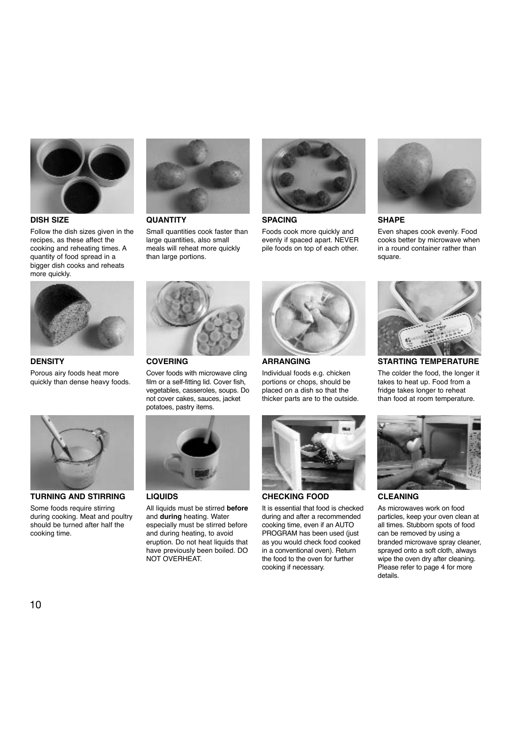**DISH SIZE**

Follow the dish sizes given in the recipes, as these affect the cooking and reheating times. A quantity of food spread in a bigger dish cooks and reheats more quickly.

**QUANTITY**

Small quantities cook faster than large quantities, also small meals will reheat more quickly than large portions.

**SPACING**

Foods cook more quickly and evenly if spaced apart. NEVER pile foods on top of each other.

**SHAPE**

Even shapes cook evenly. Food cooks better by microwave when in a round container rather than square.

**DENSITY**

Porous airy foods heat more quickly than dense heavy foods.

**COVERING**

Cover foods with microwave cling film or a self-fitting lid. Cover fish, vegetables, casseroles, soups. Do not cover cakes, sauces, jacket potatoes, pastry items.

**ARRANGING**

Individual foods e.g. chicken portions or chops, should be placed on a dish so that the thicker parts are to the outside.

**STARTING TEMPERATURE**

The colder the food, the longer it takes to heat up. Food from a fridge takes longer to reheat than food at room temperature.

**TURNING AND STIRRING**

Some foods require stirring during cooking. Meat and poultry should be turned after half the cooking time.

**LIQUIDS**

All liquids must be stirred **before** and **during** heating. Water especially must be stirred before and during heating, to avoid eruption. Do not heat liquids that have previously been boiled. DO NOT OVERHEAT.

**CHECKING FOOD**

It is essential that food is checked during and after a recommended cooking time, even if an AUTO PROGRAM has been used (just as you would check food cooked in a conventional oven). Return the food to the oven for further cooking if necessary.

**CLEANING**

As microwaves work on food particles, keep your oven clean at all times. Stubborn spots of food can be removed by using a branded microwave spray cleaner, sprayed onto a soft cloth, always wipe the oven dry after cleaning. Please refer to page 4 for more details.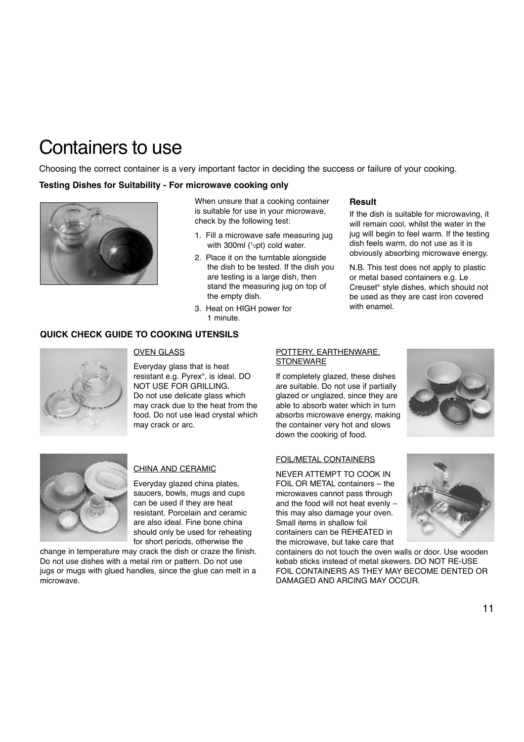# Containers to use

Choosing the correct container is a very important factor in deciding the success or failure of your cooking.

**Testing Dishes for Suitability - For microwave cooking only**

When unsure that a cooking container is suitable for use in your microwave, check by the following test:

1. Fill a microwave safe measuring jug with 300ml (½pt) cold water.
2. Place it on the turntable alongside the dish to be tested. If the dish you are testing is a large dish, then stand the measuring jug on top of the empty dish.
3. Heat on HIGH power for 1 minute.

**Result**

If the dish is suitable for microwaving, it will remain cool, whilst the water in the jug will begin to feel warm. If the testing dish feels warm, do not use as it is obviously absorbing microwave energy.

N.B. This test does not apply to plastic or metal based containers e.g. Le Creuset® style dishes, which should not be used as they are cast iron covered with enamel.

**QUICK CHECK GUIDE TO COOKING UTENSILS**

OVEN GLASS

Everyday glass that is heat resistant e.g. Pyrex®, is ideal. DO NOT USE FOR GRILLING. Do not use delicate glass which may crack due to the heat from the food. Do not use lead crystal which may crack or arc.

CHINA AND CERAMIC

Everyday glazed china plates, saucers, bowls, mugs and cups can be used if they are heat resistant. Porcelain and ceramic are also ideal. Fine bone china should only be used for reheating for short periods, otherwise the change in temperature may crack the dish or craze the finish. Do not use dishes with a metal rim or pattern. Do not use jugs or mugs with glued handles, since the glue can melt in a microwave.

POTTERY, EARTHENWARE, STONEWARE

If completely glazed, these dishes are suitable. Do not use if partially glazed or unglazed, since they are able to absorb water which in turn absorbs microwave energy, making the container very hot and slows down the cooking of food.

FOIL/METAL CONTAINERS

NEVER ATTEMPT TO COOK IN FOIL OR METAL containers – the microwaves cannot pass through and the food will not heat evenly – this may also damage your oven. Small items in shallow foil containers can be REHEATED in the microwave, but take care that containers do not touch the oven walls or door. Use wooden kebab sticks instead of metal skewers. DO NOT RE-USE FOIL CONTAINERS AS THEY MAY BECOME DENTED OR DAMAGED AND ARCING MAY OCCUR.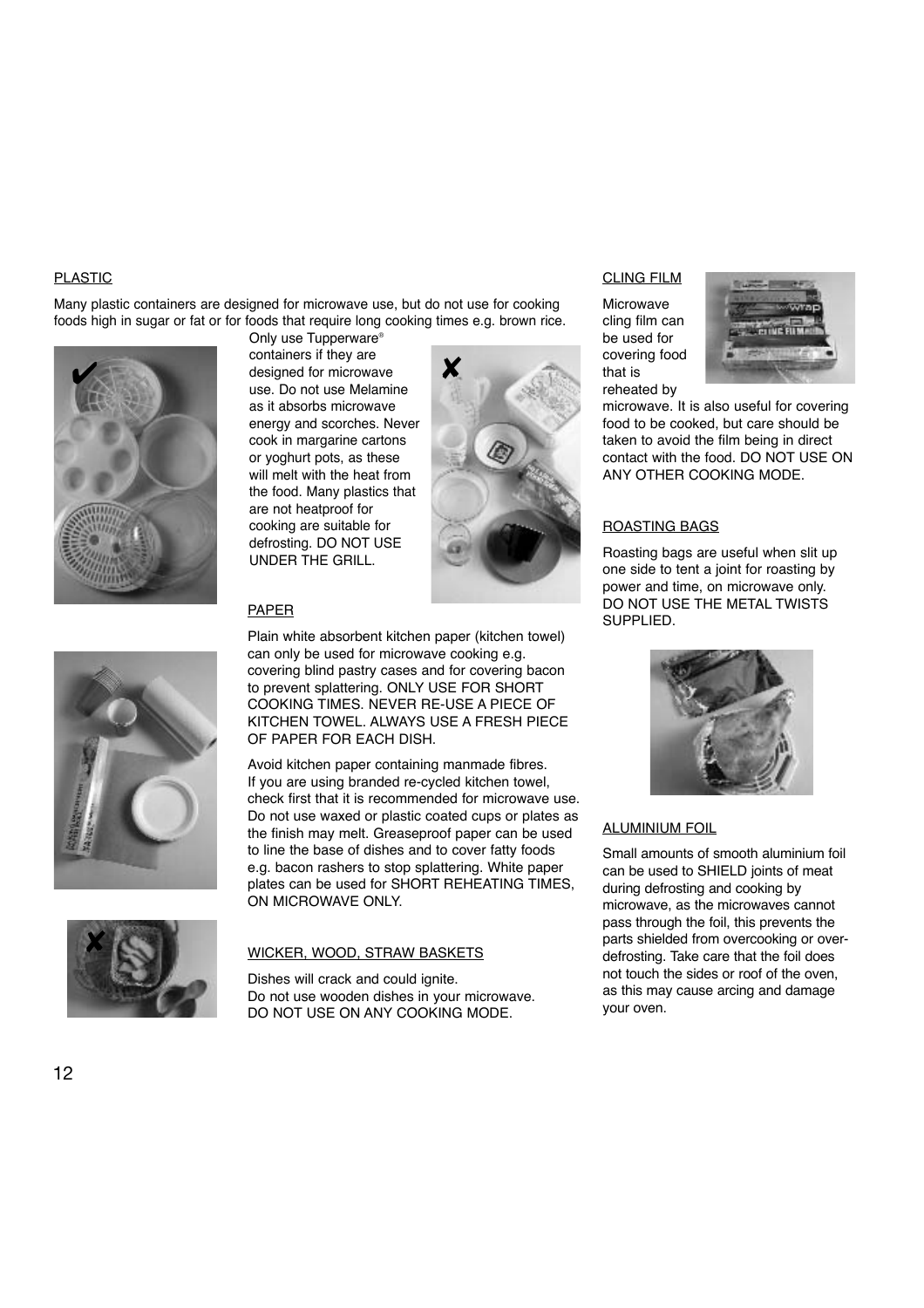## PLASTIC

Many plastic containers are designed for microwave use, but do not use for cooking foods high in sugar or fat or for foods that require long cooking times e.g. brown rice. Only use Tupperware® containers if they are designed for microwave use. Do not use Melamine as it absorbs microwave energy and scorches. Never cook in margarine cartons or yoghurt pots, as these will melt with the heat from the food. Many plastics that are not heatproof for cooking are suitable for defrosting. DO NOT USE UNDER THE GRILL.

## PAPER

Plain white absorbent kitchen paper (kitchen towel) can only be used for microwave cooking e.g. covering blind pastry cases and for covering bacon to prevent splattering. ONLY USE FOR SHORT COOKING TIMES. NEVER RE-USE A PIECE OF KITCHEN TOWEL. ALWAYS USE A FRESH PIECE OF PAPER FOR EACH DISH.

Avoid kitchen paper containing manmade fibres. If you are using branded re-cycled kitchen towel, check first that it is recommended for microwave use. Do not use waxed or plastic coated cups or plates as the finish may melt. Greaseproof paper can be used to line the base of dishes and to cover fatty foods e.g. bacon rashers to stop splattering. White paper plates can be used for SHORT REHEATING TIMES, ON MICROWAVE ONLY.

## WICKER, WOOD, STRAW BASKETS

Dishes will crack and could ignite.
Do not use wooden dishes in your microwave.
DO NOT USE ON ANY COOKING MODE.

## CLING FILM

Microwave cling film can be used for covering food that is reheated by microwave. It is also useful for covering food to be cooked, but care should be taken to avoid the film being in direct contact with the food. DO NOT USE ON ANY OTHER COOKING MODE.

## ROASTING BAGS

Roasting bags are useful when slit up one side to tent a joint for roasting by power and time, on microwave only. DO NOT USE THE METAL TWISTS SUPPLIED.

## ALUMINIUM FOIL

Small amounts of smooth aluminium foil can be used to SHIELD joints of meat during defrosting and cooking by microwave, as the microwaves cannot pass through the foil, this prevents the parts shielded from overcooking or over-defrosting. Take care that the foil does not touch the sides or roof of the oven, as this may cause arcing and damage your oven.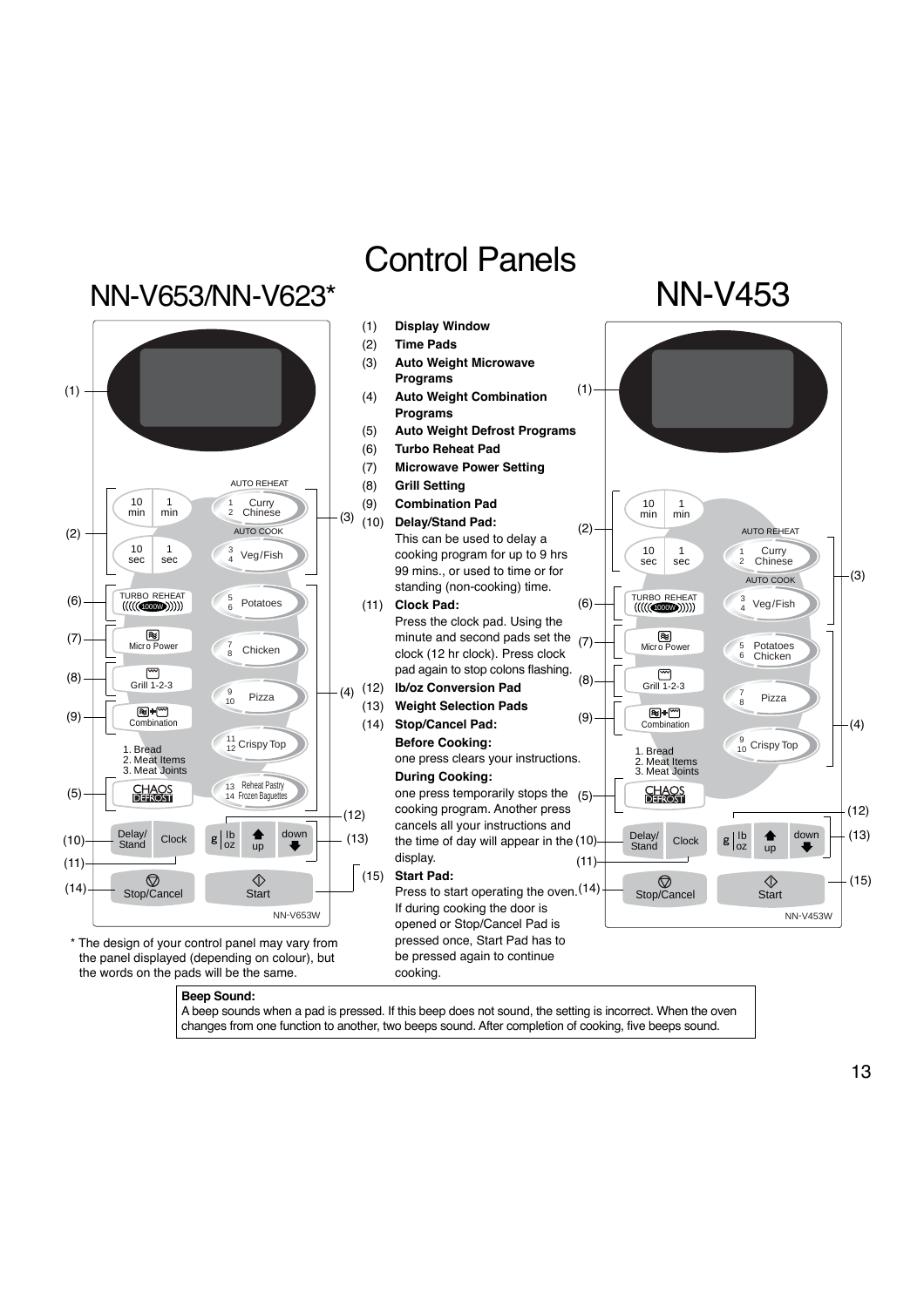# Control Panels

## NN-V653/NN-V623*

(1) Display Window
(2) 10 min | 1 min | 10 sec | 1 sec
(3) AUTO REHEAT 1 2 Curry Chinese; AUTO COOK 3 4 Veg/Fish
(4) 5 6 Potatoes; 7 8 Chicken; 9 10 Pizza; 11 12 Crispy Top; 13 14 Reheat Pastry Frozen Baguettes
(5) CHAOS DEFROST — 1. Bread 2. Meat Items 3. Meat Joints
(6) TURBO REHEAT 1000W
(7) Micro Power
(8) Grill 1-2-3
(9) Combination
(10) Delay/Stand
(11) Clock
(12) g | lb oz
(13) up | down
(14) Stop/Cancel
(15) Start

NN-V653W

\* The design of your control panel may vary from the panel displayed (depending on colour), but the words on the pads will be the same.

(1) **Display Window**
(2) **Time Pads**
(3) **Auto Weight Microwave Programs**
(4) **Auto Weight Combination Programs**
(5) **Auto Weight Defrost Programs**
(6) **Turbo Reheat Pad**
(7) **Microwave Power Setting**
(8) **Grill Setting**
(9) **Combination Pad**
(10) **Delay/Stand Pad:**
This can be used to delay a cooking program for up to 9 hrs 99 mins., or used to time or for standing (non-cooking) time.
(11) **Clock Pad:**
Press the clock pad. Using the minute and second pads set the clock (12 hr clock). Press clock pad again to stop colons flashing.
(12) **lb/oz Conversion Pad**
(13) **Weight Selection Pads**
(14) **Stop/Cancel Pad:**
**Before Cooking:**
one press clears your instructions.
**During Cooking:**
one press temporarily stops the cooking program. Another press cancels all your instructions and the time of day will appear in the display.
(15) **Start Pad:**
Press to start operating the oven. If during cooking the door is opened or Stop/Cancel Pad is pressed once, Start Pad has to be pressed again to continue cooking.

## NN-V453

(1) Display Window
(2) 10 min | 1 min | 10 sec | 1 sec
(3) AUTO REHEAT 1 2 Curry Chinese; AUTO COOK 3 4 Veg/Fish
(4) 5 6 Potatoes Chicken; 7 8 Pizza; 9 10 Crispy Top
(5) CHAOS DEFROST — 1. Bread 2. Meat Items 3. Meat Joints
(6) TURBO REHEAT 1000W
(7) Micro Power
(8) Grill 1-2-3
(9) Combination
(10) Delay/Stand
(11) Clock
(12) g | lb oz
(13) up | down
(14) Stop/Cancel
(15) Start

NN-V453W

**Beep Sound:**
A beep sounds when a pad is pressed. If this beep does not sound, the setting is incorrect. When the oven changes from one function to another, two beeps sound. After completion of cooking, five beeps sound.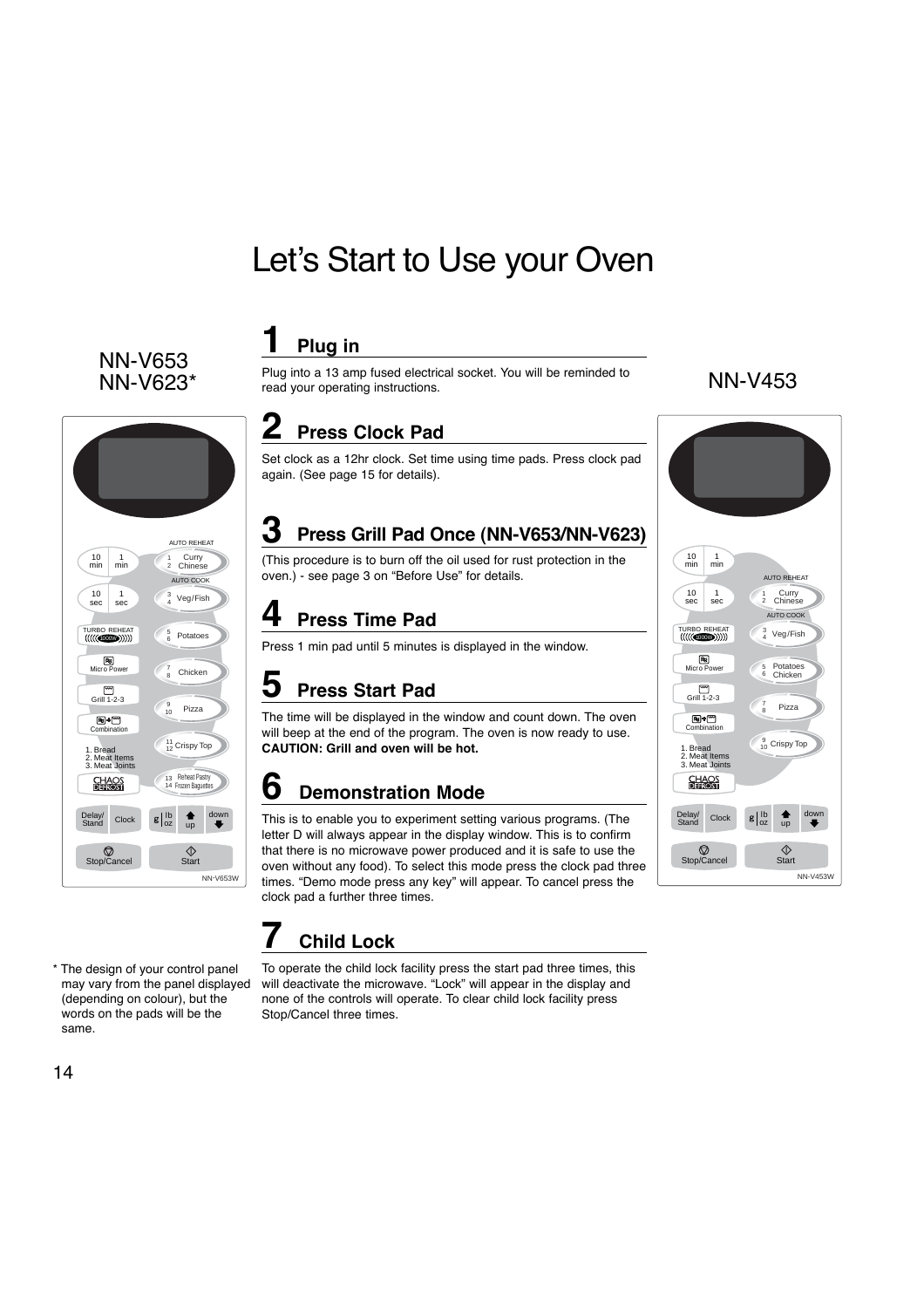# Let's Start to Use your Oven

NN-V653
NN-V623*

NN-V453

## 1 Plug in

Plug into a 13 amp fused electrical socket. You will be reminded to read your operating instructions.

## 2 Press Clock Pad

Set clock as a 12hr clock. Set time using time pads. Press clock pad again. (See page 15 for details).

## 3 Press Grill Pad Once (NN-V653/NN-V623)

(This procedure is to burn off the oil used for rust protection in the oven.) - see page 3 on "Before Use" for details.

## 4 Press Time Pad

Press 1 min pad until 5 minutes is displayed in the window.

## 5 Press Start Pad

The time will be displayed in the window and count down. The oven will beep at the end of the program. The oven is now ready to use. **CAUTION: Grill and oven will be hot.**

## 6 Demonstration Mode

This is to enable you to experiment setting various programs. (The letter D will always appear in the display window. This is to confirm that there is no microwave power produced and it is safe to use the oven without any food). To select this mode press the clock pad three times. "Demo mode press any key" will appear. To cancel press the clock pad a further three times.

## 7 Child Lock

To operate the child lock facility press the start pad three times, this will deactivate the microwave. "Lock" will appear in the display and none of the controls will operate. To clear child lock facility press Stop/Cancel three times.

\* The design of your control panel may vary from the panel displayed (depending on colour), but the words on the pads will be the same.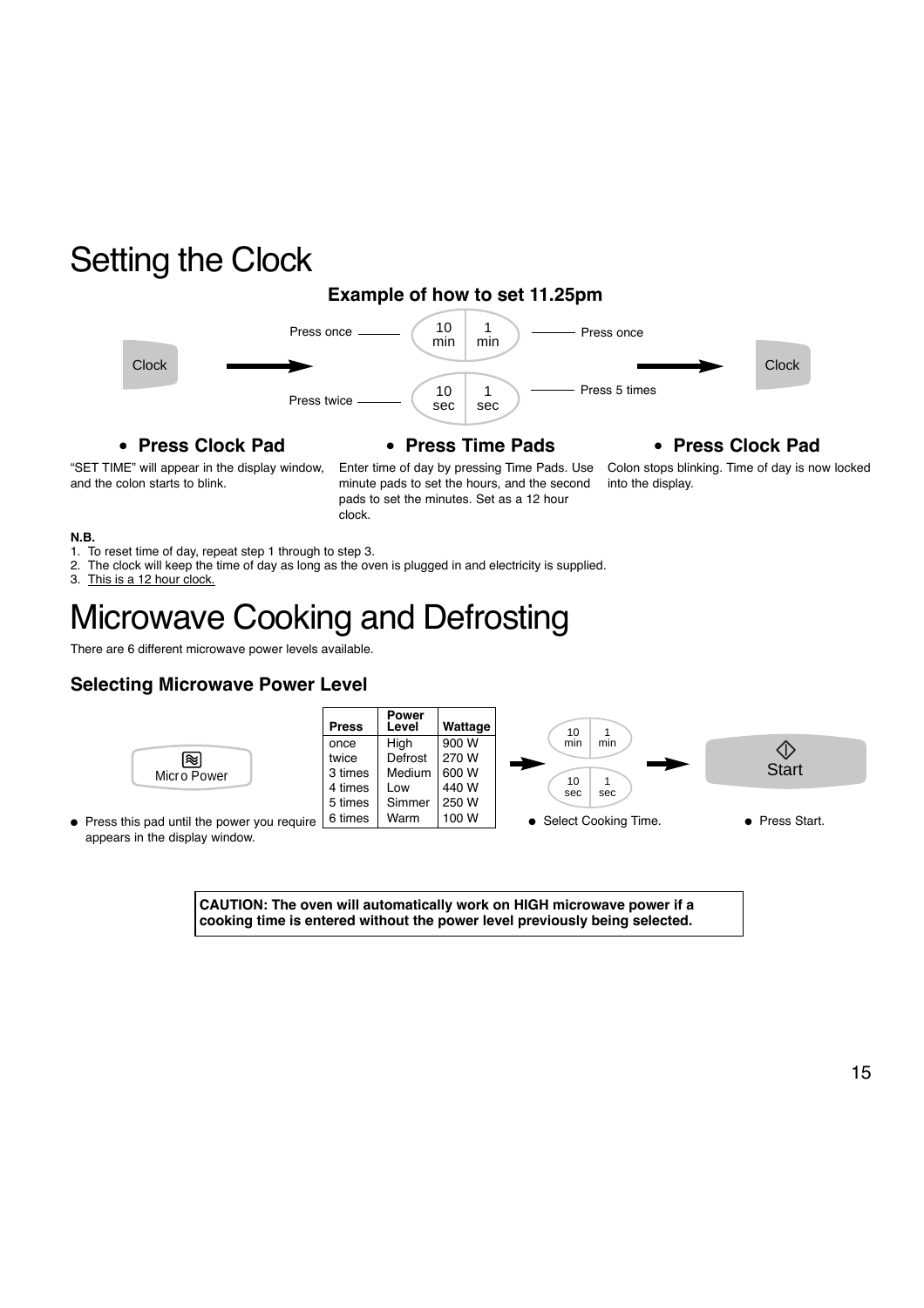# Setting the Clock

### Example of how to set 11.25pm

Clock → 10 min: Press once; 1 min: Press once; 10 sec: Press twice; 1 sec: Press 5 times → Clock

- **Press Clock Pad**

"SET TIME" will appear in the display window, and the colon starts to blink.

- **Press Time Pads**

Enter time of day by pressing Time Pads. Use minute pads to set the hours, and the second pads to set the minutes. Set as a 12 hour clock.

- **Press Clock Pad**

Colon stops blinking. Time of day is now locked into the display.

**N.B.**

1. To reset time of day, repeat step 1 through to step 3.
2. The clock will keep the time of day as long as the oven is plugged in and electricity is supplied.
3. This is a 12 hour clock.

# Microwave Cooking and Defrosting

There are 6 different microwave power levels available.

### Selecting Microwave Power Level

Micro Power

- Press this pad until the power you require appears in the display window.

| Press | Power Level | Wattage |
|---|---|---|
| once | High | 900 W |
| twice | Defrost | 270 W |
| 3 times | Medium | 600 W |
| 4 times | Low | 440 W |
| 5 times | Simmer | 250 W |
| 6 times | Warm | 100 W |

10 min / 1 min / 10 sec / 1 sec

- Select Cooking Time.

Start

- Press Start.

**CAUTION: The oven will automatically work on HIGH microwave power if a cooking time is entered without the power level previously being selected.**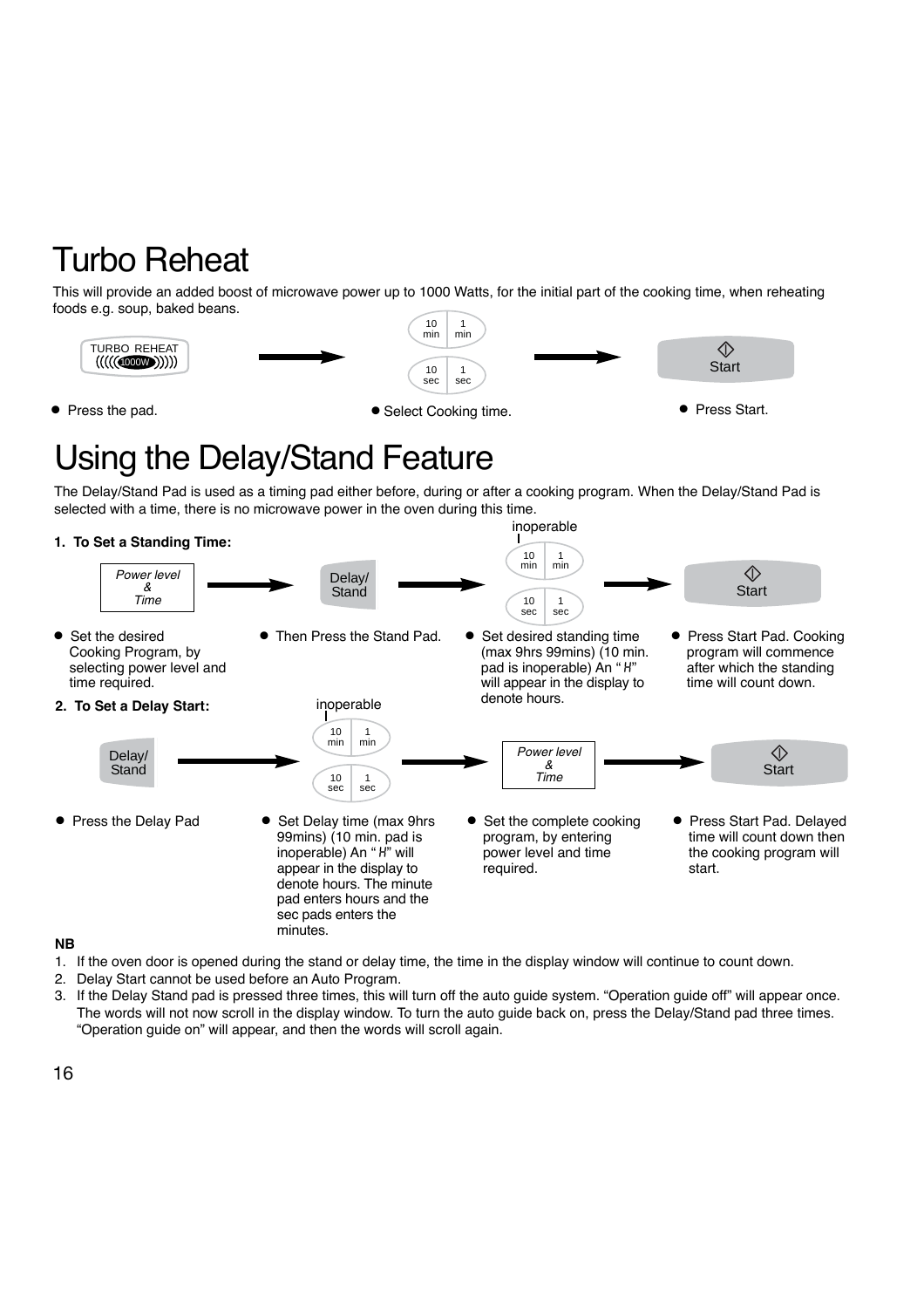# Turbo Reheat

This will provide an added boost of microwave power up to 1000 Watts, for the initial part of the cooking time, when reheating foods e.g. soup, baked beans.

TURBO REHEAT (((((1000W))))) → 10 min | 1 min | 10 sec | 1 sec → Start

- Press the pad.
- Select Cooking time.
- Press Start.

# Using the Delay/Stand Feature

The Delay/Stand Pad is used as a timing pad either before, during or after a cooking program. When the Delay/Stand Pad is selected with a time, there is no microwave power in the oven during this time.

**1. To Set a Standing Time:**

*Power level & Time* → Delay/Stand → 10 min (inoperable) | 1 min | 10 sec | 1 sec → Start

- Set the desired Cooking Program, by selecting power level and time required.
- Then Press the Stand Pad.
- Set desired standing time (max 9hrs 99mins) (10 min. pad is inoperable) An "H" will appear in the display to denote hours.
- Press Start Pad. Cooking program will commence after which the standing time will count down.

**2. To Set a Delay Start:**

Delay/Stand → 10 min (inoperable) | 1 min | 10 sec | 1 sec → *Power level & Time* → Start

- Press the Delay Pad
- Set Delay time (max 9hrs 99mins) (10 min. pad is inoperable) An "H" will appear in the display to denote hours. The minute pad enters hours and the sec pads enters the minutes.
- Set the complete cooking program, by entering power level and time required.
- Press Start Pad. Delayed time will count down then the cooking program will start.

**NB**

1. If the oven door is opened during the stand or delay time, the time in the display window will continue to count down.
2. Delay Start cannot be used before an Auto Program.
3. If the Delay Stand pad is pressed three times, this will turn off the auto guide system. "Operation guide off" will appear once. The words will not now scroll in the display window. To turn the auto guide back on, press the Delay/Stand pad three times. "Operation guide on" will appear, and then the words will scroll again.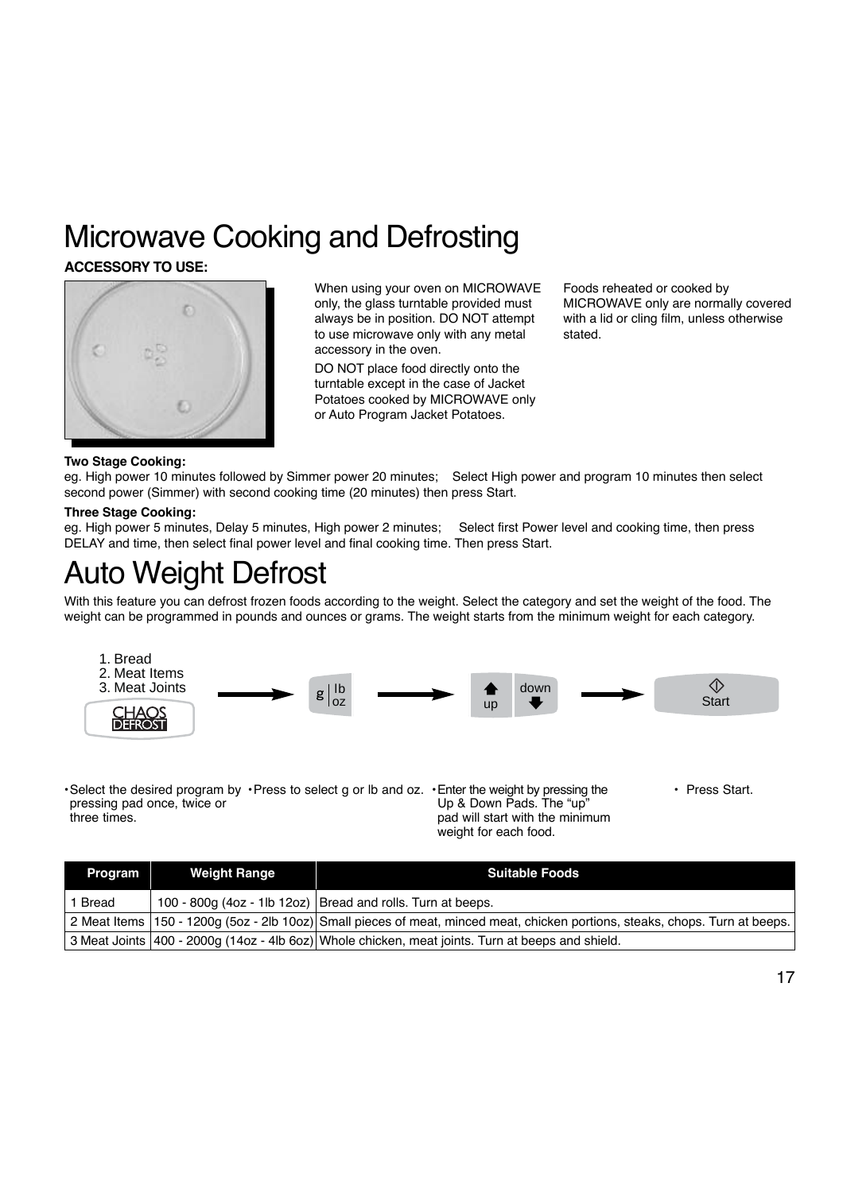# Microwave Cooking and Defrosting

**ACCESSORY TO USE:**

When using your oven on MICROWAVE only, the glass turntable provided must always be in position. DO NOT attempt to use microwave only with any metal accessory in the oven.

DO NOT place food directly onto the turntable except in the case of Jacket Potatoes cooked by MICROWAVE only or Auto Program Jacket Potatoes.

Foods reheated or cooked by MICROWAVE only are normally covered with a lid or cling film, unless otherwise stated.

**Two Stage Cooking:**

eg. High power 10 minutes followed by Simmer power 20 minutes; Select High power and program 10 minutes then select second power (Simmer) with second cooking time (20 minutes) then press Start.

**Three Stage Cooking:**

eg. High power 5 minutes, Delay 5 minutes, High power 2 minutes; Select first Power level and cooking time, then press DELAY and time, then select final power level and final cooking time. Then press Start.

# Auto Weight Defrost

With this feature you can defrost frozen foods according to the weight. Select the category and set the weight of the food. The weight can be programmed in pounds and ounces or grams. The weight starts from the minimum weight for each category.

1. Bread
2. Meat Items
3. Meat Joints

CHAOS DEFROST → g | lb oz → up / down → Start

- Select the desired program by pressing pad once, twice or three times.
- Press to select g or lb and oz.
- Enter the weight by pressing the Up & Down Pads. The "up" pad will start with the minimum weight for each food.
- Press Start.

| Program | Weight Range | Suitable Foods |
|---|---|---|
| 1 Bread | 100 - 800g (4oz - 1lb 12oz) | Bread and rolls. Turn at beeps. |
| 2 Meat Items | 150 - 1200g (5oz - 2lb 10oz) | Small pieces of meat, minced meat, chicken portions, steaks, chops. Turn at beeps. |
| 3 Meat Joints | 400 - 2000g (14oz - 4lb 6oz) | Whole chicken, meat joints. Turn at beeps and shield. |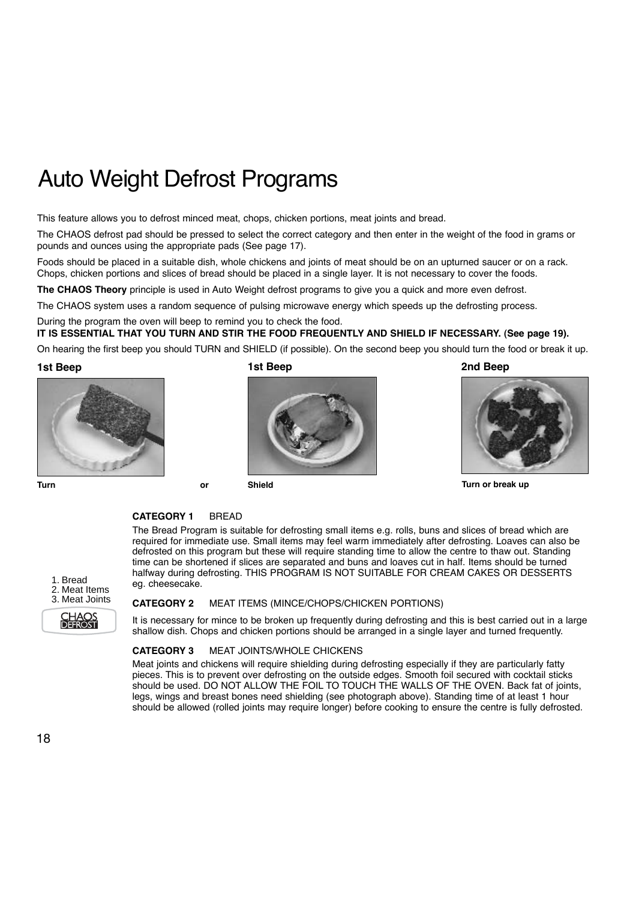# Auto Weight Defrost Programs

This feature allows you to defrost minced meat, chops, chicken portions, meat joints and bread.

The CHAOS defrost pad should be pressed to select the correct category and then enter in the weight of the food in grams or pounds and ounces using the appropriate pads (See page 17).

Foods should be placed in a suitable dish, whole chickens and joints of meat should be on an upturned saucer or on a rack. Chops, chicken portions and slices of bread should be placed in a single layer. It is not necessary to cover the foods.

**The CHAOS Theory** principle is used in Auto Weight defrost programs to give you a quick and more even defrost.

The CHAOS system uses a random sequence of pulsing microwave energy which speeds up the defrosting process.

During the program the oven will beep to remind you to check the food.

**IT IS ESSENTIAL THAT YOU TURN AND STIR THE FOOD FREQUENTLY AND SHIELD IF NECESSARY. (See page 19).**

On hearing the first beep you should TURN and SHIELD (if possible). On the second beep you should turn the food or break it up.

**1st Beep**

**Turn**

or

**1st Beep**

**Shield**

**2nd Beep**

**Turn or break up**

1. Bread
2. Meat Items
3. Meat Joints

CHAOS DEFROST

**CATEGORY 1** BREAD

The Bread Program is suitable for defrosting small items e.g. rolls, buns and slices of bread which are required for immediate use. Small items may feel warm immediately after defrosting. Loaves can also be defrosted on this program but these will require standing time to allow the centre to thaw out. Standing time can be shortened if slices are separated and buns and loaves cut in half. Items should be turned halfway during defrosting. THIS PROGRAM IS NOT SUITABLE FOR CREAM CAKES OR DESSERTS eg. cheesecake.

**CATEGORY 2** MEAT ITEMS (MINCE/CHOPS/CHICKEN PORTIONS)

It is necessary for mince to be broken up frequently during defrosting and this is best carried out in a large shallow dish. Chops and chicken portions should be arranged in a single layer and turned frequently.

**CATEGORY 3** MEAT JOINTS/WHOLE CHICKENS

Meat joints and chickens will require shielding during defrosting especially if they are particularly fatty pieces. This is to prevent over defrosting on the outside edges. Smooth foil secured with cocktail sticks should be used. DO NOT ALLOW THE FOIL TO TOUCH THE WALLS OF THE OVEN. Back fat of joints, legs, wings and breast bones need shielding (see photograph above). Standing time of at least 1 hour should be allowed (rolled joints may require longer) before cooking to ensure the centre is fully defrosted.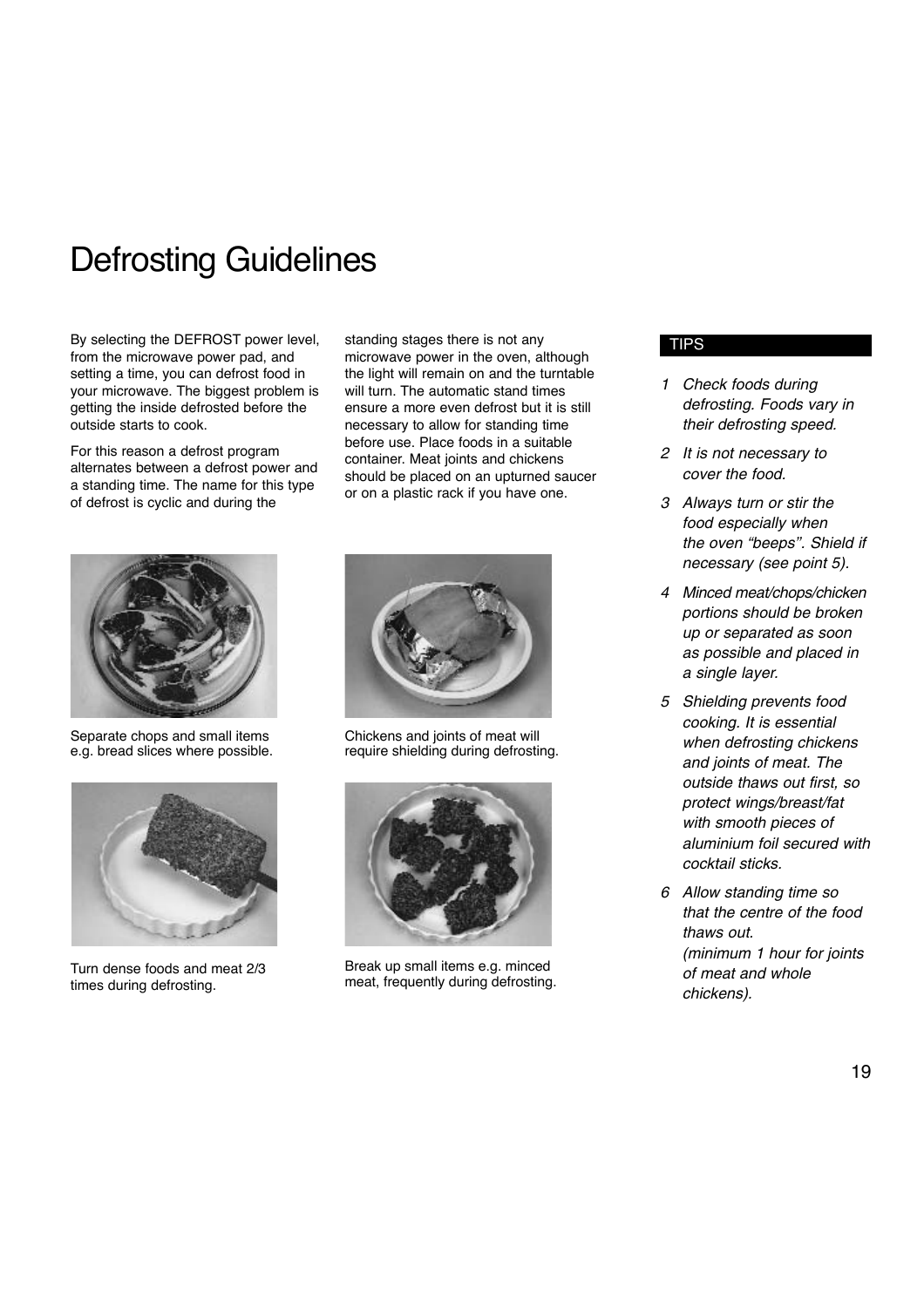# Defrosting Guidelines

By selecting the DEFROST power level, from the microwave power pad, and setting a time, you can defrost food in your microwave. The biggest problem is getting the inside defrosted before the outside starts to cook.

For this reason a defrost program alternates between a defrost power and a standing time. The name for this type of defrost is cyclic and during the standing stages there is not any microwave power in the oven, although the light will remain on and the turntable will turn. The automatic stand times ensure a more even defrost but it is still necessary to allow for standing time before use. Place foods in a suitable container. Meat joints and chickens should be placed on an upturned saucer or on a plastic rack if you have one.

Separate chops and small items e.g. bread slices where possible.

Chickens and joints of meat will require shielding during defrosting.

Turn dense foods and meat 2/3 times during defrosting.

Break up small items e.g. minced meat, frequently during defrosting.

## TIPS

1. *Check foods during defrosting. Foods vary in their defrosting speed.*
2. *It is not necessary to cover the food.*
3. *Always turn or stir the food especially when the oven "beeps". Shield if necessary (see point 5).*
4. *Minced meat/chops/chicken portions should be broken up or separated as soon as possible and placed in a single layer.*
5. *Shielding prevents food cooking. It is essential when defrosting chickens and joints of meat. The outside thaws out first, so protect wings/breast/fat with smooth pieces of aluminium foil secured with cocktail sticks.*
6. *Allow standing time so that the centre of the food thaws out. (minimum 1 hour for joints of meat and whole chickens).*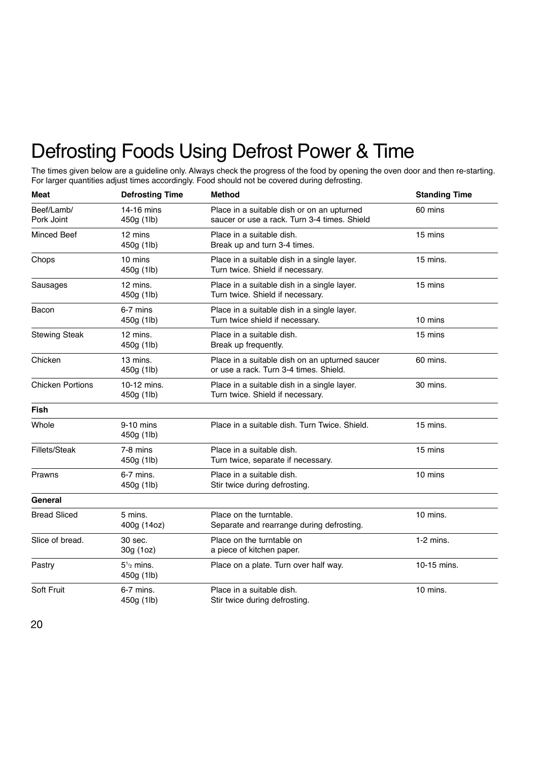# Defrosting Foods Using Defrost Power & Time

The times given below are a guideline only. Always check the progress of the food by opening the oven door and then re-starting. For larger quantities adjust times accordingly. Food should not be covered during defrosting.

| Meat | Defrosting Time | Method | Standing Time |
|---|---|---|---|
| Beef/Lamb/ Pork Joint | 14-16 mins 450g (1lb) | Place in a suitable dish or on an upturned saucer or use a rack. Turn 3-4 times. Shield | 60 mins |
| Minced Beef | 12 mins 450g (1lb) | Place in a suitable dish. Break up and turn 3-4 times. | 15 mins |
| Chops | 10 mins 450g (1lb) | Place in a suitable dish in a single layer. Turn twice. Shield if necessary. | 15 mins. |
| Sausages | 12 mins. 450g (1lb) | Place in a suitable dish in a single layer. Turn twice. Shield if necessary. | 15 mins |
| Bacon | 6-7 mins 450g (1lb) | Place in a suitable dish in a single layer. Turn twice shield if necessary. | 10 mins |
| Stewing Steak | 12 mins. 450g (1lb) | Place in a suitable dish. Break up frequently. | 15 mins |
| Chicken | 13 mins. 450g (1lb) | Place in a suitable dish on an upturned saucer or use a rack. Turn 3-4 times. Shield. | 60 mins. |
| Chicken Portions | 10-12 mins. 450g (1lb) | Place in a suitable dish in a single layer. Turn twice. Shield if necessary. | 30 mins. |
| **Fish** | | | |
| Whole | 9-10 mins 450g (1lb) | Place in a suitable dish. Turn Twice. Shield. | 15 mins. |
| Fillets/Steak | 7-8 mins 450g (1lb) | Place in a suitable dish. Turn twice, separate if necessary. | 15 mins |
| Prawns | 6-7 mins. 450g (1lb) | Place in a suitable dish. Stir twice during defrosting. | 10 mins |
| **General** | | | |
| Bread Sliced | 5 mins. 400g (14oz) | Place on the turntable. Separate and rearrange during defrosting. | 10 mins. |
| Slice of bread. | 30 sec. 30g (1oz) | Place on the turntable on a piece of kitchen paper. | 1-2 mins. |
| Pastry | 5½ mins. 450g (1lb) | Place on a plate. Turn over half way. | 10-15 mins. |
| Soft Fruit | 6-7 mins. 450g (1lb) | Place in a suitable dish. Stir twice during defrosting. | 10 mins. |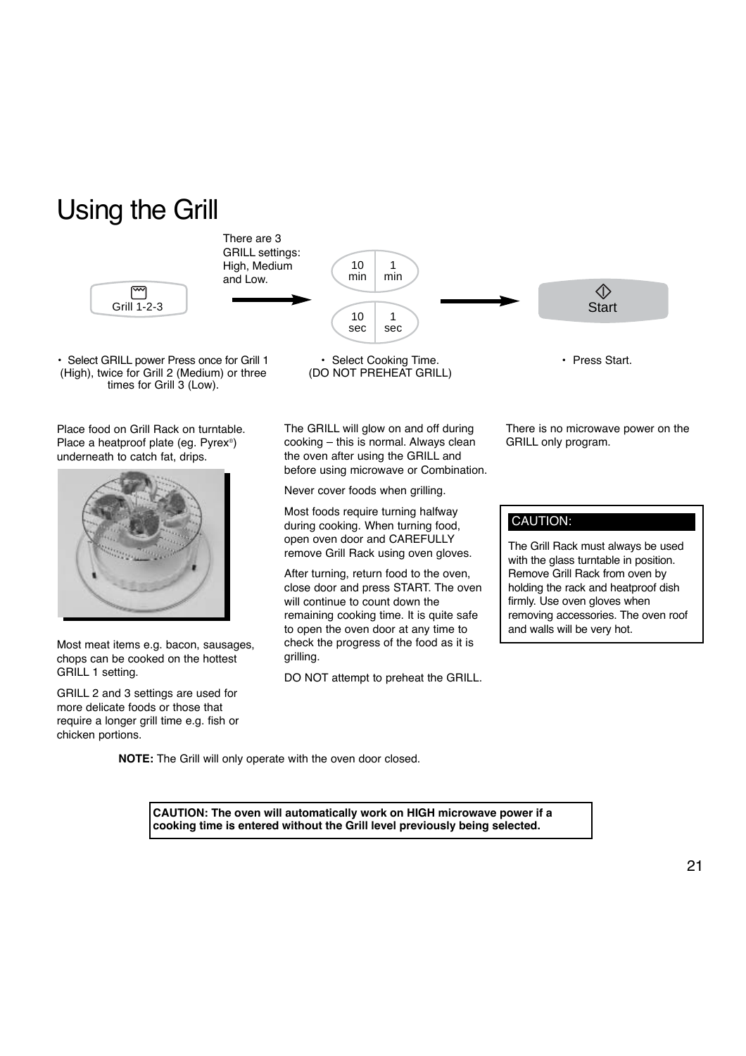# Using the Grill

There are 3 GRILL settings: High, Medium and Low.

Grill 1-2-3

10 min | 1 min

10 sec | 1 sec

Start

- Select GRILL power Press once for Grill 1 (High), twice for Grill 2 (Medium) or three times for Grill 3 (Low).
- Select Cooking Time. (DO NOT PREHEAT GRILL)
- Press Start.

Place food on Grill Rack on turntable. Place a heatproof plate (eg. Pyrex®) underneath to catch fat, drips.

Most meat items e.g. bacon, sausages, chops can be cooked on the hottest GRILL 1 setting.

GRILL 2 and 3 settings are used for more delicate foods or those that require a longer grill time e.g. fish or chicken portions.

The GRILL will glow on and off during cooking – this is normal. Always clean the oven after using the GRILL and before using microwave or Combination.

Never cover foods when grilling.

Most foods require turning halfway during cooking. When turning food, open oven door and CAREFULLY remove Grill Rack using oven gloves.

After turning, return food to the oven, close door and press START. The oven will continue to count down the remaining cooking time. It is quite safe to open the oven door at any time to check the progress of the food as it is grilling.

DO NOT attempt to preheat the GRILL.

There is no microwave power on the GRILL only program.

**CAUTION:**

The Grill Rack must always be used with the glass turntable in position. Remove Grill Rack from oven by holding the rack and heatproof dish firmly. Use oven gloves when removing accessories. The oven roof and walls will be very hot.

**NOTE:** The Grill will only operate with the oven door closed.

**CAUTION: The oven will automatically work on HIGH microwave power if a cooking time is entered without the Grill level previously being selected.**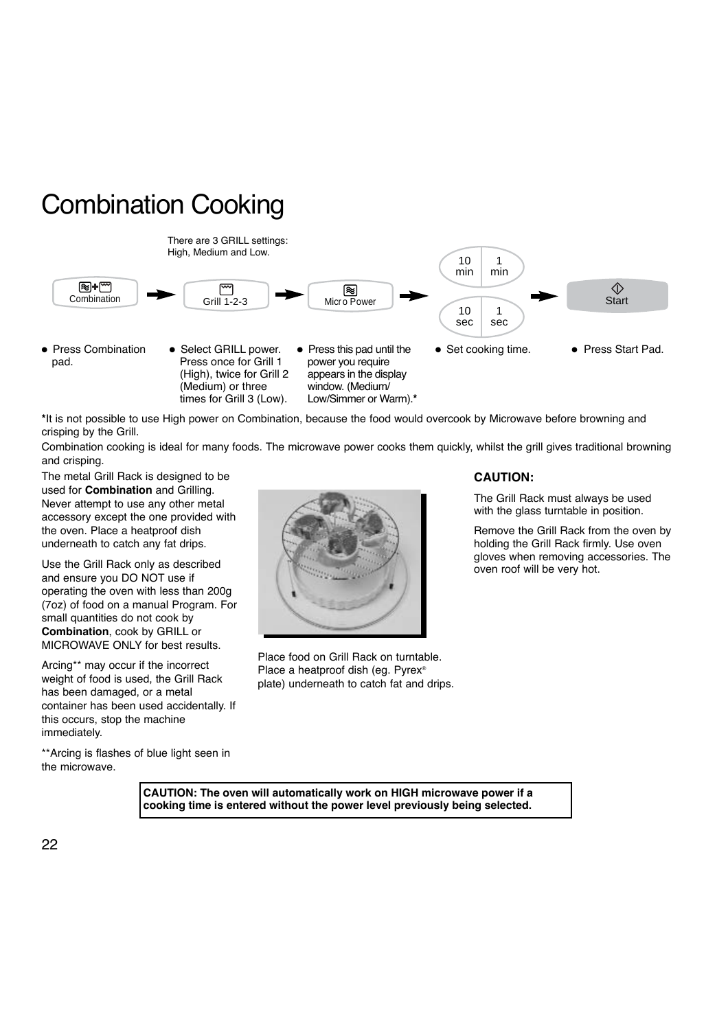# Combination Cooking

There are 3 GRILL settings: High, Medium and Low.

Combination → Grill 1-2-3 → Micro Power → 10 min | 1 min | 10 sec | 1 sec → Start

- Press Combination pad.
- Select GRILL power. Press once for Grill 1 (High), twice for Grill 2 (Medium) or three times for Grill 3 (Low).
- Press this pad until the power you require appears in the display window. (Medium/ Low/Simmer or Warm).*
- Set cooking time.
- Press Start Pad.

***It is not possible to use High power on Combination, because the food would overcook by Microwave before browning and crisping by the Grill.**

Combination cooking is ideal for many foods. The microwave power cooks them quickly, whilst the grill gives traditional browning and crisping.

The metal Grill Rack is designed to be used for **Combination** and Grilling. Never attempt to use any other metal accessory except the one provided with the oven. Place a heatproof dish underneath to catch any fat drips.

Use the Grill Rack only as described and ensure you DO NOT use if operating the oven with less than 200g (7oz) of food on a manual Program. For small quantities do not cook by **Combination**, cook by GRILL or MICROWAVE ONLY for best results.

Arcing** may occur if the incorrect weight of food is used, the Grill Rack has been damaged, or a metal container has been used accidentally. If this occurs, stop the machine immediately.

**Arcing is flashes of blue light seen in the microwave.

Place food on Grill Rack on turntable. Place a heatproof dish (eg. Pyrex® plate) underneath to catch fat and drips.

**CAUTION:**

The Grill Rack must always be used with the glass turntable in position.

Remove the Grill Rack from the oven by holding the Grill Rack firmly. Use oven gloves when removing accessories. The oven roof will be very hot.

**CAUTION: The oven will automatically work on HIGH microwave power if a cooking time is entered without the power level previously being selected.**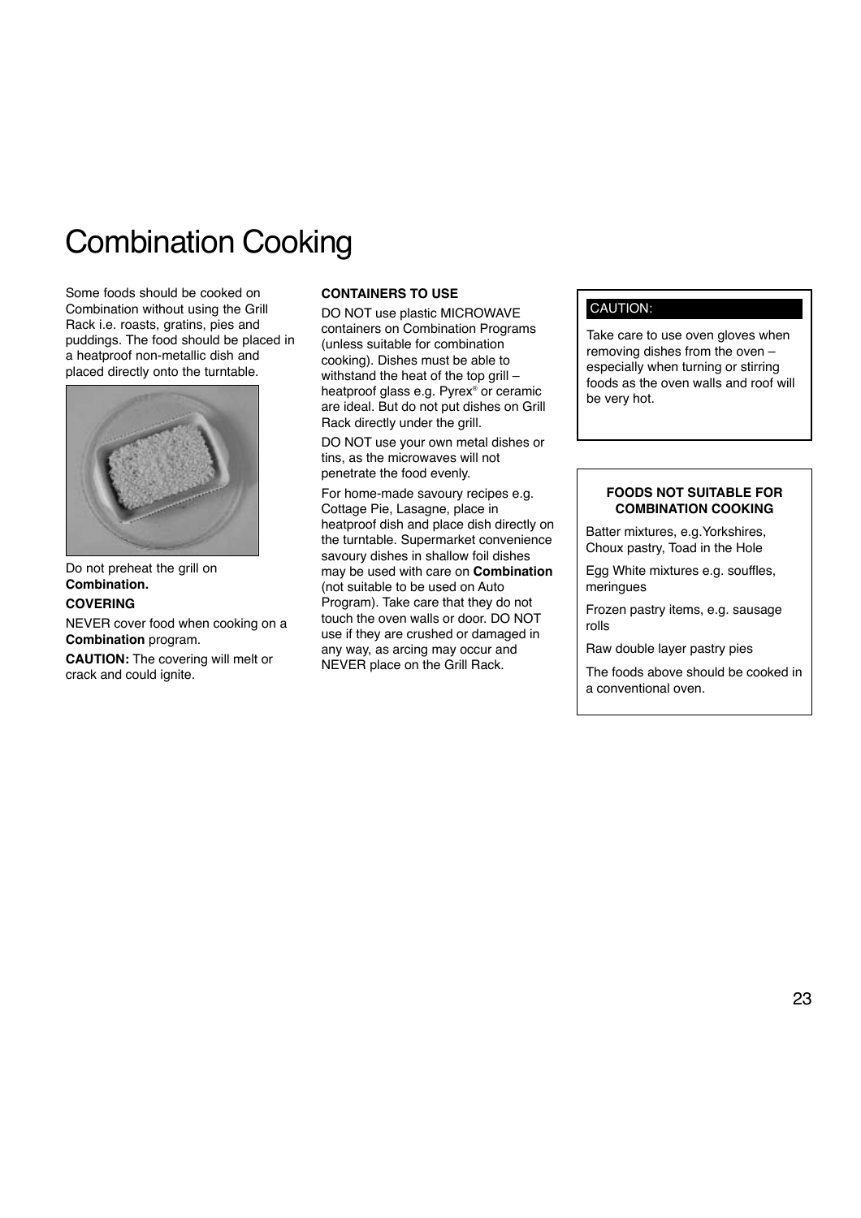# Combination Cooking

Some foods should be cooked on Combination without using the Grill Rack i.e. roasts, gratins, pies and puddings. The food should be placed in a heatproof non-metallic dish and placed directly onto the turntable.

Do not preheat the grill on **Combination.**

**COVERING**

NEVER cover food when cooking on a **Combination** program.

**CAUTION:** The covering will melt or crack and could ignite.

**CONTAINERS TO USE**

DO NOT use plastic MICROWAVE containers on Combination Programs (unless suitable for combination cooking). Dishes must be able to withstand the heat of the top grill – heatproof glass e.g. Pyrex® or ceramic are ideal. But do not put dishes on Grill Rack directly under the grill.

DO NOT use your own metal dishes or tins, as the microwaves will not penetrate the food evenly.

For home-made savoury recipes e.g. Cottage Pie, Lasagne, place in heatproof dish and place dish directly on the turntable. Supermarket convenience savoury dishes in shallow foil dishes may be used with care on **Combination** (not suitable to be used on Auto Program). Take care that they do not touch the oven walls or door. DO NOT use if they are crushed or damaged in any way, as arcing may occur and NEVER place on the Grill Rack.

**CAUTION:**

Take care to use oven gloves when removing dishes from the oven – especially when turning or stirring foods as the oven walls and roof will be very hot.

**FOODS NOT SUITABLE FOR COMBINATION COOKING**

Batter mixtures, e.g.Yorkshires, Choux pastry, Toad in the Hole

Egg White mixtures e.g. souffles, meringues

Frozen pastry items, e.g. sausage rolls

Raw double layer pastry pies

The foods above should be cooked in a conventional oven.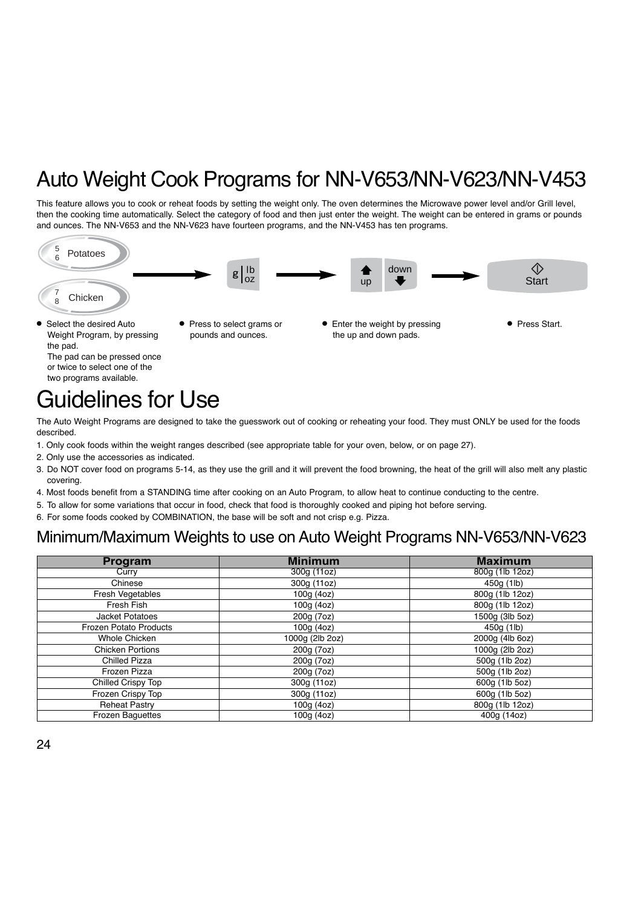# Auto Weight Cook Programs for NN-V653/NN-V623/NN-V453

This feature allows you to cook or reheat foods by setting the weight only. The oven determines the Microwave power level and/or Grill level, then the cooking time automatically. Select the category of food and then just enter the weight. The weight can be entered in grams or pounds and ounces. The NN-V653 and the NN-V623 have fourteen programs, and the NN-V453 has ten programs.

5/6 Potatoes → g | lb/oz → up / down → Start

7/8 Chicken

- Select the desired Auto Weight Program, by pressing the pad. The pad can be pressed once or twice to select one of the two programs available.
- Press to select grams or pounds and ounces.
- Enter the weight by pressing the up and down pads.
- Press Start.

# Guidelines for Use

The Auto Weight Programs are designed to take the guesswork out of cooking or reheating your food. They must ONLY be used for the foods described.

1. Only cook foods within the weight ranges described (see appropriate table for your oven, below, or on page 27).
2. Only use the accessories as indicated.
3. Do NOT cover food on programs 5-14, as they use the grill and it will prevent the food browning, the heat of the grill will also melt any plastic covering.
4. Most foods benefit from a STANDING time after cooking on an Auto Program, to allow heat to continue conducting to the centre.
5. To allow for some variations that occur in food, check that food is thoroughly cooked and piping hot before serving.
6. For some foods cooked by COMBINATION, the base will be soft and not crisp e.g. Pizza.

## Minimum/Maximum Weights to use on Auto Weight Programs NN-V653/NN-V623

| Program | Minimum | Maximum |
|---|---|---|
| Curry | 300g (11oz) | 800g (1lb 12oz) |
| Chinese | 300g (11oz) | 450g (1lb) |
| Fresh Vegetables | 100g (4oz) | 800g (1lb 12oz) |
| Fresh Fish | 100g (4oz) | 800g (1lb 12oz) |
| Jacket Potatoes | 200g (7oz) | 1500g (3lb 5oz) |
| Frozen Potato Products | 100g (4oz) | 450g (1lb) |
| Whole Chicken | 1000g (2lb 2oz) | 2000g (4lb 6oz) |
| Chicken Portions | 200g (7oz) | 1000g (2lb 2oz) |
| Chilled Pizza | 200g (7oz) | 500g (1lb 2oz) |
| Frozen Pizza | 200g (7oz) | 500g (1lb 2oz) |
| Chilled Crispy Top | 300g (11oz) | 600g (1lb 5oz) |
| Frozen Crispy Top | 300g (11oz) | 600g (1lb 5oz) |
| Reheat Pastry | 100g (4oz) | 800g (1lb 12oz) |
| Frozen Baguettes | 100g (4oz) | 400g (14oz) |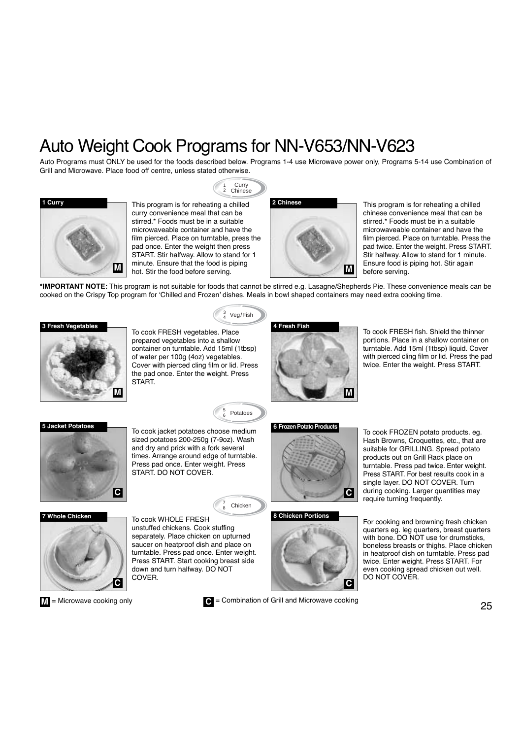# Auto Weight Cook Programs for NN-V653/NN-V623

Auto Programs must ONLY be used for the foods described below. Programs 1-4 use Microwave power only, Programs 5-14 use Combination of Grill and Microwave. Place food off centre, unless stated otherwise.

1 Curry
2 Chinese

### 1 Curry

This program is for reheating a chilled curry convenience meal that can be stirred.* Foods must be in a suitable microwaveable container and have the film pierced. Place on turntable, press the pad once. Enter the weight then press START. Stir halfway. Allow to stand for 1 minute. Ensure that the food is piping hot. Stir the food before serving.

M

### 2 Chinese

This program is for reheating a chilled chinese convenience meal that can be stirred.* Foods must be in a suitable microwaveable container and have the film pierced. Place on turntable. Press the pad twice. Enter the weight. Press START. Stir halfway. Allow to stand for 1 minute. Ensure food is piping hot. Stir again before serving.

M

**\*IMPORTANT NOTE:** This program is not suitable for foods that cannot be stirred e.g. Lasagne/Shepherds Pie. These convenience meals can be cooked on the Crispy Top program for 'Chilled and Frozen' dishes. Meals in bowl shaped containers may need extra cooking time.

3
4 Veg/Fish

### 3 Fresh Vegetables

To cook FRESH vegetables. Place prepared vegetables into a shallow container on turntable. Add 15ml (1tbsp) of water per 100g (4oz) vegetables. Cover with pierced cling film or lid. Press the pad once. Enter the weight. Press START.

M

### 4 Fresh Fish

To cook FRESH fish. Shield the thinner portions. Place in a shallow container on turntable. Add 15ml (1tbsp) liquid. Cover with pierced cling film or lid. Press the pad twice. Enter the weight. Press START.

M

5
6 Potatoes

### 5 Jacket Potatoes

To cook jacket potatoes choose medium sized potatoes 200-250g (7-9oz). Wash and dry and prick with a fork several times. Arrange around edge of turntable. Press pad once. Enter weight. Press START. DO NOT COVER.

C

### 6 Frozen Potato Products

To cook FROZEN potato products. eg. Hash Browns, Croquettes, etc., that are suitable for GRILLING. Spread potato products out on Grill Rack place on turntable. Press pad twice. Enter weight. Press START. For best results cook in a single layer. DO NOT COVER. Turn during cooking. Larger quantities may require turning frequently.

C

7
8 Chicken

### 7 Whole Chicken

To cook WHOLE FRESH unstuffed chickens. Cook stuffing separately. Place chicken on upturned saucer on heatproof dish and place on turntable. Press pad once. Enter weight. Press START. Start cooking breast side down and turn halfway. DO NOT COVER.

C

### 8 Chicken Portions

For cooking and browning fresh chicken quarters eg. leg quarters, breast quarters with bone. DO NOT use for drumsticks, boneless breasts or thighs. Place chicken in heatproof dish on turntable. Press pad twice. Enter weight. Press START. For even cooking spread chicken out well. DO NOT COVER.

C

**M** = Microwave cooking only **C** = Combination of Grill and Microwave cooking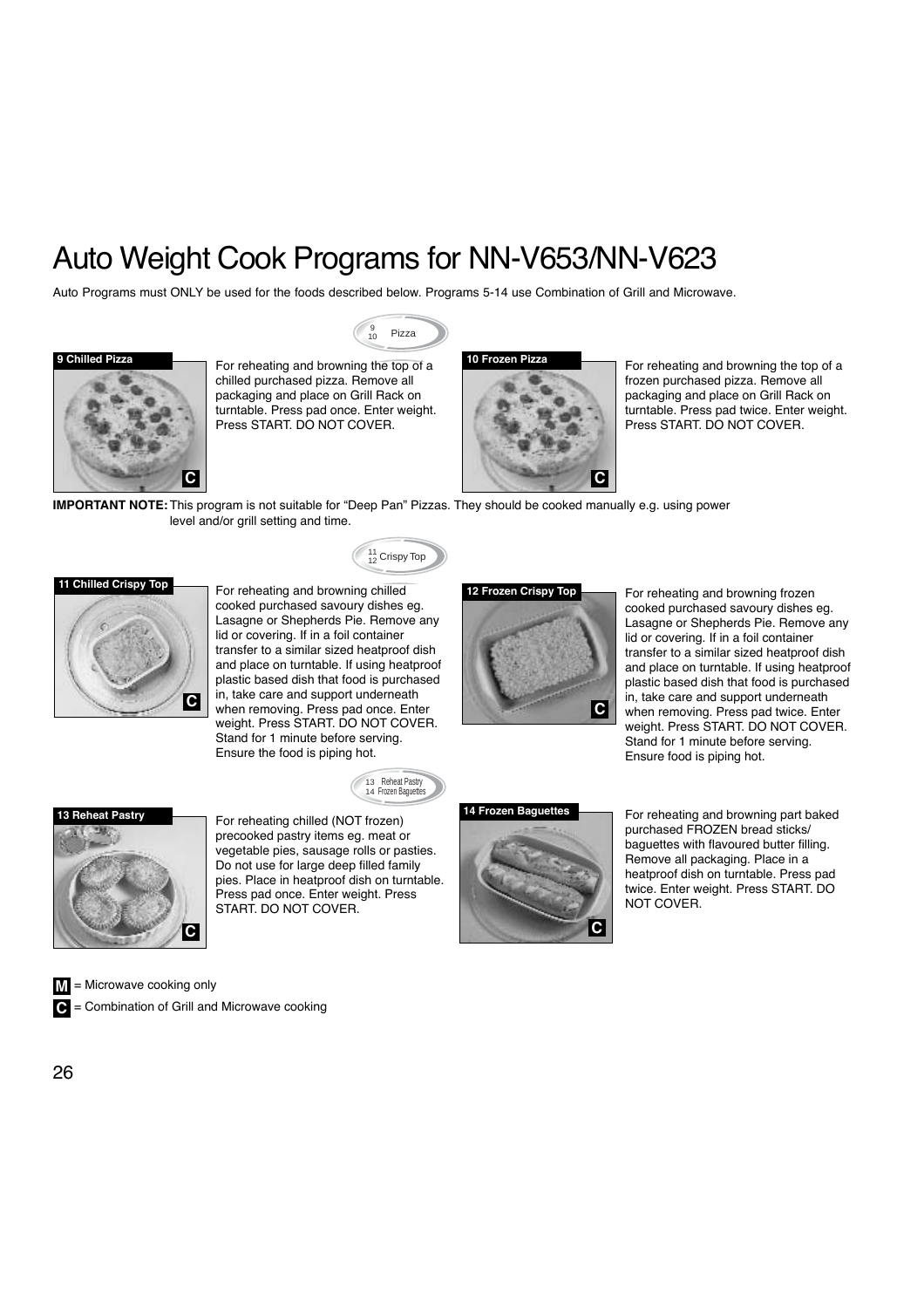# Auto Weight Cook Programs for NN-V653/NN-V623

Auto Programs must ONLY be used for the foods described below. Programs 5-14 use Combination of Grill and Microwave.

9
10 Pizza

**9 Chilled Pizza**

C

For reheating and browning the top of a chilled purchased pizza. Remove all packaging and place on Grill Rack on turntable. Press pad once. Enter weight. Press START. DO NOT COVER.

**10 Frozen Pizza**

C

For reheating and browning the top of a frozen purchased pizza. Remove all packaging and place on Grill Rack on turntable. Press pad twice. Enter weight. Press START. DO NOT COVER.

**IMPORTANT NOTE:** This program is not suitable for "Deep Pan" Pizzas. They should be cooked manually e.g. using power level and/or grill setting and time.

11
12 Crispy Top

**11 Chilled Crispy Top**

C

For reheating and browning chilled cooked purchased savoury dishes eg. Lasagne or Shepherds Pie. Remove any lid or covering. If in a foil container transfer to a similar sized heatproof dish and place on turntable. If using heatproof plastic based dish that food is purchased in, take care and support underneath when removing. Press pad once. Enter weight. Press START. DO NOT COVER. Stand for 1 minute before serving. Ensure the food is piping hot.

**12 Frozen Crispy Top**

C

For reheating and browning frozen cooked purchased savoury dishes eg. Lasagne or Shepherds Pie. Remove any lid or covering. If in a foil container transfer to a similar sized heatproof dish and place on turntable. If using heatproof plastic based dish that food is purchased in, take care and support underneath when removing. Press pad twice. Enter weight. Press START. DO NOT COVER. Stand for 1 minute before serving. Ensure food is piping hot.

13 Reheat Pastry
14 Frozen Baguettes

**13 Reheat Pastry**

C

For reheating chilled (NOT frozen) precooked pastry items eg. meat or vegetable pies, sausage rolls or pasties. Do not use for large deep filled family pies. Place in heatproof dish on turntable. Press pad once. Enter weight. Press START. DO NOT COVER.

**14 Frozen Baguettes**

C

For reheating and browning part baked purchased FROZEN bread sticks/ baguettes with flavoured butter filling. Remove all packaging. Place in a heatproof dish on turntable. Press pad twice. Enter weight. Press START. DO NOT COVER.

**M** = Microwave cooking only

**C** = Combination of Grill and Microwave cooking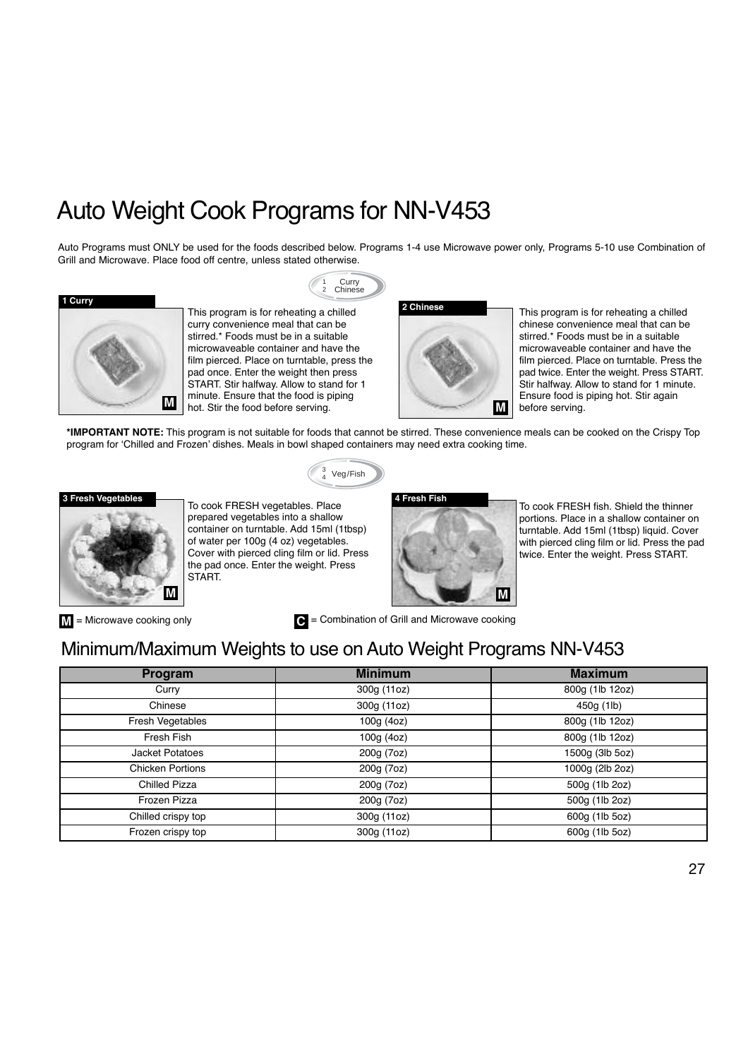# Auto Weight Cook Programs for NN-V453

Auto Programs must ONLY be used for the foods described below. Programs 1-4 use Microwave power only, Programs 5-10 use Combination of Grill and Microwave. Place food off centre, unless stated otherwise.

1 Curry
2 Chinese

**1 Curry**

M

This program is for reheating a chilled curry convenience meal that can be stirred.* Foods must be in a suitable microwaveable container and have the film pierced. Place on turntable, press the pad once. Enter the weight then press START. Stir halfway. Allow to stand for 1 minute. Ensure that the food is piping hot. Stir the food before serving.

**2 Chinese**

M

This program is for reheating a chilled chinese convenience meal that can be stirred.* Foods must be in a suitable microwaveable container and have the film pierced. Place on turntable. Press the pad twice. Enter the weight. Press START. Stir halfway. Allow to stand for 1 minute. Ensure food is piping hot. Stir again before serving.

***IMPORTANT NOTE:** This program is not suitable for foods that cannot be stirred. These convenience meals can be cooked on the Crispy Top program for 'Chilled and Frozen' dishes. Meals in bowl shaped containers may need extra cooking time.

3
4 Veg/Fish

**3 Fresh Vegetables**

M

To cook FRESH vegetables. Place prepared vegetables into a shallow container on turntable. Add 15ml (1tbsp) of water per 100g (4 oz) vegetables. Cover with pierced cling film or lid. Press the pad once. Enter the weight. Press START.

**4 Fresh Fish**

M

To cook FRESH fish. Shield the thinner portions. Place in a shallow container on turntable. Add 15ml (1tbsp) liquid. Cover with pierced cling film or lid. Press the pad twice. Enter the weight. Press START.

**M** = Microwave cooking only

**C** = Combination of Grill and Microwave cooking

## Minimum/Maximum Weights to use on Auto Weight Programs NN-V453

| Program | Minimum | Maximum |
|---|---|---|
| Curry | 300g (11oz) | 800g (1lb 12oz) |
| Chinese | 300g (11oz) | 450g (1lb) |
| Fresh Vegetables | 100g (4oz) | 800g (1lb 12oz) |
| Fresh Fish | 100g (4oz) | 800g (1lb 12oz) |
| Jacket Potatoes | 200g (7oz) | 1500g (3lb 5oz) |
| Chicken Portions | 200g (7oz) | 1000g (2lb 2oz) |
| Chilled Pizza | 200g (7oz) | 500g (1lb 2oz) |
| Frozen Pizza | 200g (7oz) | 500g (1lb 2oz) |
| Chilled crispy top | 300g (11oz) | 600g (1lb 5oz) |
| Frozen crispy top | 300g (11oz) | 600g (1lb 5oz) |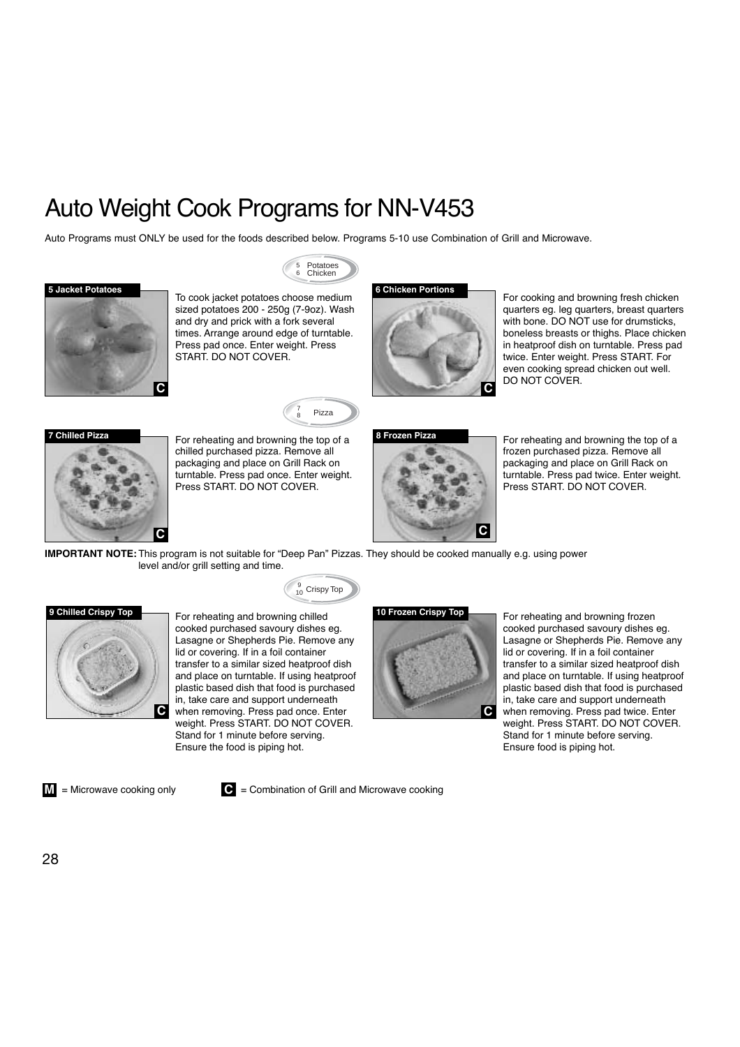# Auto Weight Cook Programs for NN-V453

Auto Programs must ONLY be used for the foods described below. Programs 5-10 use Combination of Grill and Microwave.

5 Potatoes
6 Chicken

**5 Jacket Potatoes**

To cook jacket potatoes choose medium sized potatoes 200 - 250g (7-9oz). Wash and dry and prick with a fork several times. Arrange around edge of turntable. Press pad once. Enter weight. Press START. DO NOT COVER.

**6 Chicken Portions**

For cooking and browning fresh chicken quarters eg. leg quarters, breast quarters with bone. DO NOT use for drumsticks, boneless breasts or thighs. Place chicken in heatproof dish on turntable. Press pad twice. Enter weight. Press START. For even cooking spread chicken out well. DO NOT COVER.

7
8 Pizza

**7 Chilled Pizza**

For reheating and browning the top of a chilled purchased pizza. Remove all packaging and place on Grill Rack on turntable. Press pad once. Enter weight. Press START. DO NOT COVER.

**8 Frozen Pizza**

For reheating and browning the top of a frozen purchased pizza. Remove all packaging and place on Grill Rack on turntable. Press pad twice. Enter weight. Press START. DO NOT COVER.

**IMPORTANT NOTE:** This program is not suitable for "Deep Pan" Pizzas. They should be cooked manually e.g. using power level and/or grill setting and time.

9
10 Crispy Top

**9 Chilled Crispy Top**

For reheating and browning chilled cooked purchased savoury dishes eg. Lasagne or Shepherds Pie. Remove any lid or covering. If in a foil container transfer to a similar sized heatproof dish and place on turntable. If using heatproof plastic based dish that food is purchased in, take care and support underneath when removing. Press pad once. Enter weight. Press START. DO NOT COVER. Stand for 1 minute before serving. Ensure the food is piping hot.

**10 Frozen Crispy Top**

For reheating and browning frozen cooked purchased savoury dishes eg. Lasagne or Shepherds Pie. Remove any lid or covering. If in a foil container transfer to a similar sized heatproof dish and place on turntable. If using heatproof plastic based dish that food is purchased in, take care and support underneath when removing. Press pad twice. Enter weight. Press START. DO NOT COVER. Stand for 1 minute before serving. Ensure food is piping hot.

**M** = Microwave cooking only **C** = Combination of Grill and Microwave cooking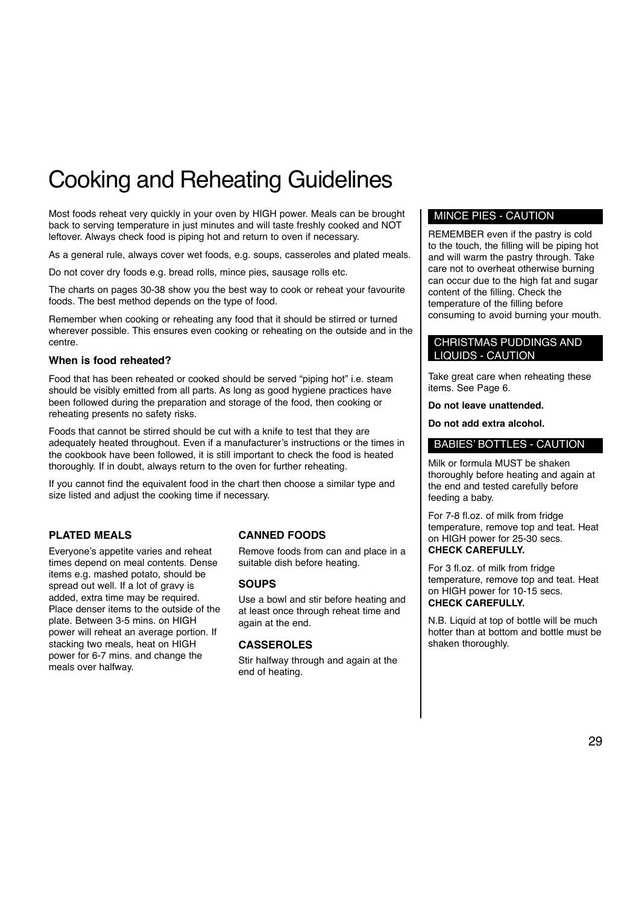# Cooking and Reheating Guidelines

Most foods reheat very quickly in your oven by HIGH power. Meals can be brought back to serving temperature in just minutes and will taste freshly cooked and NOT leftover. Always check food is piping hot and return to oven if necessary.

As a general rule, always cover wet foods, e.g. soups, casseroles and plated meals.

Do not cover dry foods e.g. bread rolls, mince pies, sausage rolls etc.

The charts on pages 30-38 show you the best way to cook or reheat your favourite foods. The best method depends on the type of food.

Remember when cooking or reheating any food that it should be stirred or turned wherever possible. This ensures even cooking or reheating on the outside and in the centre.

### When is food reheated?

Food that has been reheated or cooked should be served "piping hot" i.e. steam should be visibly emitted from all parts. As long as good hygiene practices have been followed during the preparation and storage of the food, then cooking or reheating presents no safety risks.

Foods that cannot be stirred should be cut with a knife to test that they are adequately heated throughout. Even if a manufacturer's instructions or the times in the cookbook have been followed, it is still important to check the food is heated thoroughly. If in doubt, always return to the oven for further reheating.

If you cannot find the equivalent food in the chart then choose a similar type and size listed and adjust the cooking time if necessary.

### PLATED MEALS

Everyone's appetite varies and reheat times depend on meal contents. Dense items e.g. mashed potato, should be spread out well. If a lot of gravy is added, extra time may be required. Place denser items to the outside of the plate. Between 3-5 mins. on HIGH power will reheat an average portion. If stacking two meals, heat on HIGH power for 6-7 mins. and change the meals over halfway.

### CANNED FOODS

Remove foods from can and place in a suitable dish before heating.

### SOUPS

Use a bowl and stir before heating and at least once through reheat time and again at the end.

### CASSEROLES

Stir halfway through and again at the end of heating.

### MINCE PIES - CAUTION

REMEMBER even if the pastry is cold to the touch, the filling will be piping hot and will warm the pastry through. Take care not to overheat otherwise burning can occur due to the high fat and sugar content of the filling. Check the temperature of the filling before consuming to avoid burning your mouth.

### CHRISTMAS PUDDINGS AND LIQUIDS - CAUTION

Take great care when reheating these items. See Page 6.

**Do not leave unattended.**

**Do not add extra alcohol.**

### BABIES' BOTTLES - CAUTION

Milk or formula MUST be shaken thoroughly before heating and again at the end and tested carefully before feeding a baby.

For 7-8 fl.oz. of milk from fridge temperature, remove top and teat. Heat on HIGH power for 25-30 secs.
**CHECK CAREFULLY.**

For 3 fl.oz. of milk from fridge temperature, remove top and teat. Heat on HIGH power for 10-15 secs.
**CHECK CAREFULLY.**

N.B. Liquid at top of bottle will be much hotter than at bottom and bottle must be shaken thoroughly.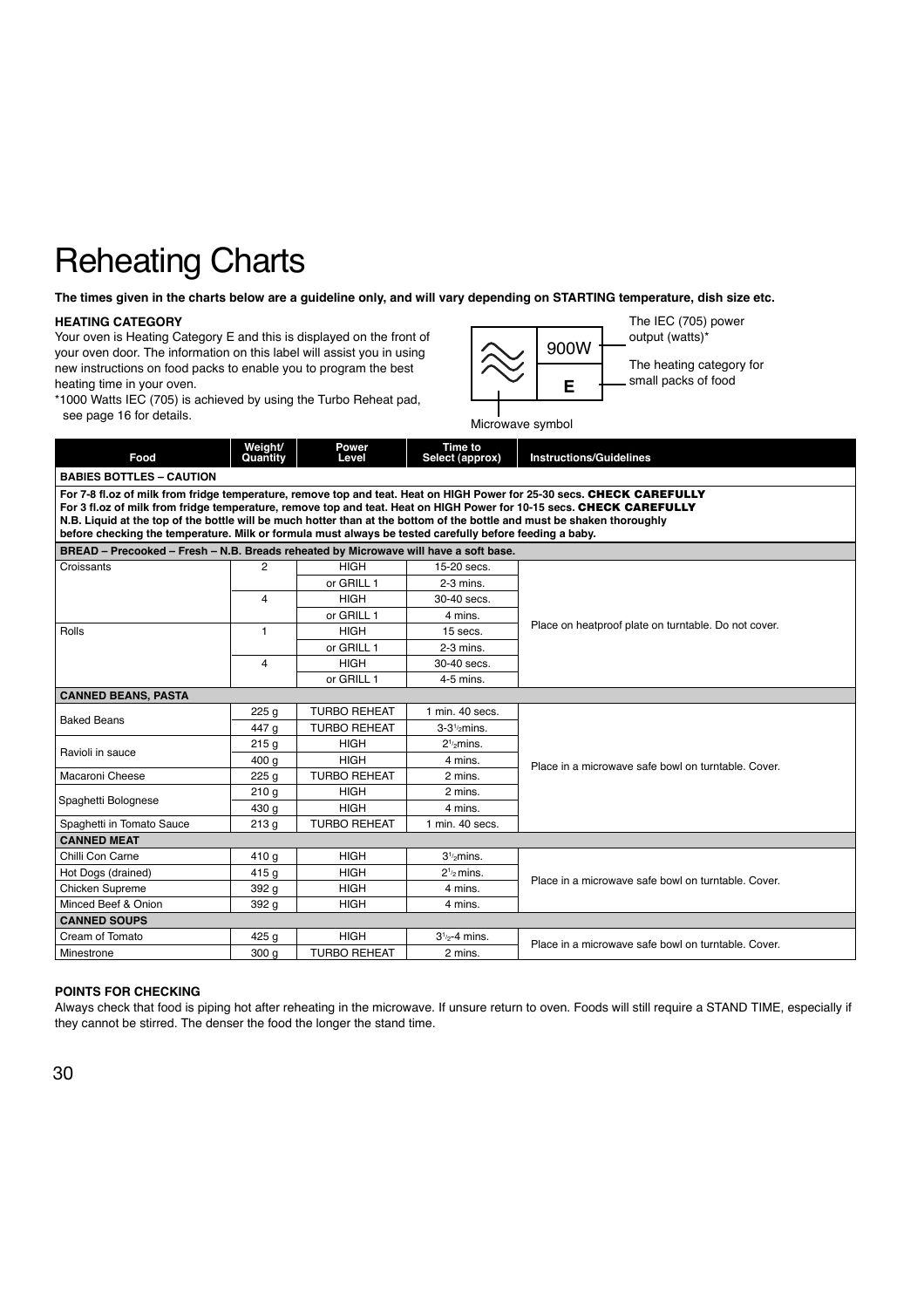# Reheating Charts

**The times given in the charts below are a guideline only, and will vary depending on STARTING temperature, dish size etc.**

**HEATING CATEGORY**

Your oven is Heating Category E and this is displayed on the front of your oven door. The information on this label will assist you in using new instructions on food packs to enable you to program the best heating time in your oven.

*1000 Watts IEC (705) is achieved by using the Turbo Reheat pad, see page 16 for details.

900W — The IEC (705) power output (watts)*

E — The heating category for small packs of food

Microwave symbol

| Food | Weight/ Quantity | Power Level | Time to Select (approx) | Instructions/Guidelines |
|---|---|---|---|---|
| **BABIES BOTTLES – CAUTION** | | | | |
| **For 7-8 fl.oz of milk from fridge temperature, remove top and teat. Heat on HIGH Power for 25-30 secs. CHECK CAREFULLY**<br>**For 3 fl.oz of milk from fridge temperature, remove top and teat. Heat on HIGH Power for 10-15 secs. CHECK CAREFULLY**<br>**N.B. Liquid at the top of the bottle will be much hotter than at the bottom of the bottle and must be shaken thoroughly before checking the temperature. Milk or formula must always be tested carefully before feeding a baby.** | | | | |
| **BREAD – Precooked – Fresh – N.B. Breads reheated by Microwave will have a soft base.** | | | | |
| Croissants | 2 | HIGH | 15-20 secs. | Place on heatproof plate on turntable. Do not cover. |
| | | or GRILL 1 | 2-3 mins. | |
| | 4 | HIGH | 30-40 secs. | |
| | | or GRILL 1 | 4 mins. | |
| Rolls | 1 | HIGH | 15 secs. | |
| | | or GRILL 1 | 2-3 mins. | |
| | 4 | HIGH | 30-40 secs. | |
| | | or GRILL 1 | 4-5 mins. | |
| **CANNED BEANS, PASTA** | | | | |
| Baked Beans | 225 g | TURBO REHEAT | 1 min. 40 secs. | Place in a microwave safe bowl on turntable. Cover. |
| | 447 g | TURBO REHEAT | 3-3½mins. | |
| Ravioli in sauce | 215 g | HIGH | 2½mins. | |
| | 400 g | HIGH | 4 mins. | |
| Macaroni Cheese | 225 g | TURBO REHEAT | 2 mins. | |
| Spaghetti Bolognese | 210 g | HIGH | 2 mins. | |
| | 430 g | HIGH | 4 mins. | |
| Spaghetti in Tomato Sauce | 213 g | TURBO REHEAT | 1 min. 40 secs. | |
| **CANNED MEAT** | | | | |
| Chilli Con Carne | 410 g | HIGH | 3½mins. | Place in a microwave safe bowl on turntable. Cover. |
| Hot Dogs (drained) | 415 g | HIGH | 2½ mins. | |
| Chicken Supreme | 392 g | HIGH | 4 mins. | |
| Minced Beef & Onion | 392 g | HIGH | 4 mins. | |
| **CANNED SOUPS** | | | | |
| Cream of Tomato | 425 g | HIGH | 3½-4 mins. | Place in a microwave safe bowl on turntable. Cover. |
| Minestrone | 300 g | TURBO REHEAT | 2 mins. | |

**POINTS FOR CHECKING**

Always check that food is piping hot after reheating in the microwave. If unsure return to oven. Foods will still require a STAND TIME, especially if they cannot be stirred. The denser the food the longer the stand time.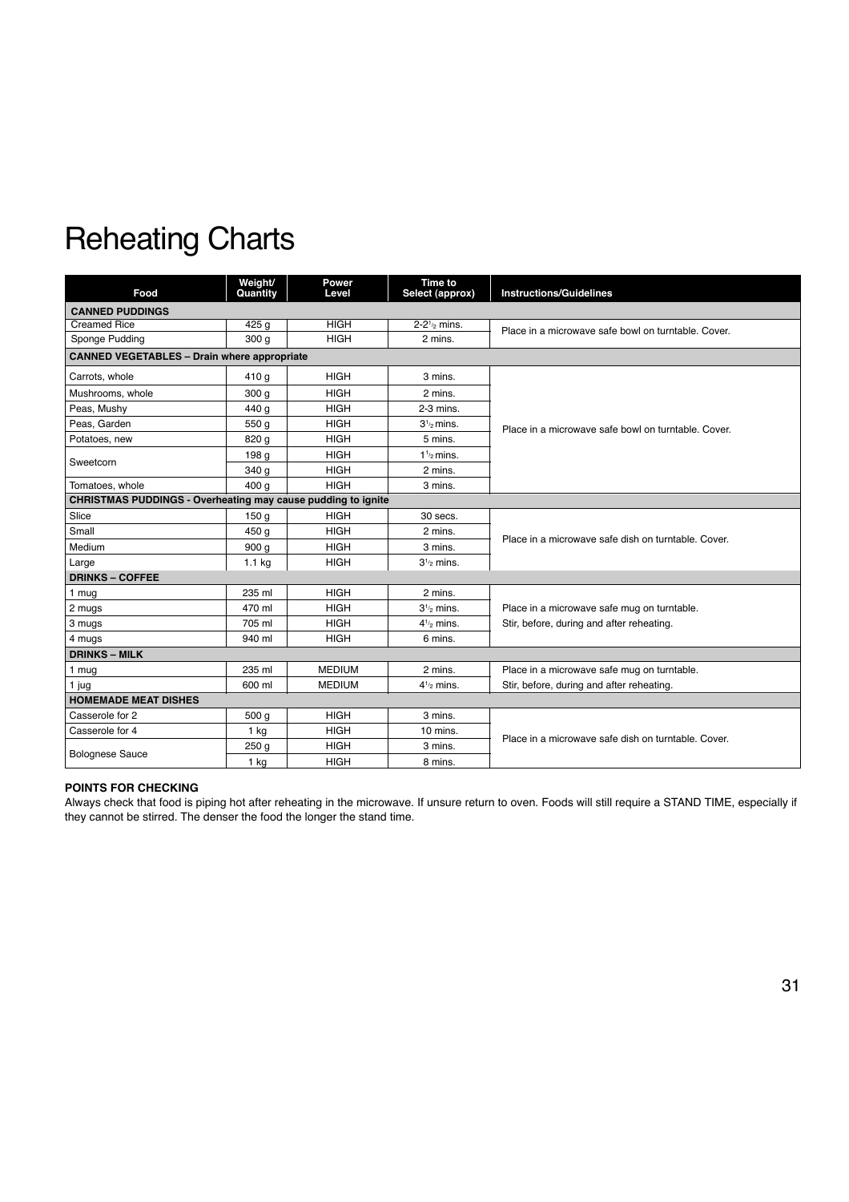# Reheating Charts

| Food | Weight/ Quantity | Power Level | Time to Select (approx) | Instructions/Guidelines |
|---|---|---|---|---|
| **CANNED PUDDINGS** | | | | |
| Creamed Rice | 425 g | HIGH | 2-2½ mins. | Place in a microwave safe bowl on turntable. Cover. |
| Sponge Pudding | 300 g | HIGH | 2 mins. | |
| **CANNED VEGETABLES – Drain where appropriate** | | | | |
| Carrots, whole | 410 g | HIGH | 3 mins. | Place in a microwave safe bowl on turntable. Cover. |
| Mushrooms, whole | 300 g | HIGH | 2 mins. | |
| Peas, Mushy | 440 g | HIGH | 2-3 mins. | |
| Peas, Garden | 550 g | HIGH | 3½ mins. | |
| Potatoes, new | 820 g | HIGH | 5 mins. | |
| Sweetcorn | 198 g | HIGH | 1½ mins. | |
| | 340 g | HIGH | 2 mins. | |
| Tomatoes, whole | 400 g | HIGH | 3 mins. | |
| **CHRISTMAS PUDDINGS - Overheating may cause pudding to ignite** | | | | |
| Slice | 150 g | HIGH | 30 secs. | Place in a microwave safe dish on turntable. Cover. |
| Small | 450 g | HIGH | 2 mins. | |
| Medium | 900 g | HIGH | 3 mins. | |
| Large | 1.1 kg | HIGH | 3½ mins. | |
| **DRINKS – COFFEE** | | | | |
| 1 mug | 235 ml | HIGH | 2 mins. | Place in a microwave safe mug on turntable. Stir, before, during and after reheating. |
| 2 mugs | 470 ml | HIGH | 3½ mins. | |
| 3 mugs | 705 ml | HIGH | 4½ mins. | |
| 4 mugs | 940 ml | HIGH | 6 mins. | |
| **DRINKS – MILK** | | | | |
| 1 mug | 235 ml | MEDIUM | 2 mins. | Place in a microwave safe mug on turntable. Stir, before, during and after reheating. |
| 1 jug | 600 ml | MEDIUM | 4½ mins. | |
| **HOMEMADE MEAT DISHES** | | | | |
| Casserole for 2 | 500 g | HIGH | 3 mins. | Place in a microwave safe dish on turntable. Cover. |
| Casserole for 4 | 1 kg | HIGH | 10 mins. | |
| Bolognese Sauce | 250 g | HIGH | 3 mins. | |
| | 1 kg | HIGH | 8 mins. | |

**POINTS FOR CHECKING**

Always check that food is piping hot after reheating in the microwave. If unsure return to oven. Foods will still require a STAND TIME, especially if they cannot be stirred. The denser the food the longer the stand time.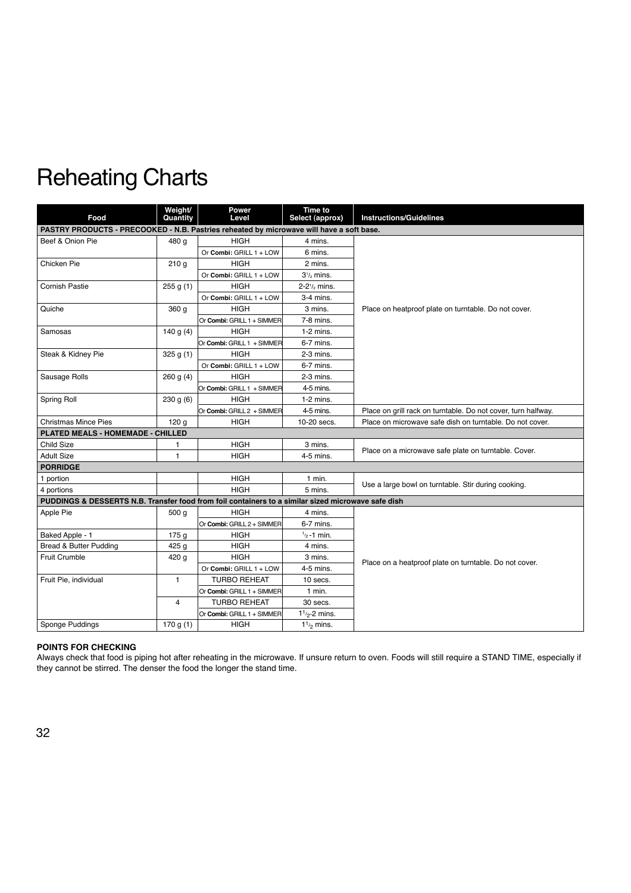# Reheating Charts

| Food | Weight/ Quantity | Power Level | Time to Select (approx) | Instructions/Guidelines |
|---|---|---|---|---|
| **PASTRY PRODUCTS - PRECOOKED - N.B. Pastries reheated by microwave will have a soft base.** | | | | |
| Beef & Onion Pie | 480 g | HIGH | 4 mins. | Place on heatproof plate on turntable. Do not cover. |
| | | Or **Combi:** GRILL 1 + LOW | 6 mins. | |
| Chicken Pie | 210 g | HIGH | 2 mins. | |
| | | Or **Combi:** GRILL 1 + LOW | 3½ mins. | |
| Cornish Pastie | 255 g (1) | HIGH | 2-2½ mins. | |
| | | Or **Combi:** GRILL 1 + LOW | 3-4 mins. | |
| Quiche | 360 g | HIGH | 3 mins. | |
| | | Or **Combi:** GRILL 1 + SIMMER | 7-8 mins. | |
| Samosas | 140 g (4) | HIGH | 1-2 mins. | |
| | | Or **Combi:** GRILL 1 + SIMMER | 6-7 mins. | |
| Steak & Kidney Pie | 325 g (1) | HIGH | 2-3 mins. | |
| | | Or **Combi:** GRILL 1 + LOW | 6-7 mins. | |
| Sausage Rolls | 260 g (4) | HIGH | 2-3 mins. | |
| | | Or **Combi:** GRILL 1 + SIMMER | 4-5 mins. | |
| Spring Roll | 230 g (6) | HIGH | 1-2 mins. | |
| | | Or **Combi:** GRILL 2 + SIMMER | 4-5 mins. | Place on grill rack on turntable. Do not cover, turn halfway. |
| Christmas Mince Pies | 120 g | HIGH | 10-20 secs. | Place on microwave safe dish on turntable. Do not cover. |
| **PLATED MEALS - HOMEMADE - CHILLED** | | | | |
| Child Size | 1 | HIGH | 3 mins. | Place on a microwave safe plate on turntable. Cover. |
| Adult Size | 1 | HIGH | 4-5 mins. | |
| **PORRIDGE** | | | | |
| 1 portion | | HIGH | 1 min. | Use a large bowl on turntable. Stir during cooking. |
| 4 portions | | HIGH | 5 mins. | |
| **PUDDINGS & DESSERTS N.B. Transfer food from foil containers to a similar sized microwave safe dish** | | | | |
| Apple Pie | 500 g | HIGH | 4 mins. | Place on a heatproof plate on turntable. Do not cover. |
| | | Or **Combi:** GRILL 2 + SIMMER | 6-7 mins. | |
| Baked Apple - 1 | 175 g | HIGH | ½-1 min. | |
| Bread & Butter Pudding | 425 g | HIGH | 4 mins. | |
| Fruit Crumble | 420 g | HIGH | 3 mins. | |
| | | Or **Combi:** GRILL 1 + LOW | 4-5 mins. | |
| Fruit Pie, individual | 1 | TURBO REHEAT | 10 secs. | |
| | | Or **Combi:** GRILL 1 + SIMMER | 1 min. | |
| | 4 | TURBO REHEAT | 30 secs. | |
| | | Or **Combi:** GRILL 1 + SIMMER | 1½-2 mins. | |
| Sponge Puddings | 170 g (1) | HIGH | 1½ mins. | |

**POINTS FOR CHECKING**

Always check that food is piping hot after reheating in the microwave. If unsure return to oven. Foods will still require a STAND TIME, especially if they cannot be stirred. The denser the food the longer the stand time.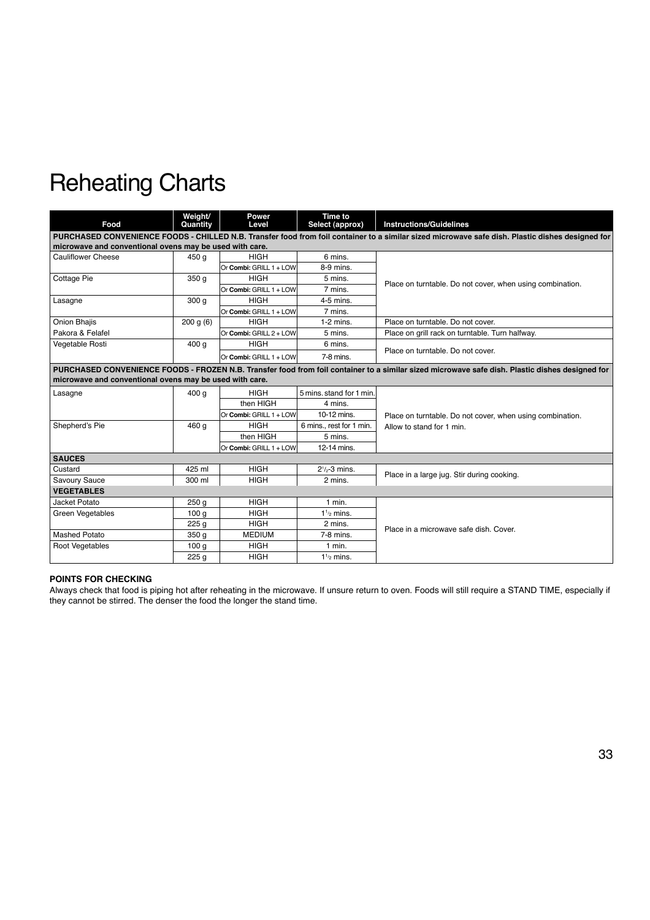# Reheating Charts

| Food | Weight/ Quantity | Power Level | Time to Select (approx) | Instructions/Guidelines |
|---|---|---|---|---|
| **PURCHASED CONVENIENCE FOODS - CHILLED N.B. Transfer food from foil container to a similar sized microwave safe dish. Plastic dishes designed for microwave and conventional ovens may be used with care.** | | | | |
| Cauliflower Cheese | 450 g | HIGH | 6 mins. | Place on turntable. Do not cover, when using combination. |
| | | Or **Combi:** GRILL 1 + LOW | 8-9 mins. | |
| Cottage Pie | 350 g | HIGH | 5 mins. | |
| | | Or **Combi:** GRILL 1 + LOW | 7 mins. | |
| Lasagne | 300 g | HIGH | 4-5 mins. | |
| | | Or **Combi:** GRILL 1 + LOW | 7 mins. | |
| Onion Bhajis | 200 g (6) | HIGH | 1-2 mins. | Place on turntable. Do not cover. |
| Pakora & Felafel | | Or **Combi:** GRILL 2 + LOW | 5 mins. | Place on grill rack on turntable. Turn halfway. |
| Vegetable Rosti | 400 g | HIGH | 6 mins. | Place on turntable. Do not cover. |
| | | Or **Combi:** GRILL 1 + LOW | 7-8 mins. | |
| **PURCHASED CONVENIENCE FOODS - FROZEN N.B. Transfer food from foil container to a similar sized microwave safe dish. Plastic dishes designed for microwave and conventional ovens may be used with care.** | | | | |
| Lasagne | 400 g | HIGH | 5 mins. stand for 1 min. | Place on turntable. Do not cover, when using combination. Allow to stand for 1 min. |
| | | then HIGH | 4 mins. | |
| | | Or **Combi:** GRILL 1 + LOW | 10-12 mins. | |
| Shepherd's Pie | 460 g | HIGH | 6 mins., rest for 1 min. | |
| | | then HIGH | 5 mins. | |
| | | Or **Combi:** GRILL 1 + LOW | 12-14 mins. | |
| **SAUCES** | | | | |
| Custard | 425 ml | HIGH | 2½-3 mins. | Place in a large jug. Stir during cooking. |
| Savoury Sauce | 300 ml | HIGH | 2 mins. | |
| **VEGETABLES** | | | | |
| Jacket Potato | 250 g | HIGH | 1 min. | Place in a microwave safe dish. Cover. |
| Green Vegetables | 100 g | HIGH | 1½ mins. | |
| | 225 g | HIGH | 2 mins. | |
| Mashed Potato | 350 g | MEDIUM | 7-8 mins. | |
| Root Vegetables | 100 g | HIGH | 1 min. | |
| | 225 g | HIGH | 1½ mins. | |

**POINTS FOR CHECKING**

Always check that food is piping hot after reheating in the microwave. If unsure return to oven. Foods will still require a STAND TIME, especially if they cannot be stirred. The denser the food the longer the stand time.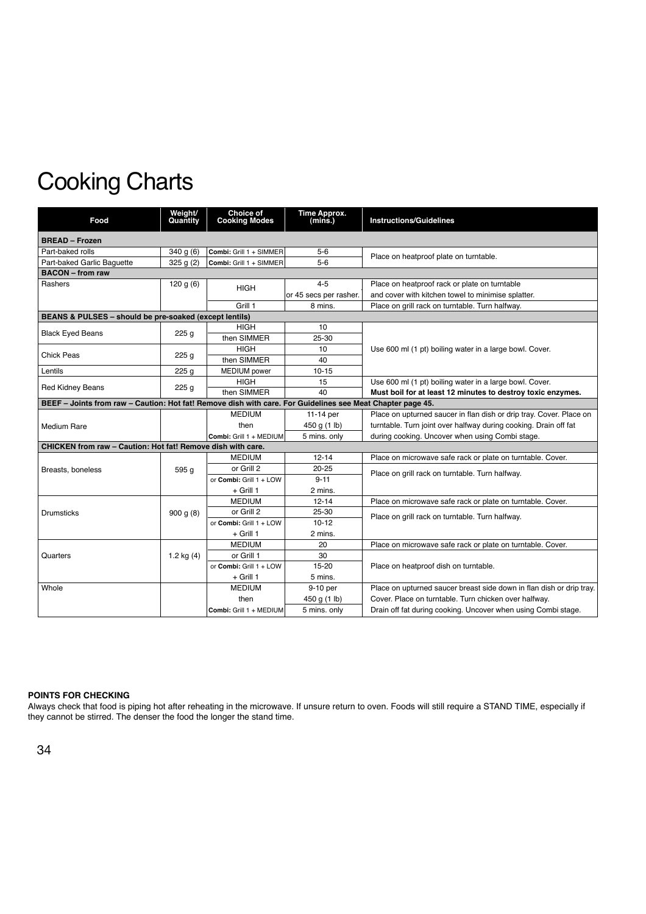# Cooking Charts

| Food | Weight/ Quantity | Choice of Cooking Modes | Time Approx. (mins.) | Instructions/Guidelines |
|---|---|---|---|---|
| **BREAD – Frozen** | | | | |
| Part-baked rolls | 340 g (6) | **Combi:** Grill 1 + SIMMER | 5-6 | Place on heatproof plate on turntable. |
| Part-baked Garlic Baguette | 325 g (2) | **Combi:** Grill 1 + SIMMER | 5-6 | |
| **BACON – from raw** | | | | |
| Rashers | 120 g (6) | HIGH | 4-5 or 45 secs per rasher. | Place on heatproof rack or plate on turntable and cover with kitchen towel to minimise splatter. |
| | | Grill 1 | 8 mins. | Place on grill rack on turntable. Turn halfway. |
| **BEANS & PULSES – should be pre-soaked (except lentils)** | | | | |
| Black Eyed Beans | 225 g | HIGH | 10 | Use 600 ml (1 pt) boiling water in a large bowl. Cover. |
| | | then SIMMER | 25-30 | |
| Chick Peas | 225 g | HIGH | 10 | |
| | | then SIMMER | 40 | |
| Lentils | 225 g | MEDIUM power | 10-15 | |
| Red Kidney Beans | 225 g | HIGH | 15 | Use 600 ml (1 pt) boiling water in a large bowl. Cover. |
| | | then SIMMER | 40 | **Must boil for at least 12 minutes to destroy toxic enzymes.** |
| **BEEF – Joints from raw – Caution: Hot fat! Remove dish with care. For Guidelines see Meat Chapter page 45.** | | | | |
| Medium Rare | | MEDIUM then **Combi:** Grill 1 + MEDIUM | 11-14 per 450 g (1 lb) 5 mins. only | Place on upturned saucer in flan dish or drip tray. Cover. Place on turntable. Turn joint over halfway during cooking. Drain off fat during cooking. Uncover when using Combi stage. |
| **CHICKEN from raw – Caution: Hot fat! Remove dish with care.** | | | | |
| Breasts, boneless | 595 g | MEDIUM | 12-14 | Place on microwave safe rack or plate on turntable. Cover. |
| | | or Grill 2 | 20-25 | Place on grill rack on turntable. Turn halfway. |
| | | or **Combi:** Grill 1 + LOW | 9-11 | |
| | | + Grill 1 | 2 mins. | |
| Drumsticks | 900 g (8) | MEDIUM | 12-14 | Place on microwave safe rack or plate on turntable. Cover. |
| | | or Grill 2 | 25-30 | Place on grill rack on turntable. Turn halfway. |
| | | or **Combi:** Grill 1 + LOW | 10-12 | |
| | | + Grill 1 | 2 mins. | |
| Quarters | 1.2 kg (4) | MEDIUM | 20 | Place on microwave safe rack or plate on turntable. Cover. |
| | | or Grill 1 | 30 | Place on heatproof dish on turntable. |
| | | or **Combi:** Grill 1 + LOW | 15-20 | |
| | | + Grill 1 | 5 mins. | |
| Whole | | MEDIUM then **Combi:** Grill 1 + MEDIUM | 9-10 per 450 g (1 lb) 5 mins. only | Place on upturned saucer breast side down in flan dish or drip tray. Cover. Place on turntable. Turn chicken over halfway. Drain off fat during cooking. Uncover when using Combi stage. |

**POINTS FOR CHECKING**

Always check that food is piping hot after reheating in the microwave. If unsure return to oven. Foods will still require a STAND TIME, especially if they cannot be stirred. The denser the food the longer the stand time.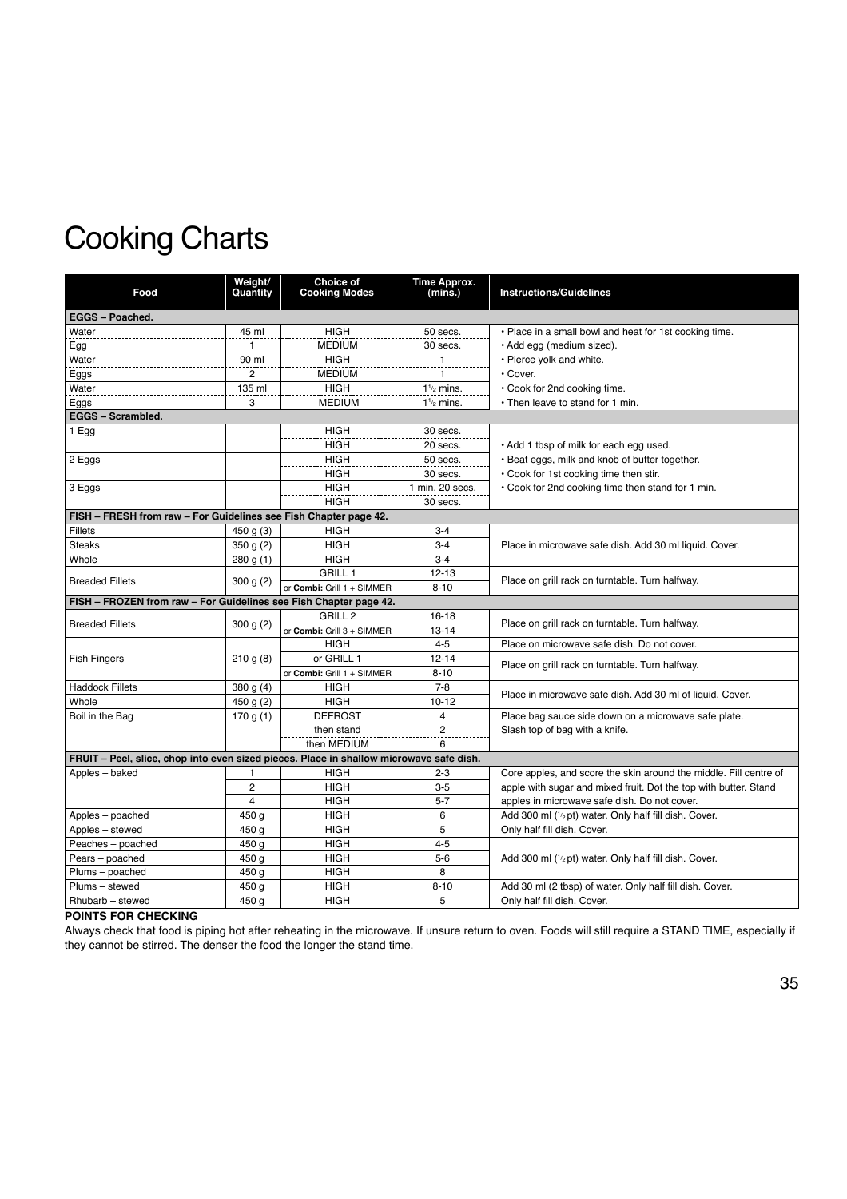# Cooking Charts

| Food | Weight/ Quantity | Choice of Cooking Modes | Time Approx. (mins.) | Instructions/Guidelines |
|---|---|---|---|---|
| **EGGS – Poached.** | | | | |
| Water | 45 ml | HIGH | 50 secs. | • Place in a small bowl and heat for 1st cooking time. |
| Egg | 1 | MEDIUM | 30 secs. | • Add egg (medium sized). |
| Water | 90 ml | HIGH | 1 | • Pierce yolk and white. |
| Eggs | 2 | MEDIUM | 1 | • Cover. |
| Water | 135 ml | HIGH | 1½ mins. | • Cook for 2nd cooking time. |
| Eggs | 3 | MEDIUM | 1½ mins. | • Then leave to stand for 1 min. |
| **EGGS – Scrambled.** | | | | |
| 1 Egg | | HIGH | 30 secs. | |
| | | HIGH | 20 secs. | • Add 1 tbsp of milk for each egg used. |
| 2 Eggs | | HIGH | 50 secs. | • Beat eggs, milk and knob of butter together. |
| | | HIGH | 30 secs. | • Cook for 1st cooking time then stir. |
| 3 Eggs | | HIGH | 1 min. 20 secs. | • Cook for 2nd cooking time then stand for 1 min. |
| | | HIGH | 30 secs. | |
| **FISH – FRESH from raw – For Guidelines see Fish Chapter page 42.** | | | | |
| Fillets | 450 g (3) | HIGH | 3-4 | |
| Steaks | 350 g (2) | HIGH | 3-4 | Place in microwave safe dish. Add 30 ml liquid. Cover. |
| Whole | 280 g (1) | HIGH | 3-4 | |
| Breaded Fillets | 300 g (2) | GRILL 1 | 12-13 | Place on grill rack on turntable. Turn halfway. |
| | | or **Combi:** Grill 1 + SIMMER | 8-10 | |
| **FISH – FROZEN from raw – For Guidelines see Fish Chapter page 42.** | | | | |
| Breaded Fillets | 300 g (2) | GRILL 2 | 16-18 | Place on grill rack on turntable. Turn halfway. |
| | | or **Combi:** Grill 3 + SIMMER | 13-14 | |
| Fish Fingers | 210 g (8) | HIGH | 4-5 | Place on microwave safe dish. Do not cover. |
| | | or GRILL 1 | 12-14 | Place on grill rack on turntable. Turn halfway. |
| | | or **Combi:** Grill 1 + SIMMER | 8-10 | |
| Haddock Fillets | 380 g (4) | HIGH | 7-8 | Place in microwave safe dish. Add 30 ml of liquid. Cover. |
| Whole | 450 g (2) | HIGH | 10-12 | |
| Boil in the Bag | 170 g (1) | DEFROST | 4 | Place bag sauce side down on a microwave safe plate. |
| | | then stand | 2 | Slash top of bag with a knife. |
| | | then MEDIUM | 6 | |
| **FRUIT – Peel, slice, chop into even sized pieces. Place in shallow microwave safe dish.** | | | | |
| Apples – baked | 1 | HIGH | 2-3 | Core apples, and score the skin around the middle. Fill centre of |
| | 2 | HIGH | 3-5 | apple with sugar and mixed fruit. Dot the top with butter. Stand |
| | 4 | HIGH | 5-7 | apples in microwave safe dish. Do not cover. |
| Apples – poached | 450 g | HIGH | 6 | Add 300 ml (½ pt) water. Only half fill dish. Cover. |
| Apples – stewed | 450 g | HIGH | 5 | Only half fill dish. Cover. |
| Peaches – poached | 450 g | HIGH | 4-5 | |
| Pears – poached | 450 g | HIGH | 5-6 | Add 300 ml (½ pt) water. Only half fill dish. Cover. |
| Plums – poached | 450 g | HIGH | 8 | |
| Plums – stewed | 450 g | HIGH | 8-10 | Add 30 ml (2 tbsp) of water. Only half fill dish. Cover. |
| Rhubarb – stewed | 450 g | HIGH | 5 | Only half fill dish. Cover. |

**POINTS FOR CHECKING**

Always check that food is piping hot after reheating in the microwave. If unsure return to oven. Foods will still require a STAND TIME, especially if they cannot be stirred. The denser the food the longer the stand time.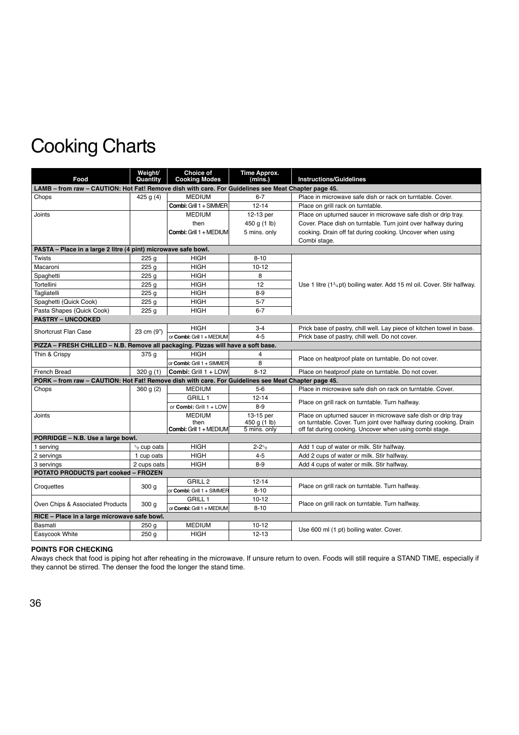# Cooking Charts

| Food | Weight/ Quantity | Choice of Cooking Modes | Time Approx. (mins.) | Instructions/Guidelines |
|---|---|---|---|---|
| **LAMB – from raw – CAUTION: Hot Fat! Remove dish with care. For Guidelines see Meat Chapter page 45.** | | | | |
| Chops | 425 g (4) | MEDIUM | 6-7 | Place in microwave safe dish or rack on turntable. Cover. |
| | | **Combi:** Grill 1 + SIMMER | 12-14 | Place on grill rack on turntable. |
| Joints | | MEDIUM then **Combi:** Grill 1 + MEDIUM | 12-13 per 450 g (1 lb) 5 mins. only | Place on upturned saucer in microwave safe dish or drip tray. Cover. Place dish on turntable. Turn joint over halfway during cooking. Drain off fat during cooking. Uncover when using Combi stage. |
| **PASTA – Place in a large 2 litre (4 pint) microwave safe bowl.** | | | | |
| Twists | 225 g | HIGH | 8-10 | Use 1 litre (1¾ pt) boiling water. Add 15 ml oil. Cover. Stir halfway. |
| Macaroni | 225 g | HIGH | 10-12 | |
| Spaghetti | 225 g | HIGH | 8 | |
| Tortellini | 225 g | HIGH | 12 | |
| Tagliatelli | 225 g | HIGH | 8-9 | |
| Spaghetti (Quick Cook) | 225 g | HIGH | 5-7 | |
| Pasta Shapes (Quick Cook) | 225 g | HIGH | 6-7 | |
| **PASTRY – UNCOOKED** | | | | |
| Shortcrust Flan Case | 23 cm (9") | HIGH | 3-4 | Prick base of pastry, chill well. Lay piece of kitchen towel in base. |
| | | or **Combi:** Grill 1 + MEDIUM | 4-5 | Prick base of pastry, chill well. Do not cover. |
| **PIZZA – FRESH CHILLED – N.B. Remove all packaging. Pizzas will have a soft base.** | | | | |
| Thin & Crispy | 375 g | HIGH | 4 | Place on heatproof plate on turntable. Do not cover. |
| | | or **Combi:** Grill 1 + SIMMER | 8 | |
| French Bread | 320 g (1) | **Combi:** Grill 1 + LOW | 8-12 | Place on heatproof plate on turntable. Do not cover. |
| **PORK – from raw – CAUTION: Hot Fat! Remove dish with care. For Guidelines see Meat Chapter page 45.** | | | | |
| Chops | 360 g (2) | MEDIUM | 5-6 | Place in microwave safe dish on rack on turntable. Cover. |
| | | GRILL 1 | 12-14 | Place on grill rack on turntable. Turn halfway. |
| | | or **Combi:** Grill 1 + LOW | 8-9 | |
| Joints | | MEDIUM then **Combi:** Grill 1 + MEDIUM | 13-15 per 450 g (1 lb) 5 mins. only | Place on upturned saucer in microwave safe dish or drip tray on turntable. Cover. Turn joint over halfway during cooking. Drain off fat during cooking. Uncover when using combi stage. |
| **PORRIDGE – N.B. Use a large bowl.** | | | | |
| 1 serving | ½ cup oats | HIGH | 2-2½ | Add 1 cup of water or milk. Stir halfway. |
| 2 servings | 1 cup oats | HIGH | 4-5 | Add 2 cups of water or milk. Stir halfway. |
| 3 servings | 2 cups oats | HIGH | 8-9 | Add 4 cups of water or milk. Stir halfway. |
| **POTATO PRODUCTS part cooked – FROZEN** | | | | |
| Croquettes | 300 g | GRILL 2 | 12-14 | Place on grill rack on turntable. Turn halfway. |
| | | or **Combi:** Grill 1 + SIMMER | 8-10 | |
| Oven Chips & Associated Products | 300 g | GRILL 1 | 10-12 | Place on grill rack on turntable. Turn halfway. |
| | | or **Combi:** Grill 1 + MEDIUM | 8-10 | |
| **RICE – Place in a large microwave safe bowl.** | | | | |
| Basmati | 250 g | MEDIUM | 10-12 | Use 600 ml (1 pt) boiling water. Cover. |
| Easycook White | 250 g | HIGH | 12-13 | |

**POINTS FOR CHECKING**

Always check that food is piping hot after reheating in the microwave. If unsure return to oven. Foods will still require a STAND TIME, especially if they cannot be stirred. The denser the food the longer the stand time.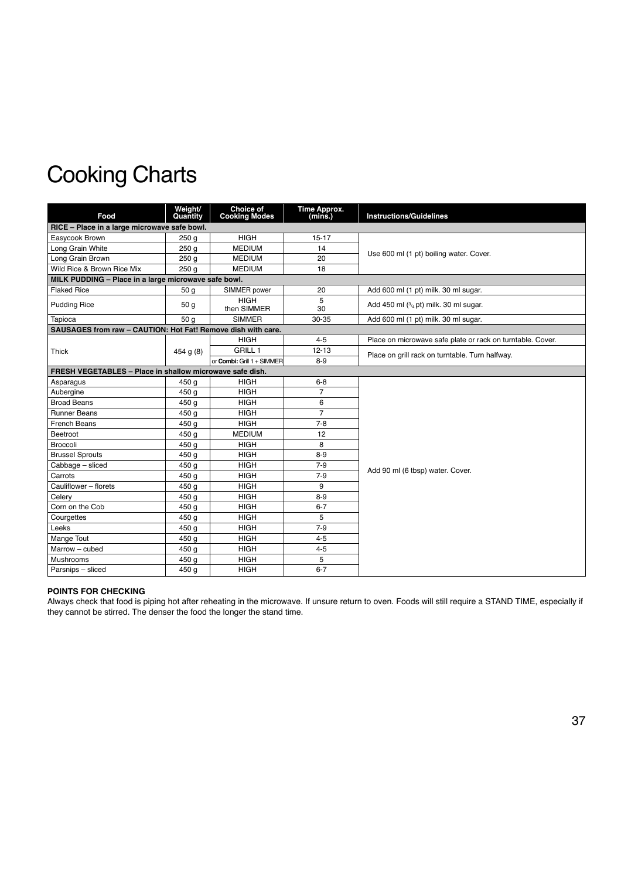# Cooking Charts

| Food | Weight/ Quantity | Choice of Cooking Modes | Time Approx. (mins.) | Instructions/Guidelines |
|---|---|---|---|---|
| **RICE – Place in a large microwave safe bowl.** | | | | |
| Easycook Brown | 250 g | HIGH | 15-17 | Use 600 ml (1 pt) boiling water. Cover. |
| Long Grain White | 250 g | MEDIUM | 14 | |
| Long Grain Brown | 250 g | MEDIUM | 20 | |
| Wild Rice & Brown Rice Mix | 250 g | MEDIUM | 18 | |
| **MILK PUDDING – Place in a large microwave safe bowl.** | | | | |
| Flaked Rice | 50 g | SIMMER power | 20 | Add 600 ml (1 pt) milk. 30 ml sugar. |
| Pudding Rice | 50 g | HIGH then SIMMER | 5 30 | Add 450 ml (3/4 pt) milk. 30 ml sugar. |
| Tapioca | 50 g | SIMMER | 30-35 | Add 600 ml (1 pt) milk. 30 ml sugar. |
| **SAUSAGES from raw – CAUTION: Hot Fat! Remove dish with care.** | | | | |
| Thick | 454 g (8) | HIGH | 4-5 | Place on microwave safe plate or rack on turntable. Cover. |
| | | GRILL 1 | 12-13 | Place on grill rack on turntable. Turn halfway. |
| | | or **Combi:** Grill 1 + SIMMER | 8-9 | |
| **FRESH VEGETABLES – Place in shallow microwave safe dish.** | | | | |
| Asparagus | 450 g | HIGH | 6-8 | Add 90 ml (6 tbsp) water. Cover. |
| Aubergine | 450 g | HIGH | 7 | |
| Broad Beans | 450 g | HIGH | 6 | |
| Runner Beans | 450 g | HIGH | 7 | |
| French Beans | 450 g | HIGH | 7-8 | |
| Beetroot | 450 g | MEDIUM | 12 | |
| Broccoli | 450 g | HIGH | 8 | |
| Brussel Sprouts | 450 g | HIGH | 8-9 | |
| Cabbage – sliced | 450 g | HIGH | 7-9 | |
| Carrots | 450 g | HIGH | 7-9 | |
| Cauliflower – florets | 450 g | HIGH | 9 | |
| Celery | 450 g | HIGH | 8-9 | |
| Corn on the Cob | 450 g | HIGH | 6-7 | |
| Courgettes | 450 g | HIGH | 5 | |
| Leeks | 450 g | HIGH | 7-9 | |
| Mange Tout | 450 g | HIGH | 4-5 | |
| Marrow – cubed | 450 g | HIGH | 4-5 | |
| Mushrooms | 450 g | HIGH | 5 | |
| Parsnips – sliced | 450 g | HIGH | 6-7 | |

**POINTS FOR CHECKING**

Always check that food is piping hot after reheating in the microwave. If unsure return to oven. Foods will still require a STAND TIME, especially if they cannot be stirred. The denser the food the longer the stand time.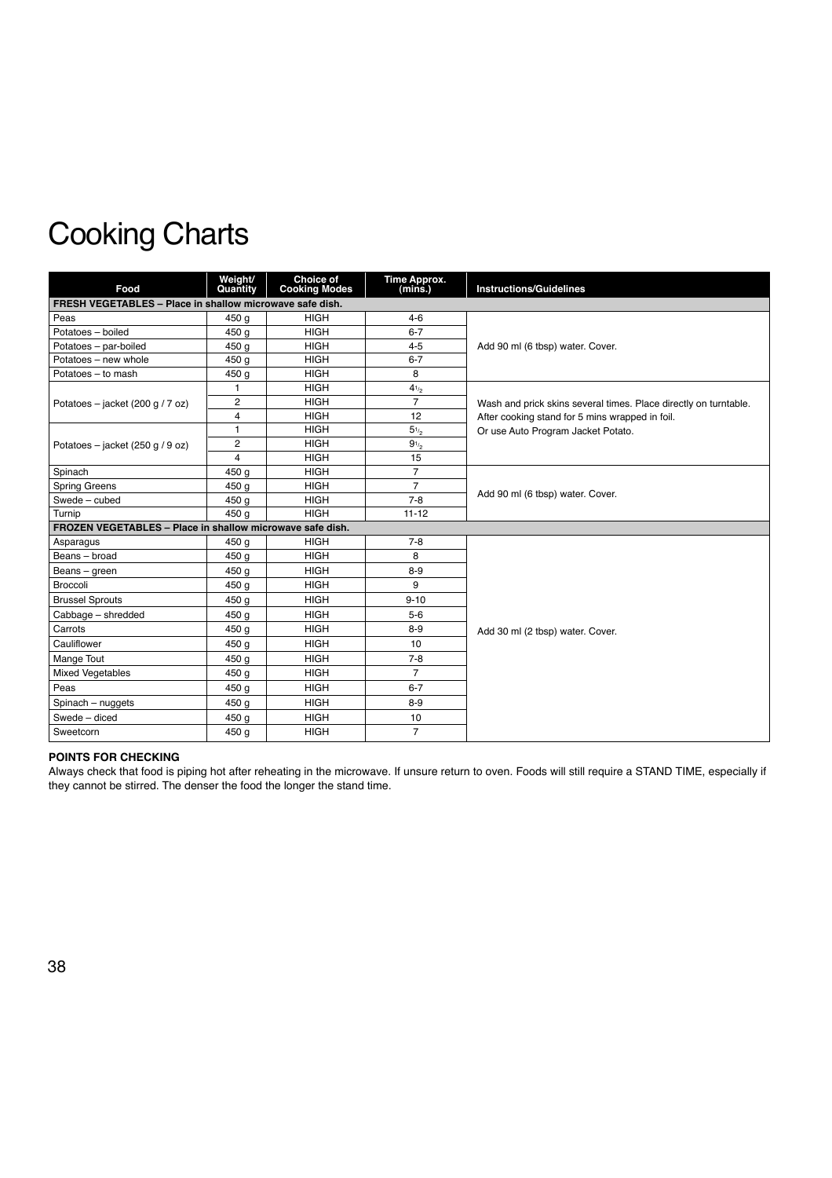# Cooking Charts

| Food | Weight/ Quantity | Choice of Cooking Modes | Time Approx. (mins.) | Instructions/Guidelines |
|---|---|---|---|---|
| **FRESH VEGETABLES – Place in shallow microwave safe dish.** | | | | |
| Peas | 450 g | HIGH | 4-6 | Add 90 ml (6 tbsp) water. Cover. |
| Potatoes – boiled | 450 g | HIGH | 6-7 | |
| Potatoes – par-boiled | 450 g | HIGH | 4-5 | |
| Potatoes – new whole | 450 g | HIGH | 6-7 | |
| Potatoes – to mash | 450 g | HIGH | 8 | |
| Potatoes – jacket (200 g / 7 oz) | 1 | HIGH | 4½ | Wash and prick skins several times. Place directly on turntable. After cooking stand for 5 mins wrapped in foil. Or use Auto Program Jacket Potato. |
| | 2 | HIGH | 7 | |
| | 4 | HIGH | 12 | |
| Potatoes – jacket (250 g / 9 oz) | 1 | HIGH | 5½ | |
| | 2 | HIGH | 9½ | |
| | 4 | HIGH | 15 | |
| Spinach | 450 g | HIGH | 7 | Add 90 ml (6 tbsp) water. Cover. |
| Spring Greens | 450 g | HIGH | 7 | |
| Swede – cubed | 450 g | HIGH | 7-8 | |
| Turnip | 450 g | HIGH | 11-12 | |
| **FROZEN VEGETABLES – Place in shallow microwave safe dish.** | | | | |
| Asparagus | 450 g | HIGH | 7-8 | Add 30 ml (2 tbsp) water. Cover. |
| Beans – broad | 450 g | HIGH | 8 | |
| Beans – green | 450 g | HIGH | 8-9 | |
| Broccoli | 450 g | HIGH | 9 | |
| Brussel Sprouts | 450 g | HIGH | 9-10 | |
| Cabbage – shredded | 450 g | HIGH | 5-6 | |
| Carrots | 450 g | HIGH | 8-9 | |
| Cauliflower | 450 g | HIGH | 10 | |
| Mange Tout | 450 g | HIGH | 7-8 | |
| Mixed Vegetables | 450 g | HIGH | 7 | |
| Peas | 450 g | HIGH | 6-7 | |
| Spinach – nuggets | 450 g | HIGH | 8-9 | |
| Swede – diced | 450 g | HIGH | 10 | |
| Sweetcorn | 450 g | HIGH | 7 | |

**POINTS FOR CHECKING**

Always check that food is piping hot after reheating in the microwave. If unsure return to oven. Foods will still require a STAND TIME, especially if they cannot be stirred. The denser the food the longer the stand time.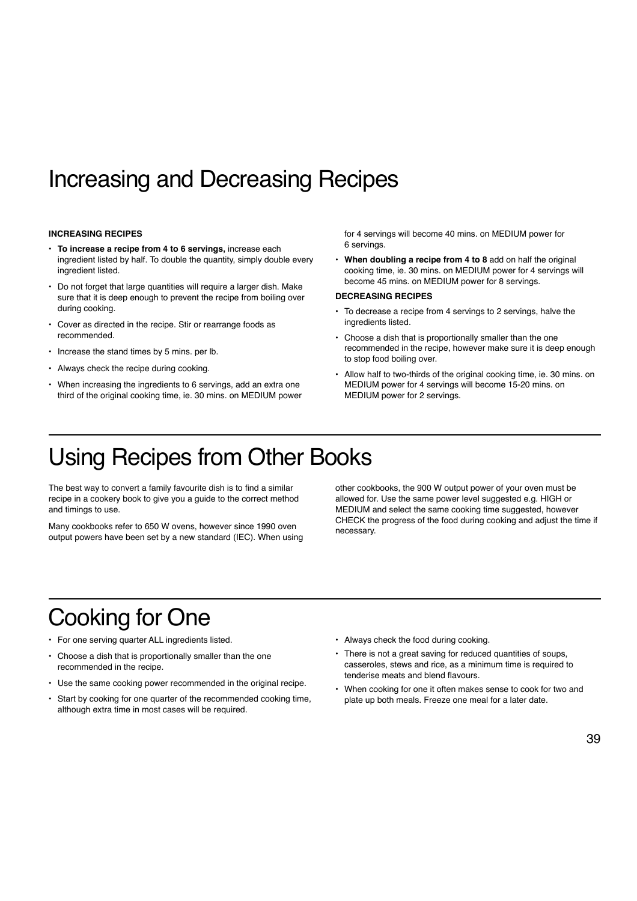# Increasing and Decreasing Recipes

**INCREASING RECIPES**

- **To increase a recipe from 4 to 6 servings,** increase each ingredient listed by half. To double the quantity, simply double every ingredient listed.
- Do not forget that large quantities will require a larger dish. Make sure that it is deep enough to prevent the recipe from boiling over during cooking.
- Cover as directed in the recipe. Stir or rearrange foods as recommended.
- Increase the stand times by 5 mins. per lb.
- Always check the recipe during cooking.
- When increasing the ingredients to 6 servings, add an extra one third of the original cooking time, ie. 30 mins. on MEDIUM power for 4 servings will become 40 mins. on MEDIUM power for 6 servings.
- **When doubling a recipe from 4 to 8** add on half the original cooking time, ie. 30 mins. on MEDIUM power for 4 servings will become 45 mins. on MEDIUM power for 8 servings.

**DECREASING RECIPES**

- To decrease a recipe from 4 servings to 2 servings, halve the ingredients listed.
- Choose a dish that is proportionally smaller than the one recommended in the recipe, however make sure it is deep enough to stop food boiling over.
- Allow half to two-thirds of the original cooking time, ie. 30 mins. on MEDIUM power for 4 servings will become 15-20 mins. on MEDIUM power for 2 servings.

# Using Recipes from Other Books

The best way to convert a family favourite dish is to find a similar recipe in a cookery book to give you a guide to the correct method and timings to use.

Many cookbooks refer to 650 W ovens, however since 1990 oven output powers have been set by a new standard (IEC). When using other cookbooks, the 900 W output power of your oven must be allowed for. Use the same power level suggested e.g. HIGH or MEDIUM and select the same cooking time suggested, however CHECK the progress of the food during cooking and adjust the time if necessary.

# Cooking for One

- For one serving quarter ALL ingredients listed.
- Choose a dish that is proportionally smaller than the one recommended in the recipe.
- Use the same cooking power recommended in the original recipe.
- Start by cooking for one quarter of the recommended cooking time, although extra time in most cases will be required.
- Always check the food during cooking.
- There is not a great saving for reduced quantities of soups, casseroles, stews and rice, as a minimum time is required to tenderise meats and blend flavours.
- When cooking for one it often makes sense to cook for two and plate up both meals. Freeze one meal for a later date.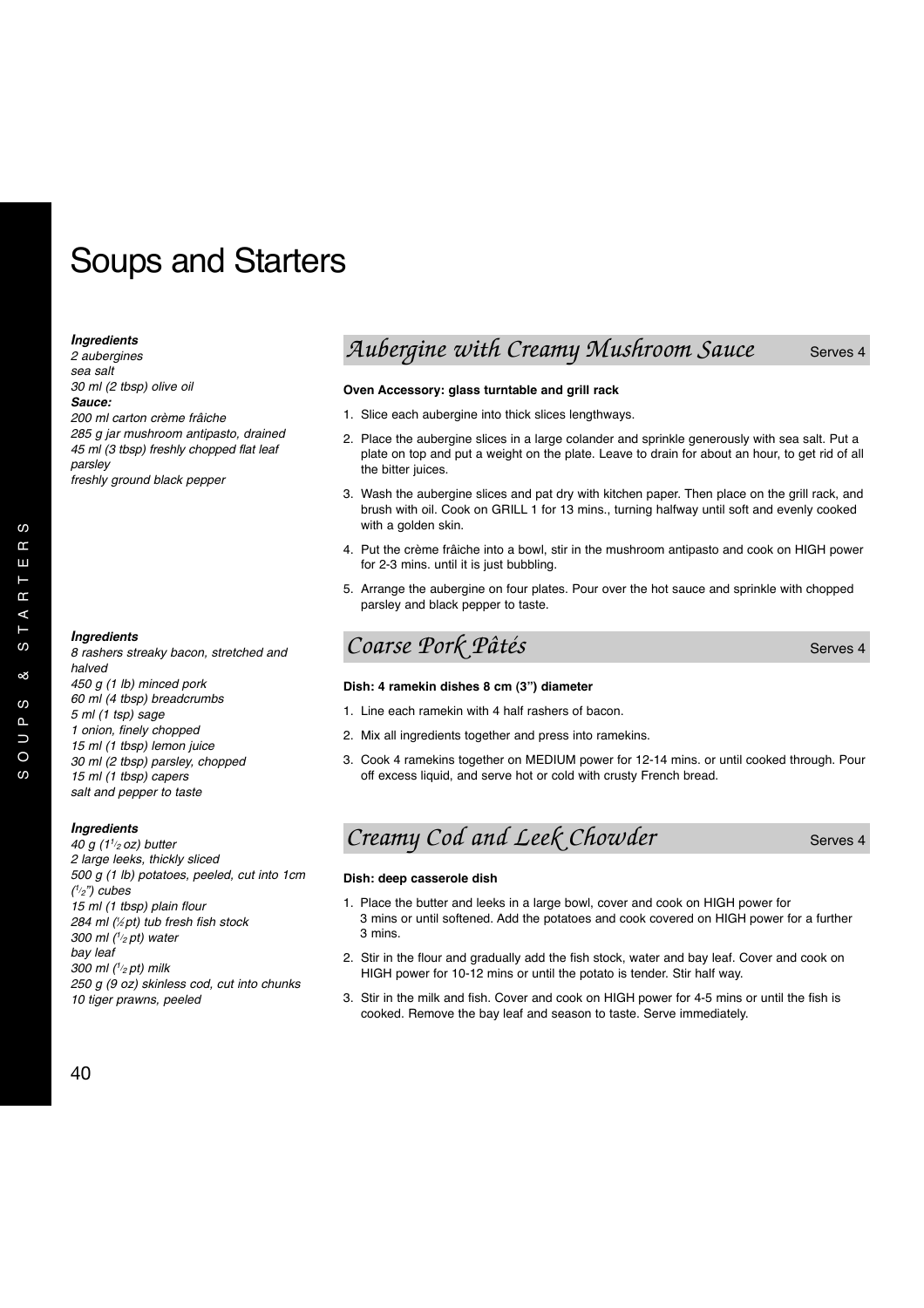# Soups and Starters

## Aubergine with Creamy Mushroom Sauce

Serves 4

***Ingredients***
*2 aubergines*
*sea salt*
*30 ml (2 tbsp) olive oil*
***Sauce:***
*200 ml carton crème fraîche*
*285 g jar mushroom antipasto, drained*
*45 ml (3 tbsp) freshly chopped flat leaf parsley*
*freshly ground black pepper*

**Oven Accessory: glass turntable and grill rack**

1. Slice each aubergine into thick slices lengthways.
2. Place the aubergine slices in a large colander and sprinkle generously with sea salt. Put a plate on top and put a weight on the plate. Leave to drain for about an hour, to get rid of all the bitter juices.
3. Wash the aubergine slices and pat dry with kitchen paper. Then place on the grill rack, and brush with oil. Cook on GRILL 1 for 13 mins., turning halfway until soft and evenly cooked with a golden skin.
4. Put the crème frâiche into a bowl, stir in the mushroom antipasto and cook on HIGH power for 2-3 mins. until it is just bubbling.
5. Arrange the aubergine on four plates. Pour over the hot sauce and sprinkle with chopped parsley and black pepper to taste.

## Coarse Pork Pâtés

Serves 4

***Ingredients***
*8 rashers streaky bacon, stretched and halved*
*450 g (1 lb) minced pork*
*60 ml (4 tbsp) breadcrumbs*
*5 ml (1 tsp) sage*
*1 onion, finely chopped*
*15 ml (1 tbsp) lemon juice*
*30 ml (2 tbsp) parsley, chopped*
*15 ml (1 tbsp) capers*
*salt and pepper to taste*

**Dish: 4 ramekin dishes 8 cm (3") diameter**

1. Line each ramekin with 4 half rashers of bacon.
2. Mix all ingredients together and press into ramekins.
3. Cook 4 ramekins together on MEDIUM power for 12-14 mins. or until cooked through. Pour off excess liquid, and serve hot or cold with crusty French bread.

## Creamy Cod and Leek Chowder

Serves 4

***Ingredients***
*40 g ($1^1/_2$ oz) butter*
*2 large leeks, thickly sliced*
*500 g (1 lb) potatoes, peeled, cut into 1cm ($^1/_2$") cubes*
*15 ml (1 tbsp) plain flour*
*284 ml ($^1/_2$ pt) tub fresh fish stock*
*300 ml ($^1/_2$ pt) water*
*bay leaf*
*300 ml ($^1/_2$ pt) milk*
*250 g (9 oz) skinless cod, cut into chunks*
*10 tiger prawns, peeled*

**Dish: deep casserole dish**

1. Place the butter and leeks in a large bowl, cover and cook on HIGH power for 3 mins or until softened. Add the potatoes and cook covered on HIGH power for a further 3 mins.
2. Stir in the flour and gradually add the fish stock, water and bay leaf. Cover and cook on HIGH power for 10-12 mins or until the potato is tender. Stir half way.
3. Stir in the milk and fish. Cover and cook on HIGH power for 4-5 mins or until the fish is cooked. Remove the bay leaf and season to taste. Serve immediately.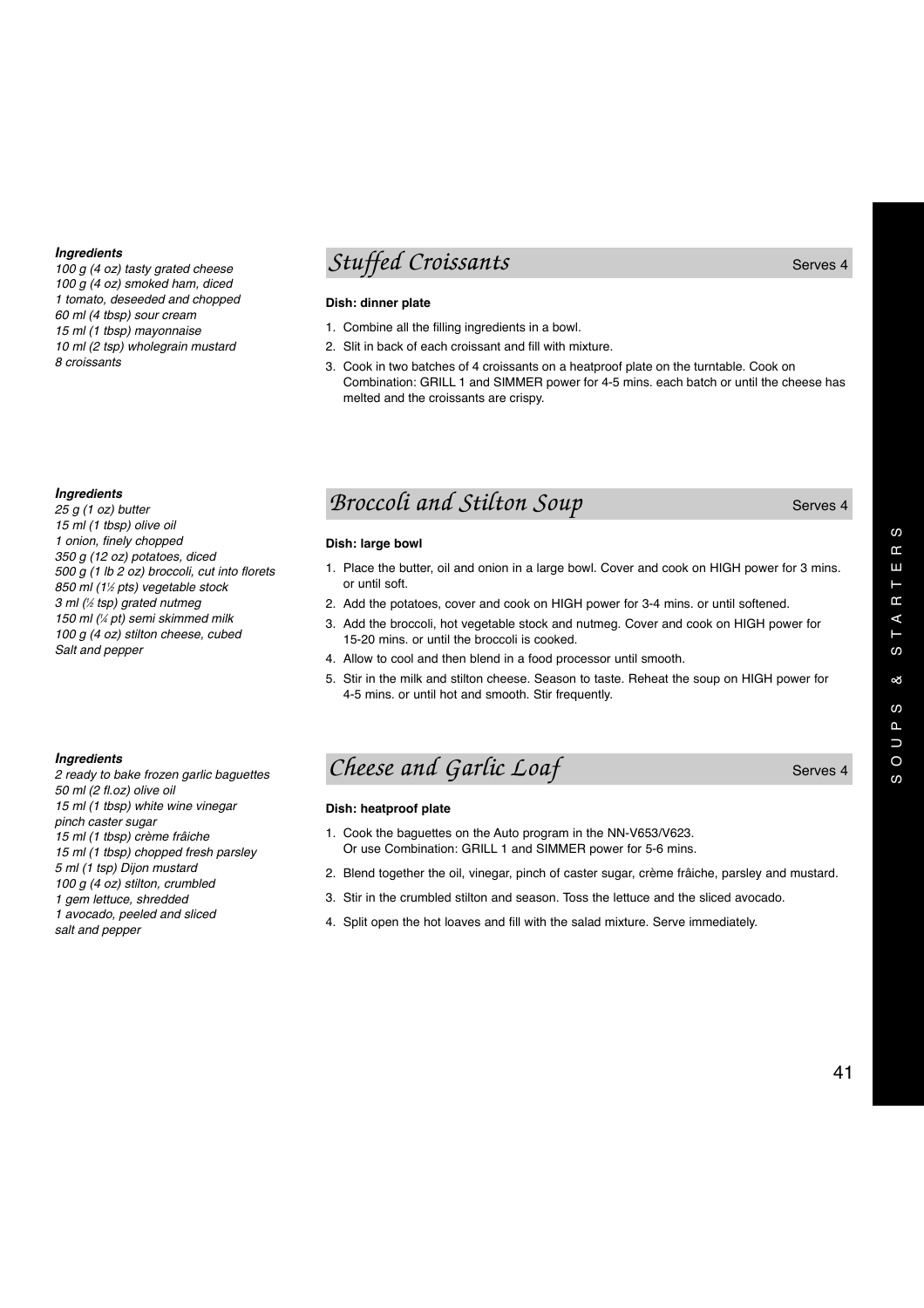## Stuffed Croissants

Serves 4

***Ingredients***

*100 g (4 oz) tasty grated cheese*
*100 g (4 oz) smoked ham, diced*
*1 tomato, deseeded and chopped*
*60 ml (4 tbsp) sour cream*
*15 ml (1 tbsp) mayonnaise*
*10 ml (2 tsp) wholegrain mustard*
*8 croissants*

**Dish: dinner plate**

1. Combine all the filling ingredients in a bowl.
2. Slit in back of each croissant and fill with mixture.
3. Cook in two batches of 4 croissants on a heatproof plate on the turntable. Cook on Combination: GRILL 1 and SIMMER power for 4-5 mins. each batch or until the cheese has melted and the croissants are crispy.

## Broccoli and Stilton Soup

Serves 4

***Ingredients***

*25 g (1 oz) butter*
*15 ml (1 tbsp) olive oil*
*1 onion, finely chopped*
*350 g (12 oz) potatoes, diced*
*500 g (1 lb 2 oz) broccoli, cut into florets*
*850 ml (1½ pts) vegetable stock*
*3 ml (½ tsp) grated nutmeg*
*150 ml (¼ pt) semi skimmed milk*
*100 g (4 oz) stilton cheese, cubed*
*Salt and pepper*

**Dish: large bowl**

1. Place the butter, oil and onion in a large bowl. Cover and cook on HIGH power for 3 mins. or until soft.
2. Add the potatoes, cover and cook on HIGH power for 3-4 mins. or until softened.
3. Add the broccoli, hot vegetable stock and nutmeg. Cover and cook on HIGH power for 15-20 mins. or until the broccoli is cooked.
4. Allow to cool and then blend in a food processor until smooth.
5. Stir in the milk and stilton cheese. Season to taste. Reheat the soup on HIGH power for 4-5 mins. or until hot and smooth. Stir frequently.

## Cheese and Garlic Loaf

Serves 4

***Ingredients***

*2 ready to bake frozen garlic baguettes*
*50 ml (2 fl.oz) olive oil*
*15 ml (1 tbsp) white wine vinegar*
*pinch caster sugar*
*15 ml (1 tbsp) crème frâiche*
*15 ml (1 tbsp) chopped fresh parsley*
*5 ml (1 tsp) Dijon mustard*
*100 g (4 oz) stilton, crumbled*
*1 gem lettuce, shredded*
*1 avocado, peeled and sliced*
*salt and pepper*

**Dish: heatproof plate**

1. Cook the baguettes on the Auto program in the NN-V653/V623. Or use Combination: GRILL 1 and SIMMER power for 5-6 mins.
2. Blend together the oil, vinegar, pinch of caster sugar, crème frâiche, parsley and mustard.
3. Stir in the crumbled stilton and season. Toss the lettuce and the sliced avocado.
4. Split open the hot loaves and fill with the salad mixture. Serve immediately.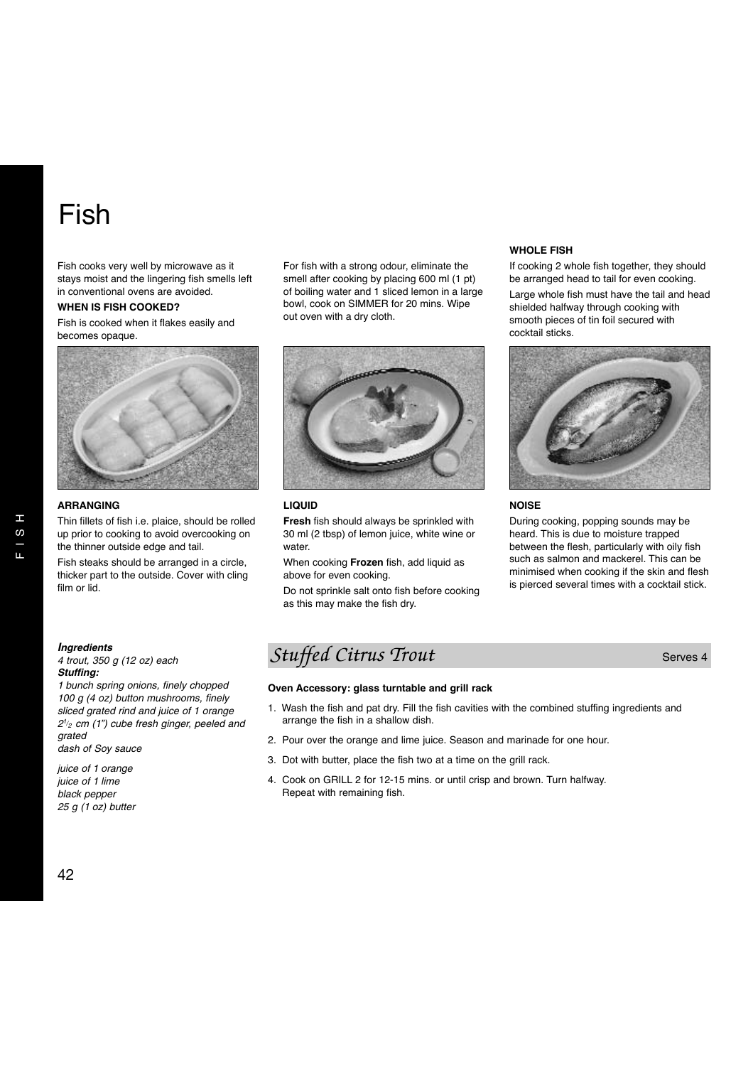# Fish

Fish cooks very well by microwave as it stays moist and the lingering fish smells left in conventional ovens are avoided.

**WHEN IS FISH COOKED?**

Fish is cooked when it flakes easily and becomes opaque.

**ARRANGING**

Thin fillets of fish i.e. plaice, should be rolled up prior to cooking to avoid overcooking on the thinner outside edge and tail.

Fish steaks should be arranged in a circle, thicker part to the outside. Cover with cling film or lid.

For fish with a strong odour, eliminate the smell after cooking by placing 600 ml (1 pt) of boiling water and 1 sliced lemon in a large bowl, cook on SIMMER for 20 mins. Wipe out oven with a dry cloth.

**LIQUID**

**Fresh** fish should always be sprinkled with 30 ml (2 tbsp) of lemon juice, white wine or water.

When cooking **Frozen** fish, add liquid as above for even cooking.

Do not sprinkle salt onto fish before cooking as this may make the fish dry.

**WHOLE FISH**

If cooking 2 whole fish together, they should be arranged head to tail for even cooking.

Large whole fish must have the tail and head shielded halfway through cooking with smooth pieces of tin foil secured with cocktail sticks.

**NOISE**

During cooking, popping sounds may be heard. This is due to moisture trapped between the flesh, particularly with oily fish such as salmon and mackerel. This can be minimised when cooking if the skin and flesh is pierced several times with a cocktail stick.

## Stuffed Citrus Trout

Serves 4

***Ingredients***

*4 trout, 350 g (12 oz) each*

***Stuffing:***

*1 bunch spring onions, finely chopped*
*100 g (4 oz) button mushrooms, finely sliced grated rind and juice of 1 orange*
*2½ cm (1") cube fresh ginger, peeled and grated*
*dash of Soy sauce*

*juice of 1 orange*
*juice of 1 lime*
*black pepper*
*25 g (1 oz) butter*

**Oven Accessory: glass turntable and grill rack**

1. Wash the fish and pat dry. Fill the fish cavities with the combined stuffing ingredients and arrange the fish in a shallow dish.
2. Pour over the orange and lime juice. Season and marinade for one hour.
3. Dot with butter, place the fish two at a time on the grill rack.
4. Cook on GRILL 2 for 12-15 mins. or until crisp and brown. Turn halfway. Repeat with remaining fish.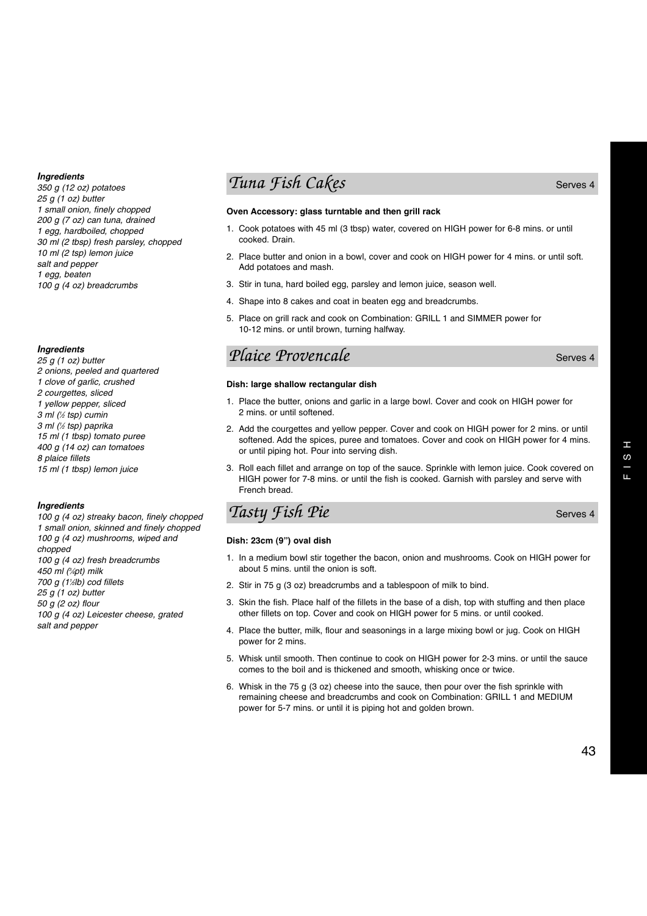## Tuna Fish Cakes

Serves 4

***Ingredients***

*350 g (12 oz) potatoes*
*25 g (1 oz) butter*
*1 small onion, finely chopped*
*200 g (7 oz) can tuna, drained*
*1 egg, hardboiled, chopped*
*30 ml (2 tbsp) fresh parsley, chopped*
*10 ml (2 tsp) lemon juice*
*salt and pepper*
*1 egg, beaten*
*100 g (4 oz) breadcrumbs*

**Oven Accessory: glass turntable and then grill rack**

1. Cook potatoes with 45 ml (3 tbsp) water, covered on HIGH power for 6-8 mins. or until cooked. Drain.
2. Place butter and onion in a bowl, cover and cook on HIGH power for 4 mins. or until soft. Add potatoes and mash.
3. Stir in tuna, hard boiled egg, parsley and lemon juice, season well.
4. Shape into 8 cakes and coat in beaten egg and breadcrumbs.
5. Place on grill rack and cook on Combination: GRILL 1 and SIMMER power for 10-12 mins. or until brown, turning halfway.

## Plaice Provencale

Serves 4

***Ingredients***

*25 g (1 oz) butter*
*2 onions, peeled and quartered*
*1 clove of garlic, crushed*
*2 courgettes, sliced*
*1 yellow pepper, sliced*
*3 ml (½ tsp) cumin*
*3 ml (½ tsp) paprika*
*15 ml (1 tbsp) tomato puree*
*400 g (14 oz) can tomatoes*
*8 plaice fillets*
*15 ml (1 tbsp) lemon juice*

**Dish: large shallow rectangular dish**

1. Place the butter, onions and garlic in a large bowl. Cover and cook on HIGH power for 2 mins. or until softened.
2. Add the courgettes and yellow pepper. Cover and cook on HIGH power for 2 mins. or until softened. Add the spices, puree and tomatoes. Cover and cook on HIGH power for 4 mins. or until piping hot. Pour into serving dish.
3. Roll each fillet and arrange on top of the sauce. Sprinkle with lemon juice. Cook covered on HIGH power for 7-8 mins. or until the fish is cooked. Garnish with parsley and serve with French bread.

## Tasty Fish Pie

Serves 4

***Ingredients***

*100 g (4 oz) streaky bacon, finely chopped*
*1 small onion, skinned and finely chopped*
*100 g (4 oz) mushrooms, wiped and chopped*
*100 g (4 oz) fresh breadcrumbs*
*450 ml (¾pt) milk*
*700 g (1½lb) cod fillets*
*25 g (1 oz) butter*
*50 g (2 oz) flour*
*100 g (4 oz) Leicester cheese, grated*
*salt and pepper*

**Dish: 23cm (9") oval dish**

1. In a medium bowl stir together the bacon, onion and mushrooms. Cook on HIGH power for about 5 mins. until the onion is soft.
2. Stir in 75 g (3 oz) breadcrumbs and a tablespoon of milk to bind.
3. Skin the fish. Place half of the fillets in the base of a dish, top with stuffing and then place other fillets on top. Cover and cook on HIGH power for 5 mins. or until cooked.
4. Place the butter, milk, flour and seasonings in a large mixing bowl or jug. Cook on HIGH power for 2 mins.
5. Whisk until smooth. Then continue to cook on HIGH power for 2-3 mins. or until the sauce comes to the boil and is thickened and smooth, whisking once or twice.
6. Whisk in the 75 g (3 oz) cheese into the sauce, then pour over the fish sprinkle with remaining cheese and breadcrumbs and cook on Combination: GRILL 1 and MEDIUM power for 5-7 mins. or until it is piping hot and golden brown.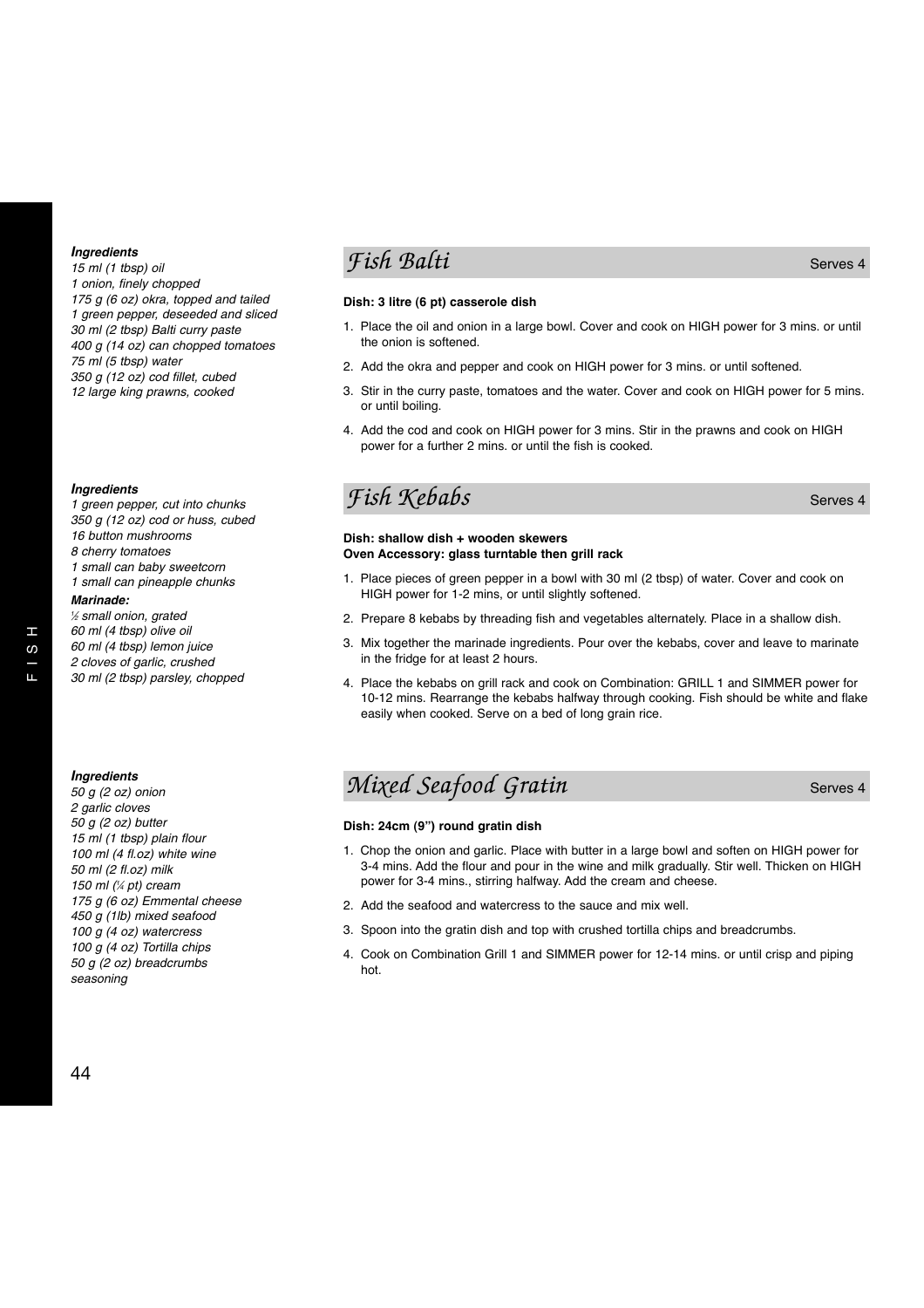## Fish Balti

Serves 4

***Ingredients***

*15 ml (1 tbsp) oil*
*1 onion, finely chopped*
*175 g (6 oz) okra, topped and tailed*
*1 green pepper, deseeded and sliced*
*30 ml (2 tbsp) Balti curry paste*
*400 g (14 oz) can chopped tomatoes*
*75 ml (5 tbsp) water*
*350 g (12 oz) cod fillet, cubed*
*12 large king prawns, cooked*

**Dish: 3 litre (6 pt) casserole dish**

1. Place the oil and onion in a large bowl. Cover and cook on HIGH power for 3 mins. or until the onion is softened.
2. Add the okra and pepper and cook on HIGH power for 3 mins. or until softened.
3. Stir in the curry paste, tomatoes and the water. Cover and cook on HIGH power for 5 mins. or until boiling.
4. Add the cod and cook on HIGH power for 3 mins. Stir in the prawns and cook on HIGH power for a further 2 mins. or until the fish is cooked.

## Fish Kebabs

Serves 4

***Ingredients***

*1 green pepper, cut into chunks*
*350 g (12 oz) cod or huss, cubed*
*16 button mushrooms*
*8 cherry tomatoes*
*1 small can baby sweetcorn*
*1 small can pineapple chunks*

***Marinade:***

*½ small onion, grated*
*60 ml (4 tbsp) olive oil*
*60 ml (4 tbsp) lemon juice*
*2 cloves of garlic, crushed*
*30 ml (2 tbsp) parsley, chopped*

**Dish: shallow dish + wooden skewers**
**Oven Accessory: glass turntable then grill rack**

1. Place pieces of green pepper in a bowl with 30 ml (2 tbsp) of water. Cover and cook on HIGH power for 1-2 mins, or until slightly softened.
2. Prepare 8 kebabs by threading fish and vegetables alternately. Place in a shallow dish.
3. Mix together the marinade ingredients. Pour over the kebabs, cover and leave to marinate in the fridge for at least 2 hours.
4. Place the kebabs on grill rack and cook on Combination: GRILL 1 and SIMMER power for 10-12 mins. Rearrange the kebabs halfway through cooking. Fish should be white and flake easily when cooked. Serve on a bed of long grain rice.

## Mixed Seafood Gratin

Serves 4

***Ingredients***

*50 g (2 oz) onion*
*2 garlic cloves*
*50 g (2 oz) butter*
*15 ml (1 tbsp) plain flour*
*100 ml (4 fl.oz) white wine*
*50 ml (2 fl.oz) milk*
*150 ml (¼ pt) cream*
*175 g (6 oz) Emmental cheese*
*450 g (1lb) mixed seafood*
*100 g (4 oz) watercress*
*100 g (4 oz) Tortilla chips*
*50 g (2 oz) breadcrumbs*
*seasoning*

**Dish: 24cm (9") round gratin dish**

1. Chop the onion and garlic. Place with butter in a large bowl and soften on HIGH power for 3-4 mins. Add the flour and pour in the wine and milk gradually. Stir well. Thicken on HIGH power for 3-4 mins., stirring halfway. Add the cream and cheese.
2. Add the seafood and watercress to the sauce and mix well.
3. Spoon into the gratin dish and top with crushed tortilla chips and breadcrumbs.
4. Cook on Combination Grill 1 and SIMMER power for 12-14 mins. or until crisp and piping hot.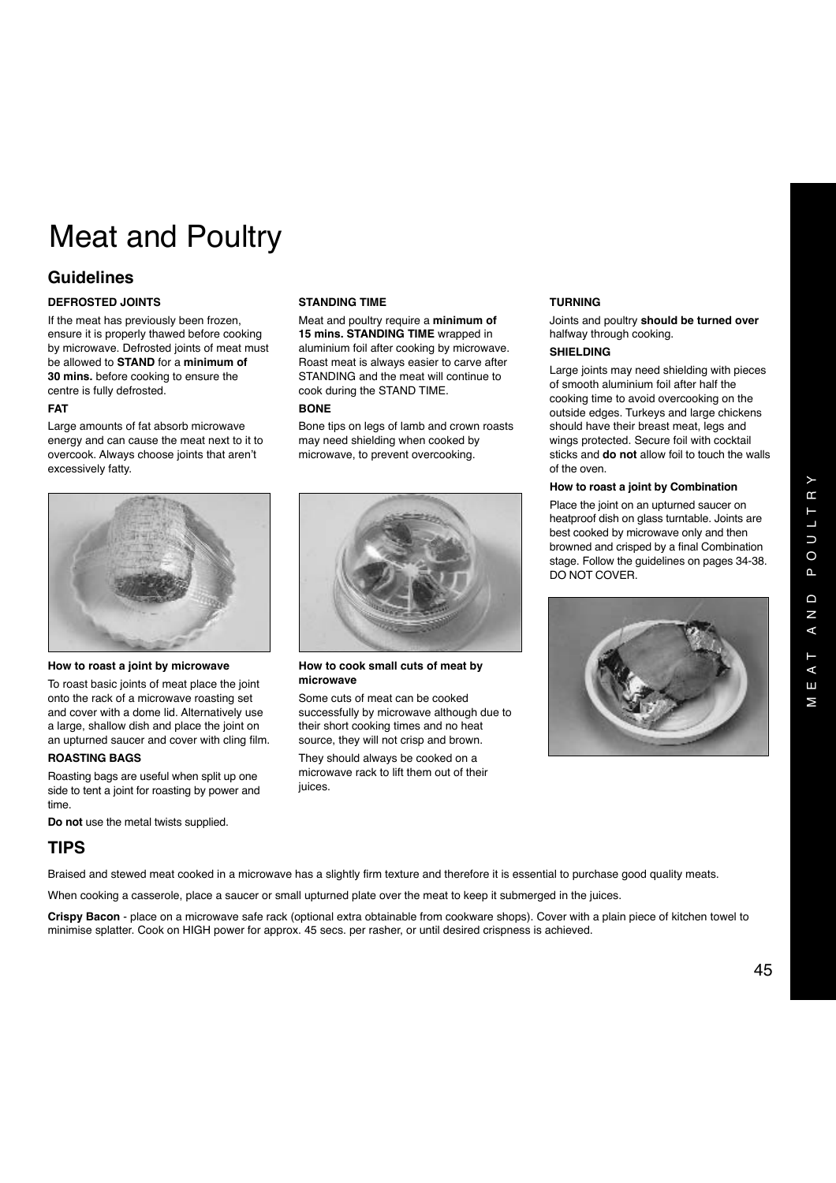# Meat and Poultry

## Guidelines

**DEFROSTED JOINTS**

If the meat has previously been frozen, ensure it is properly thawed before cooking by microwave. Defrosted joints of meat must be allowed to **STAND** for a **minimum of 30 mins.** before cooking to ensure the centre is fully defrosted.

**FAT**

Large amounts of fat absorb microwave energy and can cause the meat next to it to overcook. Always choose joints that aren't excessively fatty.

**How to roast a joint by microwave**

To roast basic joints of meat place the joint onto the rack of a microwave roasting set and cover with a dome lid. Alternatively use a large, shallow dish and place the joint on an upturned saucer and cover with cling film.

**ROASTING BAGS**

Roasting bags are useful when split up one side to tent a joint for roasting by power and time.

**Do not** use the metal twists supplied.

**STANDING TIME**

Meat and poultry require a **minimum of 15 mins. STANDING TIME** wrapped in aluminium foil after cooking by microwave. Roast meat is always easier to carve after STANDING and the meat will continue to cook during the STAND TIME.

**BONE**

Bone tips on legs of lamb and crown roasts may need shielding when cooked by microwave, to prevent overcooking.

**How to cook small cuts of meat by microwave**

Some cuts of meat can be cooked successfully by microwave although due to their short cooking times and no heat source, they will not crisp and brown.

They should always be cooked on a microwave rack to lift them out of their juices.

**TURNING**

Joints and poultry **should be turned over** halfway through cooking.

**SHIELDING**

Large joints may need shielding with pieces of smooth aluminium foil after half the cooking time to avoid overcooking on the outside edges. Turkeys and large chickens should have their breast meat, legs and wings protected. Secure foil with cocktail sticks and **do not** allow foil to touch the walls of the oven.

**How to roast a joint by Combination**

Place the joint on an upturned saucer on heatproof dish on glass turntable. Joints are best cooked by microwave only and then browned and crisped by a final Combination stage. Follow the guidelines on pages 34-38. DO NOT COVER.

## TIPS

Braised and stewed meat cooked in a microwave has a slightly firm texture and therefore it is essential to purchase good quality meats.

When cooking a casserole, place a saucer or small upturned plate over the meat to keep it submerged in the juices.

**Crispy Bacon** - place on a microwave safe rack (optional extra obtainable from cookware shops). Cover with a plain piece of kitchen towel to minimise splatter. Cook on HIGH power for approx. 45 secs. per rasher, or until desired crispness is achieved.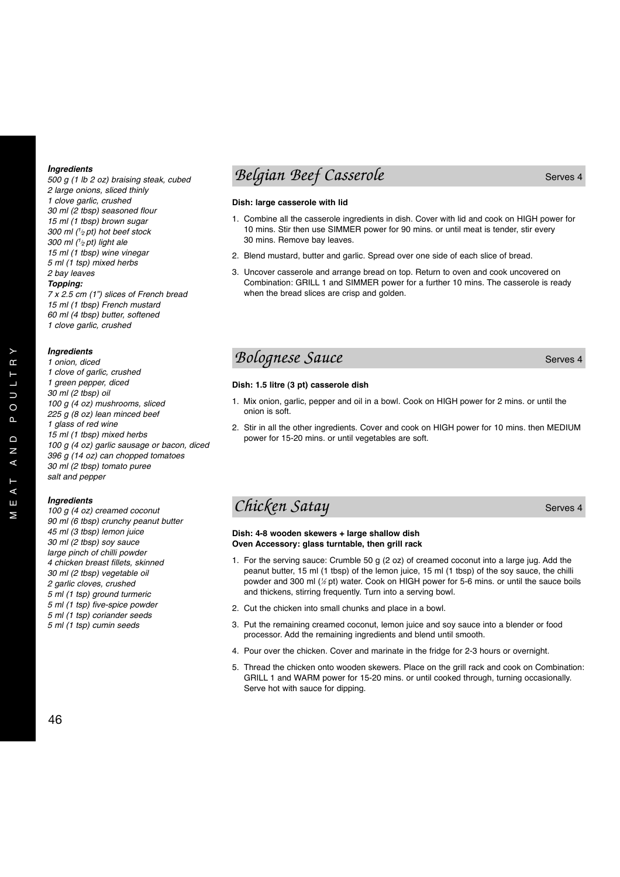## Belgian Beef Casserole

Serves 4

***Ingredients***

*500 g (1 lb 2 oz) braising steak, cubed*
*2 large onions, sliced thinly*
*1 clove garlic, crushed*
*30 ml (2 tbsp) seasoned flour*
*15 ml (1 tbsp) brown sugar*
*300 ml (½ pt) hot beef stock*
*300 ml (½ pt) light ale*
*15 ml (1 tbsp) wine vinegar*
*5 ml (1 tsp) mixed herbs*
*2 bay leaves*

***Topping:***

*7 x 2.5 cm (1") slices of French bread*
*15 ml (1 tbsp) French mustard*
*60 ml (4 tbsp) butter, softened*
*1 clove garlic, crushed*

**Dish: large casserole with lid**

1. Combine all the casserole ingredients in dish. Cover with lid and cook on HIGH power for 10 mins. Stir then use SIMMER power for 90 mins. or until meat is tender, stir every 30 mins. Remove bay leaves.
2. Blend mustard, butter and garlic. Spread over one side of each slice of bread.
3. Uncover casserole and arrange bread on top. Return to oven and cook uncovered on Combination: GRILL 1 and SIMMER power for a further 10 mins. The casserole is ready when the bread slices are crisp and golden.

## Bolognese Sauce

Serves 4

***Ingredients***

*1 onion, diced*
*1 clove of garlic, crushed*
*1 green pepper, diced*
*30 ml (2 tbsp) oil*
*100 g (4 oz) mushrooms, sliced*
*225 g (8 oz) lean minced beef*
*1 glass of red wine*
*15 ml (1 tbsp) mixed herbs*
*100 g (4 oz) garlic sausage or bacon, diced*
*396 g (14 oz) can chopped tomatoes*
*30 ml (2 tbsp) tomato puree*
*salt and pepper*

**Dish: 1.5 litre (3 pt) casserole dish**

1. Mix onion, garlic, pepper and oil in a bowl. Cook on HIGH power for 2 mins. or until the onion is soft.
2. Stir in all the other ingredients. Cover and cook on HIGH power for 10 mins. then MEDIUM power for 15-20 mins. or until vegetables are soft.

## Chicken Satay

Serves 4

***Ingredients***

*100 g (4 oz) creamed coconut*
*90 ml (6 tbsp) crunchy peanut butter*
*45 ml (3 tbsp) lemon juice*
*30 ml (2 tbsp) soy sauce*
*large pinch of chilli powder*
*4 chicken breast fillets, skinned*
*30 ml (2 tbsp) vegetable oil*
*2 garlic cloves, crushed*
*5 ml (1 tsp) ground turmeric*
*5 ml (1 tsp) five-spice powder*
*5 ml (1 tsp) coriander seeds*
*5 ml (1 tsp) cumin seeds*

**Dish: 4-8 wooden skewers + large shallow dish**
**Oven Accessory: glass turntable, then grill rack**

1. For the serving sauce: Crumble 50 g (2 oz) of creamed coconut into a large jug. Add the peanut butter, 15 ml (1 tbsp) of the lemon juice, 15 ml (1 tbsp) of the soy sauce, the chilli powder and 300 ml (½ pt) water. Cook on HIGH power for 5-6 mins. or until the sauce boils and thickens, stirring frequently. Turn into a serving bowl.
2. Cut the chicken into small chunks and place in a bowl.
3. Put the remaining creamed coconut, lemon juice and soy sauce into a blender or food processor. Add the remaining ingredients and blend until smooth.
4. Pour over the chicken. Cover and marinate in the fridge for 2-3 hours or overnight.
5. Thread the chicken onto wooden skewers. Place on the grill rack and cook on Combination: GRILL 1 and WARM power for 15-20 mins. or until cooked through, turning occasionally. Serve hot with sauce for dipping.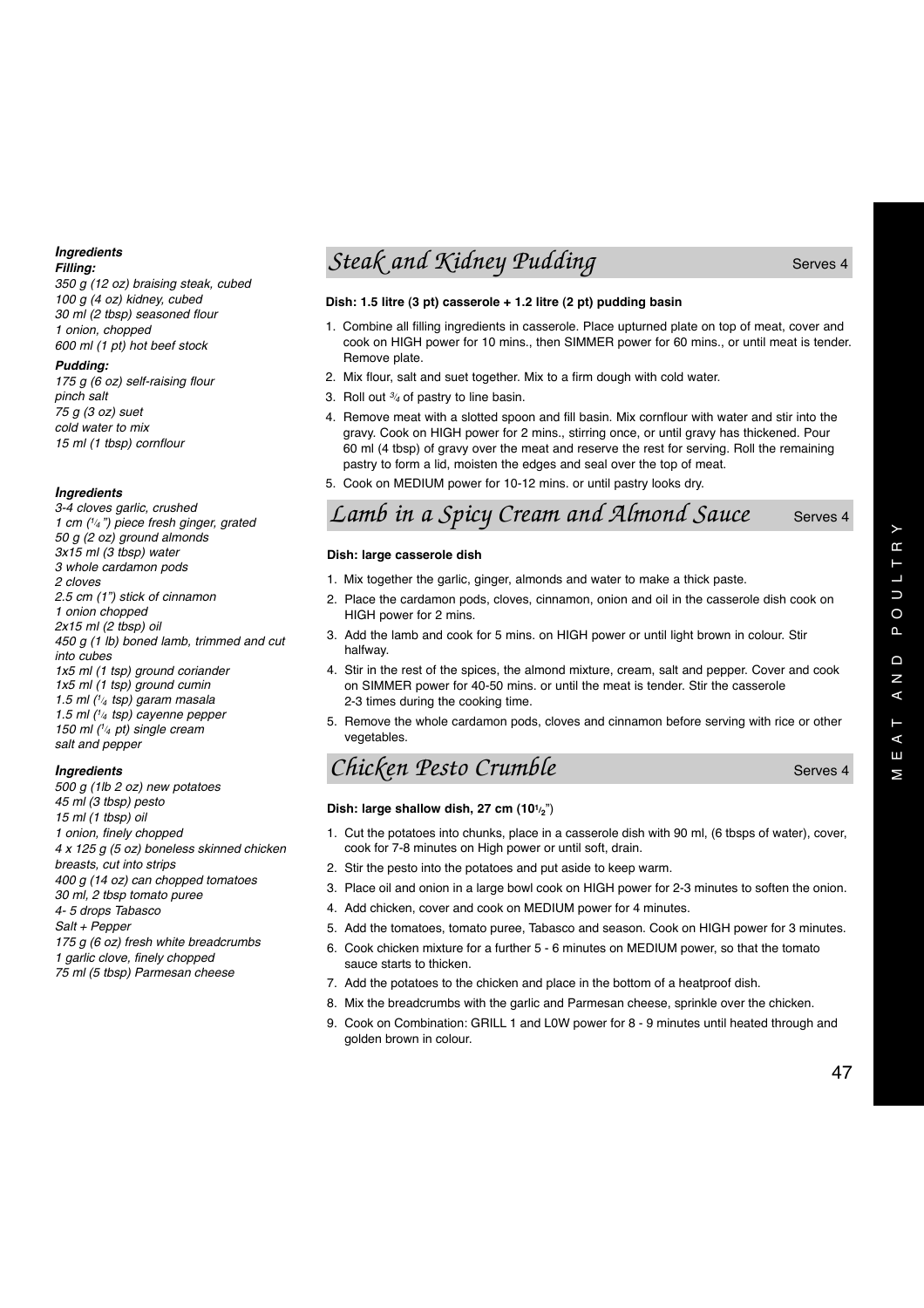## Steak and Kidney Pudding

Serves 4

***Ingredients***

***Filling:***

*350 g (12 oz) braising steak, cubed*
*100 g (4 oz) kidney, cubed*
*30 ml (2 tbsp) seasoned flour*
*1 onion, chopped*
*600 ml (1 pt) hot beef stock*

***Pudding:***

*175 g (6 oz) self-raising flour*
*pinch salt*
*75 g (3 oz) suet*
*cold water to mix*
*15 ml (1 tbsp) cornflour*

**Dish: 1.5 litre (3 pt) casserole + 1.2 litre (2 pt) pudding basin**

1. Combine all filling ingredients in casserole. Place upturned plate on top of meat, cover and cook on HIGH power for 10 mins., then SIMMER power for 60 mins., or until meat is tender. Remove plate.
2. Mix flour, salt and suet together. Mix to a firm dough with cold water.
3. Roll out 3/4 of pastry to line basin.
4. Remove meat with a slotted spoon and fill basin. Mix cornflour with water and stir into the gravy. Cook on HIGH power for 2 mins., stirring once, or until gravy has thickened. Pour 60 ml (4 tbsp) of gravy over the meat and reserve the rest for serving. Roll the remaining pastry to form a lid, moisten the edges and seal over the top of meat.
5. Cook on MEDIUM power for 10-12 mins. or until pastry looks dry.

## Lamb in a Spicy Cream and Almond Sauce

Serves 4

***Ingredients***

*3-4 cloves garlic, crushed*
*1 cm (1/4") piece fresh ginger, grated*
*50 g (2 oz) ground almonds*
*3x15 ml (3 tbsp) water*
*3 whole cardamon pods*
*2 cloves*
*2.5 cm (1") stick of cinnamon*
*1 onion chopped*
*2x15 ml (2 tbsp) oil*
*450 g (1 lb) boned lamb, trimmed and cut into cubes*
*1x5 ml (1 tsp) ground coriander*
*1x5 ml (1 tsp) ground cumin*
*1.5 ml (1/4 tsp) garam masala*
*1.5 ml (1/4 tsp) cayenne pepper*
*150 ml (1/4 pt) single cream*
*salt and pepper*

**Dish: large casserole dish**

1. Mix together the garlic, ginger, almonds and water to make a thick paste.
2. Place the cardamon pods, cloves, cinnamon, onion and oil in the casserole dish cook on HIGH power for 2 mins.
3. Add the lamb and cook for 5 mins. on HIGH power or until light brown in colour. Stir halfway.
4. Stir in the rest of the spices, the almond mixture, cream, salt and pepper. Cover and cook on SIMMER power for 40-50 mins. or until the meat is tender. Stir the casserole 2-3 times during the cooking time.
5. Remove the whole cardamon pods, cloves and cinnamon before serving with rice or other vegetables.

## Chicken Pesto Crumble

Serves 4

***Ingredients***

*500 g (1lb 2 oz) new potatoes*
*45 ml (3 tbsp) pesto*
*15 ml (1 tbsp) oil*
*1 onion, finely chopped*
*4 x 125 g (5 oz) boneless skinned chicken breasts, cut into strips*
*400 g (14 oz) can chopped tomatoes*
*30 ml, 2 tbsp tomato puree*
*4- 5 drops Tabasco*
*Salt + Pepper*
*175 g (6 oz) fresh white breadcrumbs*
*1 garlic clove, finely chopped*
*75 ml (5 tbsp) Parmesan cheese*

**Dish: large shallow dish, 27 cm (10 1/2")**

1. Cut the potatoes into chunks, place in a casserole dish with 90 ml, (6 tbsps of water), cover, cook for 7-8 minutes on High power or until soft, drain.
2. Stir the pesto into the potatoes and put aside to keep warm.
3. Place oil and onion in a large bowl cook on HIGH power for 2-3 minutes to soften the onion.
4. Add chicken, cover and cook on MEDIUM power for 4 minutes.
5. Add the tomatoes, tomato puree, Tabasco and season. Cook on HIGH power for 3 minutes.
6. Cook chicken mixture for a further 5 - 6 minutes on MEDIUM power, so that the tomato sauce starts to thicken.
7. Add the potatoes to the chicken and place in the bottom of a heatproof dish.
8. Mix the breadcrumbs with the garlic and Parmesan cheese, sprinkle over the chicken.
9. Cook on Combination: GRILL 1 and L0W power for 8 - 9 minutes until heated through and golden brown in colour.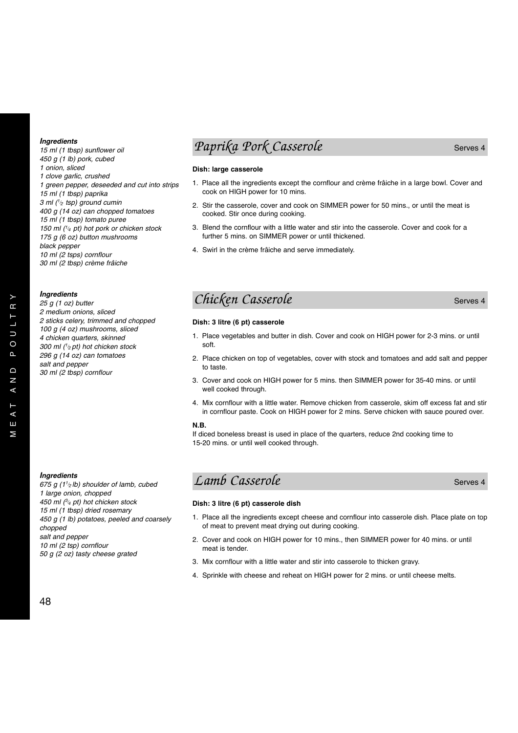## Paprika Pork Casserole

Serves 4

***Ingredients***

*15 ml (1 tbsp) sunflower oil*
*450 g (1 lb) pork, cubed*
*1 onion, sliced*
*1 clove garlic, crushed*
*1 green pepper, deseeded and cut into strips*
*15 ml (1 tbsp) paprika*
*3 ml (1/2 tsp) ground cumin*
*400 g (14 oz) can chopped tomatoes*
*15 ml (1 tbsp) tomato puree*
*150 ml (1/4 pt) hot pork or chicken stock*
*175 g (6 oz) button mushrooms*
*black pepper*
*10 ml (2 tsps) cornflour*
*30 ml (2 tbsp) crème frâiche*

**Dish: large casserole**

1. Place all the ingredients except the cornflour and crème frâiche in a large bowl. Cover and cook on HIGH power for 10 mins.
2. Stir the casserole, cover and cook on SIMMER power for 50 mins., or until the meat is cooked. Stir once during cooking.
3. Blend the cornflour with a little water and stir into the casserole. Cover and cook for a further 5 mins. on SIMMER power or until thickened.
4. Swirl in the crème frâiche and serve immediately.

## Chicken Casserole

Serves 4

***Ingredients***

*25 g (1 oz) butter*
*2 medium onions, sliced*
*2 sticks celery, trimmed and chopped*
*100 g (4 oz) mushrooms, sliced*
*4 chicken quarters, skinned*
*300 ml (1/2 pt) hot chicken stock*
*296 g (14 oz) can tomatoes*
*salt and pepper*
*30 ml (2 tbsp) cornflour*

**Dish: 3 litre (6 pt) casserole**

1. Place vegetables and butter in dish. Cover and cook on HIGH power for 2-3 mins. or until soft.
2. Place chicken on top of vegetables, cover with stock and tomatoes and add salt and pepper to taste.
3. Cover and cook on HIGH power for 5 mins. then SIMMER power for 35-40 mins. or until well cooked through.
4. Mix cornflour with a little water. Remove chicken from casserole, skim off excess fat and stir in cornflour paste. Cook on HIGH power for 2 mins. Serve chicken with sauce poured over.

**N.B.**
If diced boneless breast is used in place of the quarters, reduce 2nd cooking time to 15-20 mins. or until well cooked through.

## Lamb Casserole

Serves 4

***Ingredients***

*675 g (1 1/2 lb) shoulder of lamb, cubed*
*1 large onion, chopped*
*450 ml (3/4 pt) hot chicken stock*
*15 ml (1 tbsp) dried rosemary*
*450 g (1 lb) potatoes, peeled and coarsely chopped*
*salt and pepper*
*10 ml (2 tsp) cornflour*
*50 g (2 oz) tasty cheese grated*

**Dish: 3 litre (6 pt) casserole dish**

1. Place all the ingredients except cheese and cornflour into casserole dish. Place plate on top of meat to prevent meat drying out during cooking.
2. Cover and cook on HIGH power for 10 mins., then SIMMER power for 40 mins. or until meat is tender.
3. Mix cornflour with a little water and stir into casserole to thicken gravy.
4. Sprinkle with cheese and reheat on HIGH power for 2 mins. or until cheese melts.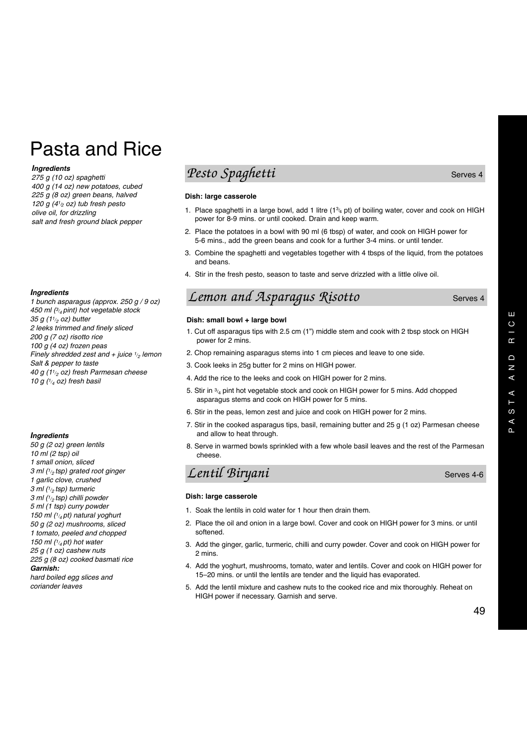# Pasta and Rice

## Pesto Spaghetti

Serves 4

***Ingredients***

*275 g (10 oz) spaghetti*
*400 g (14 oz) new potatoes, cubed*
*225 g (8 oz) green beans, halved*
*120 g (4½ oz) tub fresh pesto*
*olive oil, for drizzling*
*salt and fresh ground black pepper*

**Dish: large casserole**

1. Place spaghetti in a large bowl, add 1 litre (1¾ pt) of boiling water, cover and cook on HIGH power for 8-9 mins. or until cooked. Drain and keep warm.
2. Place the potatoes in a bowl with 90 ml (6 tbsp) of water, and cook on HIGH power for 5-6 mins., add the green beans and cook for a further 3-4 mins. or until tender.
3. Combine the spaghetti and vegetables together with 4 tbsps of the liquid, from the potatoes and beans.
4. Stir in the fresh pesto, season to taste and serve drizzled with a little olive oil.

## Lemon and Asparagus Risotto

Serves 4

***Ingredients***

*1 bunch asparagus (approx. 250 g / 9 oz)*
*450 ml (¾ pint) hot vegetable stock*
*35 g (1½ oz) butter*
*2 leeks trimmed and finely sliced*
*200 g (7 oz) risotto rice*
*100 g (4 oz) frozen peas*
*Finely shredded zest and + juice ½ lemon*
*Salt & pepper to taste*
*40 g (1½ oz) fresh Parmesan cheese*
*10 g (¼ oz) fresh basil*

**Dish: small bowl + large bowl**

1. Cut off asparagus tips with 2.5 cm (1") middle stem and cook with 2 tbsp stock on HIGH power for 2 mins.
2. Chop remaining asparagus stems into 1 cm pieces and leave to one side.
3. Cook leeks in 25g butter for 2 mins on HIGH power.
4. Add the rice to the leeks and cook on HIGH power for 2 mins.
5. Stir in ¾ pint hot vegetable stock and cook on HIGH power for 5 mins. Add chopped asparagus stems and cook on HIGH power for 5 mins.
6. Stir in the peas, lemon zest and juice and cook on HIGH power for 2 mins.
7. Stir in the cooked asparagus tips, basil, remaining butter and 25 g (1 oz) Parmesan cheese and allow to heat through.
8. Serve in warmed bowls sprinkled with a few whole basil leaves and the rest of the Parmesan cheese.

## Lentil Biryani

Serves 4-6

***Ingredients***

*50 g (2 oz) green lentils*
*10 ml (2 tsp) oil*
*1 small onion, sliced*
*3 ml (½ tsp) grated root ginger*
*1 garlic clove, crushed*
*3 ml (½ tsp) turmeric*
*3 ml (½ tsp) chilli powder*
*5 ml (1 tsp) curry powder*
*150 ml (¼ pt) natural yoghurt*
*50 g (2 oz) mushrooms, sliced*
*1 tomato, peeled and chopped*
*150 ml (¼ pt) hot water*
*25 g (1 oz) cashew nuts*
*225 g (8 oz) cooked basmati rice*

***Garnish:***
*hard boiled egg slices and*
*coriander leaves*

**Dish: large casserole**

1. Soak the lentils in cold water for 1 hour then drain them.
2. Place the oil and onion in a large bowl. Cover and cook on HIGH power for 3 mins. or until softened.
3. Add the ginger, garlic, turmeric, chilli and curry powder. Cover and cook on HIGH power for 2 mins.
4. Add the yoghurt, mushrooms, tomato, water and lentils. Cover and cook on HIGH power for 15–20 mins. or until the lentils are tender and the liquid has evaporated.
5. Add the lentil mixture and cashew nuts to the cooked rice and mix thoroughly. Reheat on HIGH power if necessary. Garnish and serve.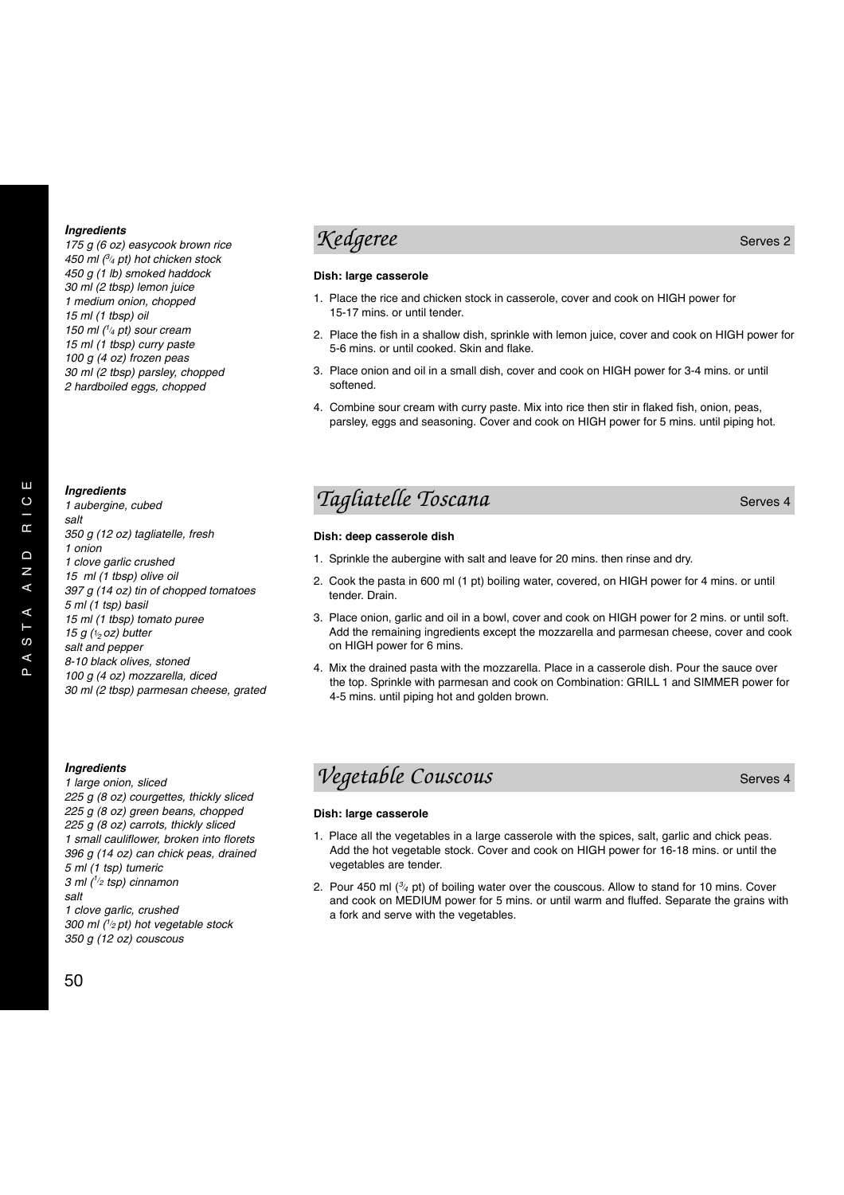## Kedgeree

Serves 2

***Ingredients***

*175 g (6 oz) easycook brown rice*
*450 ml (3/4 pt) hot chicken stock*
*450 g (1 lb) smoked haddock*
*30 ml (2 tbsp) lemon juice*
*1 medium onion, chopped*
*15 ml (1 tbsp) oil*
*150 ml (1/4 pt) sour cream*
*15 ml (1 tbsp) curry paste*
*100 g (4 oz) frozen peas*
*30 ml (2 tbsp) parsley, chopped*
*2 hardboiled eggs, chopped*

**Dish: large casserole**

1. Place the rice and chicken stock in casserole, cover and cook on HIGH power for 15-17 mins. or until tender.
2. Place the fish in a shallow dish, sprinkle with lemon juice, cover and cook on HIGH power for 5-6 mins. or until cooked. Skin and flake.
3. Place onion and oil in a small dish, cover and cook on HIGH power for 3-4 mins. or until softened.
4. Combine sour cream with curry paste. Mix into rice then stir in flaked fish, onion, peas, parsley, eggs and seasoning. Cover and cook on HIGH power for 5 mins. until piping hot.

## Tagliatelle Toscana

Serves 4

***Ingredients***

*1 aubergine, cubed*
*salt*
*350 g (12 oz) tagliatelle, fresh*
*1 onion*
*1 clove garlic crushed*
*15 ml (1 tbsp) olive oil*
*397 g (14 oz) tin of chopped tomatoes*
*5 ml (1 tsp) basil*
*15 ml (1 tbsp) tomato puree*
*15 g (1/2 oz) butter*
*salt and pepper*
*8-10 black olives, stoned*
*100 g (4 oz) mozzarella, diced*
*30 ml (2 tbsp) parmesan cheese, grated*

**Dish: deep casserole dish**

1. Sprinkle the aubergine with salt and leave for 20 mins. then rinse and dry.
2. Cook the pasta in 600 ml (1 pt) boiling water, covered, on HIGH power for 4 mins. or until tender. Drain.
3. Place onion, garlic and oil in a bowl, cover and cook on HIGH power for 2 mins. or until soft. Add the remaining ingredients except the mozzarella and parmesan cheese, cover and cook on HIGH power for 6 mins.
4. Mix the drained pasta with the mozzarella. Place in a casserole dish. Pour the sauce over the top. Sprinkle with parmesan and cook on Combination: GRILL 1 and SIMMER power for 4-5 mins. until piping hot and golden brown.

## Vegetable Couscous

Serves 4

***Ingredients***

*1 large onion, sliced*
*225 g (8 oz) courgettes, thickly sliced*
*225 g (8 oz) green beans, chopped*
*225 g (8 oz) carrots, thickly sliced*
*1 small cauliflower, broken into florets*
*396 g (14 oz) can chick peas, drained*
*5 ml (1 tsp) tumeric*
*3 ml (1/2 tsp) cinnamon*
*salt*
*1 clove garlic, crushed*
*300 ml (1/2 pt) hot vegetable stock*
*350 g (12 oz) couscous*

**Dish: large casserole**

1. Place all the vegetables in a large casserole with the spices, salt, garlic and chick peas. Add the hot vegetable stock. Cover and cook on HIGH power for 16-18 mins. or until the vegetables are tender.
2. Pour 450 ml (3/4 pt) of boiling water over the couscous. Allow to stand for 10 mins. Cover and cook on MEDIUM power for 5 mins. or until warm and fluffed. Separate the grains with a fork and serve with the vegetables.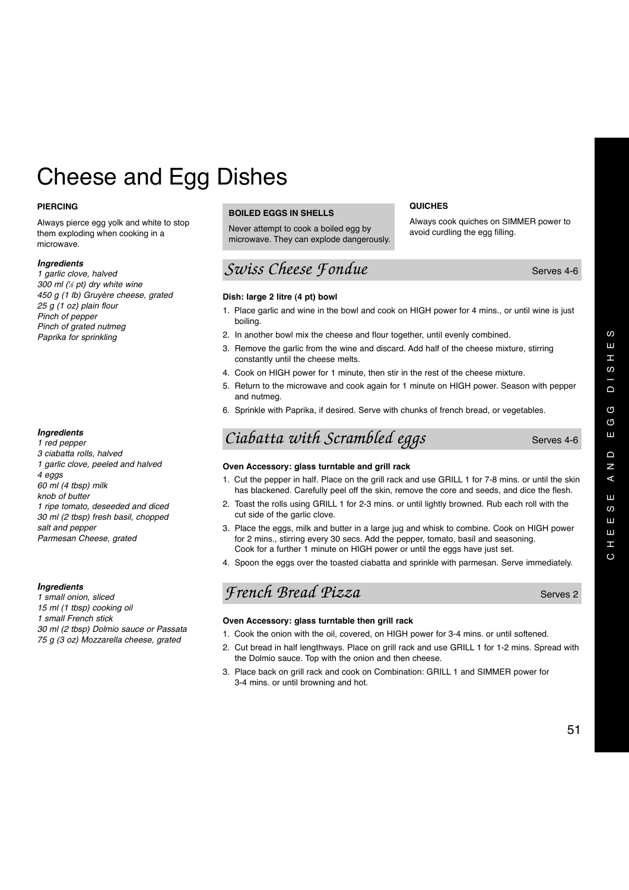# Cheese and Egg Dishes

**PIERCING**

Always pierce egg yolk and white to stop them exploding when cooking in a microwave.

**BOILED EGGS IN SHELLS**

Never attempt to cook a boiled egg by microwave. They can explode dangerously.

**QUICHES**

Always cook quiches on SIMMER power to avoid curdling the egg filling.

## *Swiss Cheese Fondue*

Serves 4-6

***Ingredients***

*1 garlic clove, halved*
*300 ml (½ pt) dry white wine*
*450 g (1 lb) Gruyère cheese, grated*
*25 g (1 oz) plain flour*
*Pinch of pepper*
*Pinch of grated nutmeg*
*Paprika for sprinkling*

**Dish: large 2 litre (4 pt) bowl**

1. Place garlic and wine in the bowl and cook on HIGH power for 4 mins., or until wine is just boiling.
2. In another bowl mix the cheese and flour together, until evenly combined.
3. Remove the garlic from the wine and discard. Add half of the cheese mixture, stirring constantly until the cheese melts.
4. Cook on HIGH power for 1 minute, then stir in the rest of the cheese mixture.
5. Return to the microwave and cook again for 1 minute on HIGH power. Season with pepper and nutmeg.
6. Sprinkle with Paprika, if desired. Serve with chunks of french bread, or vegetables.

## *Ciabatta with Scrambled eggs*

Serves 4-6

***Ingredients***

*1 red pepper*
*3 ciabatta rolls, halved*
*1 garlic clove, peeled and halved*
*4 eggs*
*60 ml (4 tbsp) milk*
*knob of butter*
*1 ripe tomato, deseeded and diced*
*30 ml (2 tbsp) fresh basil, chopped*
*salt and pepper*
*Parmesan Cheese, grated*

**Oven Accessory: glass turntable and grill rack**

1. Cut the pepper in half. Place on the grill rack and use GRILL 1 for 7-8 mins. or until the skin has blackened. Carefully peel off the skin, remove the core and seeds, and dice the flesh.
2. Toast the rolls using GRILL 1 for 2-3 mins. or until lightly browned. Rub each roll with the cut side of the garlic clove.
3. Place the eggs, milk and butter in a large jug and whisk to combine. Cook on HIGH power for 2 mins., stirring every 30 secs. Add the pepper, tomato, basil and seasoning. Cook for a further 1 minute on HIGH power or until the eggs have just set.
4. Spoon the eggs over the toasted ciabatta and sprinkle with parmesan. Serve immediately.

## *French Bread Pizza*

Serves 2

***Ingredients***

*1 small onion, sliced*
*15 ml (1 tbsp) cooking oil*
*1 small French stick*
*30 ml (2 tbsp) Dolmio sauce or Passata*
*75 g (3 oz) Mozzarella cheese, grated*

**Oven Accessory: glass turntable then grill rack**

1. Cook the onion with the oil, covered, on HIGH power for 3-4 mins. or until softened.
2. Cut bread in half lengthways. Place on grill rack and use GRILL 1 for 1-2 mins. Spread with the Dolmio sauce. Top with the onion and then cheese.
3. Place back on grill rack and cook on Combination: GRILL 1 and SIMMER power for 3-4 mins. or until browning and hot.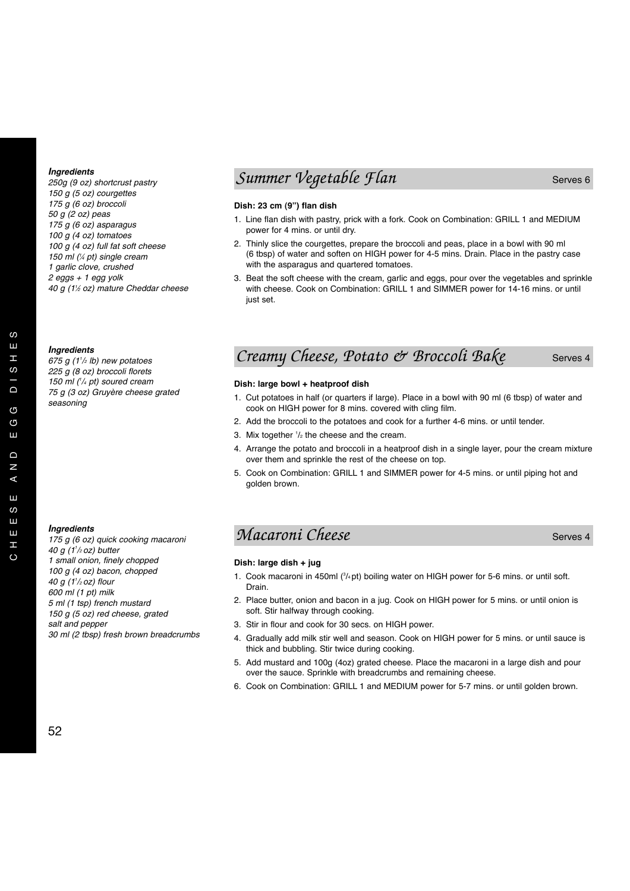## Summer Vegetable Flan

Serves 6

***Ingredients***

*250g (9 oz) shortcrust pastry*
*150 g (5 oz) courgettes*
*175 g (6 oz) broccoli*
*50 g (2 oz) peas*
*175 g (6 oz) asparagus*
*100 g (4 oz) tomatoes*
*100 g (4 oz) full fat soft cheese*
*150 ml (¼ pt) single cream*
*1 garlic clove, crushed*
*2 eggs + 1 egg yolk*
*40 g (1½ oz) mature Cheddar cheese*

**Dish: 23 cm (9") flan dish**

1. Line flan dish with pastry, prick with a fork. Cook on Combination: GRILL 1 and MEDIUM power for 4 mins. or until dry.
2. Thinly slice the courgettes, prepare the broccoli and peas, place in a bowl with 90 ml (6 tbsp) of water and soften on HIGH power for 4-5 mins. Drain. Place in the pastry case with the asparagus and quartered tomatoes.
3. Beat the soft cheese with the cream, garlic and eggs, pour over the vegetables and sprinkle with cheese. Cook on Combination: GRILL 1 and SIMMER power for 14-16 mins. or until just set.

## Creamy Cheese, Potato & Broccoli Bake

Serves 4

***Ingredients***

*675 g (1½ lb) new potatoes*
*225 g (8 oz) broccoli florets*
*150 ml (¼ pt) soured cream*
*75 g (3 oz) Gruyère cheese grated*
*seasoning*

**Dish: large bowl + heatproof dish**

1. Cut potatoes in half (or quarters if large). Place in a bowl with 90 ml (6 tbsp) of water and cook on HIGH power for 8 mins. covered with cling film.
2. Add the broccoli to the potatoes and cook for a further 4-6 mins. or until tender.
3. Mix together ½ the cheese and the cream.
4. Arrange the potato and broccoli in a heatproof dish in a single layer, pour the cream mixture over them and sprinkle the rest of the cheese on top.
5. Cook on Combination: GRILL 1 and SIMMER power for 4-5 mins. or until piping hot and golden brown.

## Macaroni Cheese

Serves 4

***Ingredients***

*175 g (6 oz) quick cooking macaroni*
*40 g (1½ oz) butter*
*1 small onion, finely chopped*
*100 g (4 oz) bacon, chopped*
*40 g (1½ oz) flour*
*600 ml (1 pt) milk*
*5 ml (1 tsp) french mustard*
*150 g (5 oz) red cheese, grated*
*salt and pepper*
*30 ml (2 tbsp) fresh brown breadcrumbs*

**Dish: large dish + jug**

1. Cook macaroni in 450ml (¾ pt) boiling water on HIGH power for 5-6 mins. or until soft. Drain.
2. Place butter, onion and bacon in a jug. Cook on HIGH power for 5 mins. or until onion is soft. Stir halfway through cooking.
3. Stir in flour and cook for 30 secs. on HIGH power.
4. Gradually add milk stir well and season. Cook on HIGH power for 5 mins. or until sauce is thick and bubbling. Stir twice during cooking.
5. Add mustard and 100g (4oz) grated cheese. Place the macaroni in a large dish and pour over the sauce. Sprinkle with breadcrumbs and remaining cheese.
6. Cook on Combination: GRILL 1 and MEDIUM power for 5-7 mins. or until golden brown.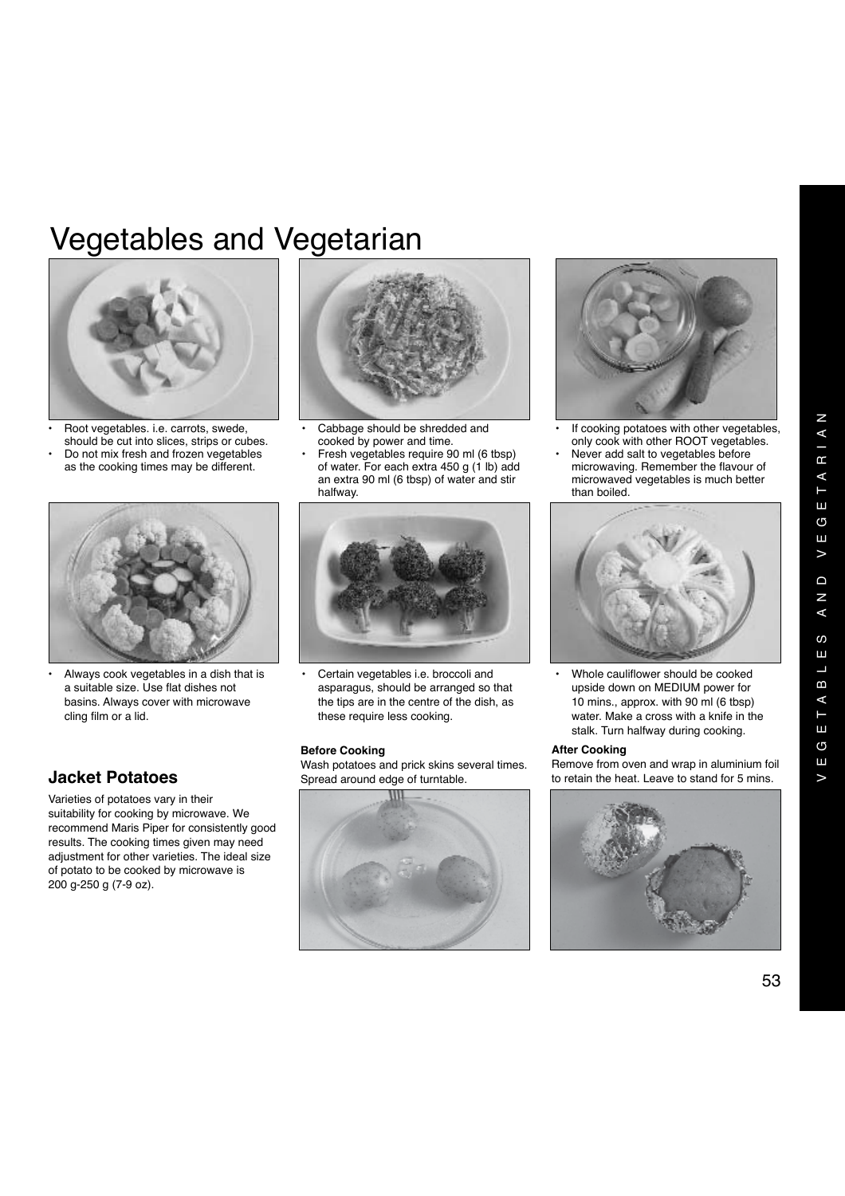# Vegetables and Vegetarian

- Root vegetables. i.e. carrots, swede, should be cut into slices, strips or cubes.
- Do not mix fresh and frozen vegetables as the cooking times may be different.

- Cabbage should be shredded and cooked by power and time.
- Fresh vegetables require 90 ml (6 tbsp) of water. For each extra 450 g (1 lb) add an extra 90 ml (6 tbsp) of water and stir halfway.

- If cooking potatoes with other vegetables, only cook with other ROOT vegetables.
- Never add salt to vegetables before microwaving. Remember the flavour of microwaved vegetables is much better than boiled.

- Always cook vegetables in a dish that is a suitable size. Use flat dishes not basins. Always cover with microwave cling film or a lid.

- Certain vegetables i.e. broccoli and asparagus, should be arranged so that the tips are in the centre of the dish, as these require less cooking.

- Whole cauliflower should be cooked upside down on MEDIUM power for 10 mins., approx. with 90 ml (6 tbsp) water. Make a cross with a knife in the stalk. Turn halfway during cooking.

## Jacket Potatoes

Varieties of potatoes vary in their suitability for cooking by microwave. We recommend Maris Piper for consistently good results. The cooking times given may need adjustment for other varieties. The ideal size of potato to be cooked by microwave is 200 g-250 g (7-9 oz).

**Before Cooking**

Wash potatoes and prick skins several times. Spread around edge of turntable.

**After Cooking**

Remove from oven and wrap in aluminium foil to retain the heat. Leave to stand for 5 mins.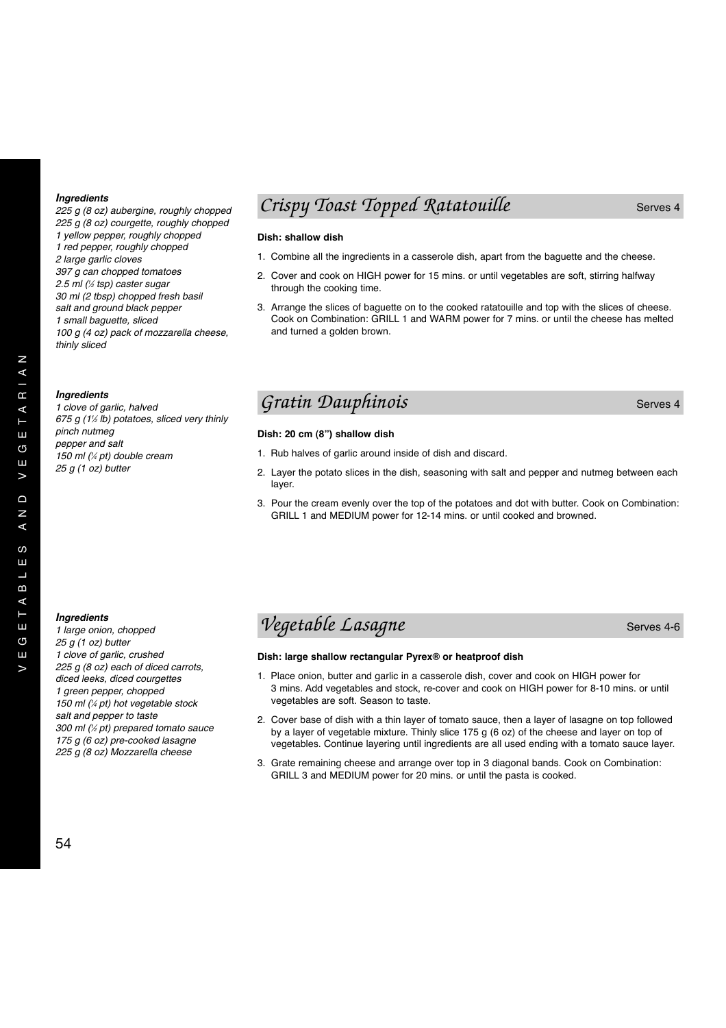## Crispy Toast Topped Ratatouille

Serves 4

***Ingredients***

*225 g (8 oz) aubergine, roughly chopped*
*225 g (8 oz) courgette, roughly chopped*
*1 yellow pepper, roughly chopped*
*1 red pepper, roughly chopped*
*2 large garlic cloves*
*397 g can chopped tomatoes*
*2.5 ml (½ tsp) caster sugar*
*30 ml (2 tbsp) chopped fresh basil*
*salt and ground black pepper*
*1 small baguette, sliced*
*100 g (4 oz) pack of mozzarella cheese, thinly sliced*

**Dish: shallow dish**

1. Combine all the ingredients in a casserole dish, apart from the baguette and the cheese.
2. Cover and cook on HIGH power for 15 mins. or until vegetables are soft, stirring halfway through the cooking time.
3. Arrange the slices of baguette on to the cooked ratatouille and top with the slices of cheese. Cook on Combination: GRILL 1 and WARM power for 7 mins. or until the cheese has melted and turned a golden brown.

## Gratin Dauphinois

Serves 4

***Ingredients***

*1 clove of garlic, halved*
*675 g (1½ lb) potatoes, sliced very thinly*
*pinch nutmeg*
*pepper and salt*
*150 ml (¼ pt) double cream*
*25 g (1 oz) butter*

**Dish: 20 cm (8") shallow dish**

1. Rub halves of garlic around inside of dish and discard.
2. Layer the potato slices in the dish, seasoning with salt and pepper and nutmeg between each layer.
3. Pour the cream evenly over the top of the potatoes and dot with butter. Cook on Combination: GRILL 1 and MEDIUM power for 12-14 mins. or until cooked and browned.

## Vegetable Lasagne

Serves 4-6

***Ingredients***

*1 large onion, chopped*
*25 g (1 oz) butter*
*1 clove of garlic, crushed*
*225 g (8 oz) each of diced carrots, diced leeks, diced courgettes*
*1 green pepper, chopped*
*150 ml (¼ pt) hot vegetable stock*
*salt and pepper to taste*
*300 ml (½ pt) prepared tomato sauce*
*175 g (6 oz) pre-cooked lasagne*
*225 g (8 oz) Mozzarella cheese*

**Dish: large shallow rectangular Pyrex® or heatproof dish**

1. Place onion, butter and garlic in a casserole dish, cover and cook on HIGH power for 3 mins. Add vegetables and stock, re-cover and cook on HIGH power for 8-10 mins. or until vegetables are soft. Season to taste.
2. Cover base of dish with a thin layer of tomato sauce, then a layer of lasagne on top followed by a layer of vegetable mixture. Thinly slice 175 g (6 oz) of the cheese and layer on top of vegetables. Continue layering until ingredients are all used ending with a tomato sauce layer.
3. Grate remaining cheese and arrange over top in 3 diagonal bands. Cook on Combination: GRILL 3 and MEDIUM power for 20 mins. or until the pasta is cooked.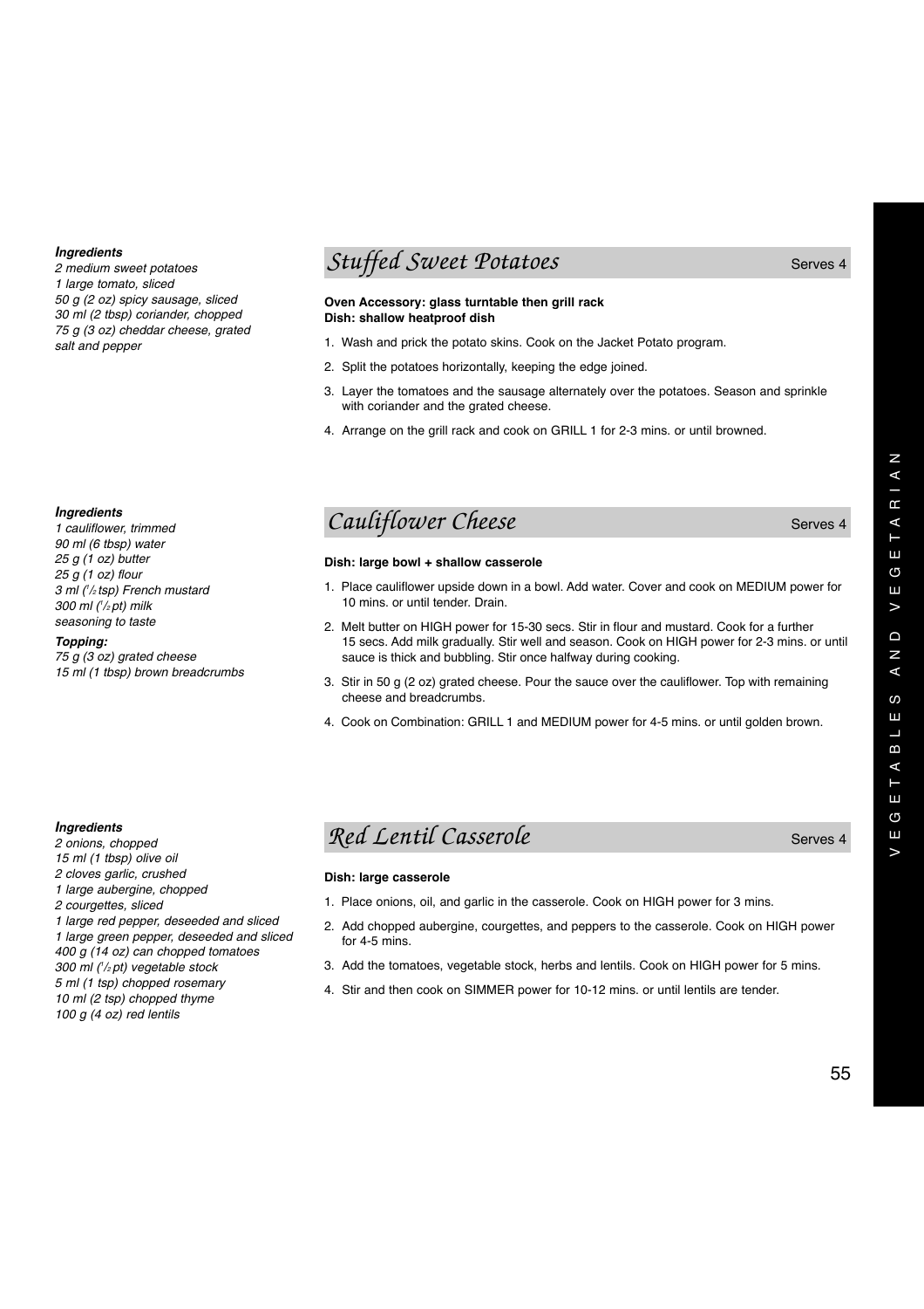## Stuffed Sweet Potatoes

Serves 4

***Ingredients***

*2 medium sweet potatoes*
*1 large tomato, sliced*
*50 g (2 oz) spicy sausage, sliced*
*30 ml (2 tbsp) coriander, chopped*
*75 g (3 oz) cheddar cheese, grated*
*salt and pepper*

**Oven Accessory: glass turntable then grill rack**
**Dish: shallow heatproof dish**

1. Wash and prick the potato skins. Cook on the Jacket Potato program.
2. Split the potatoes horizontally, keeping the edge joined.
3. Layer the tomatoes and the sausage alternately over the potatoes. Season and sprinkle with coriander and the grated cheese.
4. Arrange on the grill rack and cook on GRILL 1 for 2-3 mins. or until browned.

## Cauliflower Cheese

Serves 4

***Ingredients***

*1 cauliflower, trimmed*
*90 ml (6 tbsp) water*
*25 g (1 oz) butter*
*25 g (1 oz) flour*
*3 ml (½ tsp) French mustard*
*300 ml (½ pt) milk*
*seasoning to taste*

***Topping:***

*75 g (3 oz) grated cheese*
*15 ml (1 tbsp) brown breadcrumbs*

**Dish: large bowl + shallow casserole**

1. Place cauliflower upside down in a bowl. Add water. Cover and cook on MEDIUM power for 10 mins. or until tender. Drain.
2. Melt butter on HIGH power for 15-30 secs. Stir in flour and mustard. Cook for a further 15 secs. Add milk gradually. Stir well and season. Cook on HIGH power for 2-3 mins. or until sauce is thick and bubbling. Stir once halfway during cooking.
3. Stir in 50 g (2 oz) grated cheese. Pour the sauce over the cauliflower. Top with remaining cheese and breadcrumbs.
4. Cook on Combination: GRILL 1 and MEDIUM power for 4-5 mins. or until golden brown.

## Red Lentil Casserole

Serves 4

***Ingredients***

*2 onions, chopped*
*15 ml (1 tbsp) olive oil*
*2 cloves garlic, crushed*
*1 large aubergine, chopped*
*2 courgettes, sliced*
*1 large red pepper, deseeded and sliced*
*1 large green pepper, deseeded and sliced*
*400 g (14 oz) can chopped tomatoes*
*300 ml (½ pt) vegetable stock*
*5 ml (1 tsp) chopped rosemary*
*10 ml (2 tsp) chopped thyme*
*100 g (4 oz) red lentils*

**Dish: large casserole**

1. Place onions, oil, and garlic in the casserole. Cook on HIGH power for 3 mins.
2. Add chopped aubergine, courgettes, and peppers to the casserole. Cook on HIGH power for 4-5 mins.
3. Add the tomatoes, vegetable stock, herbs and lentils. Cook on HIGH power for 5 mins.
4. Stir and then cook on SIMMER power for 10-12 mins. or until lentils are tender.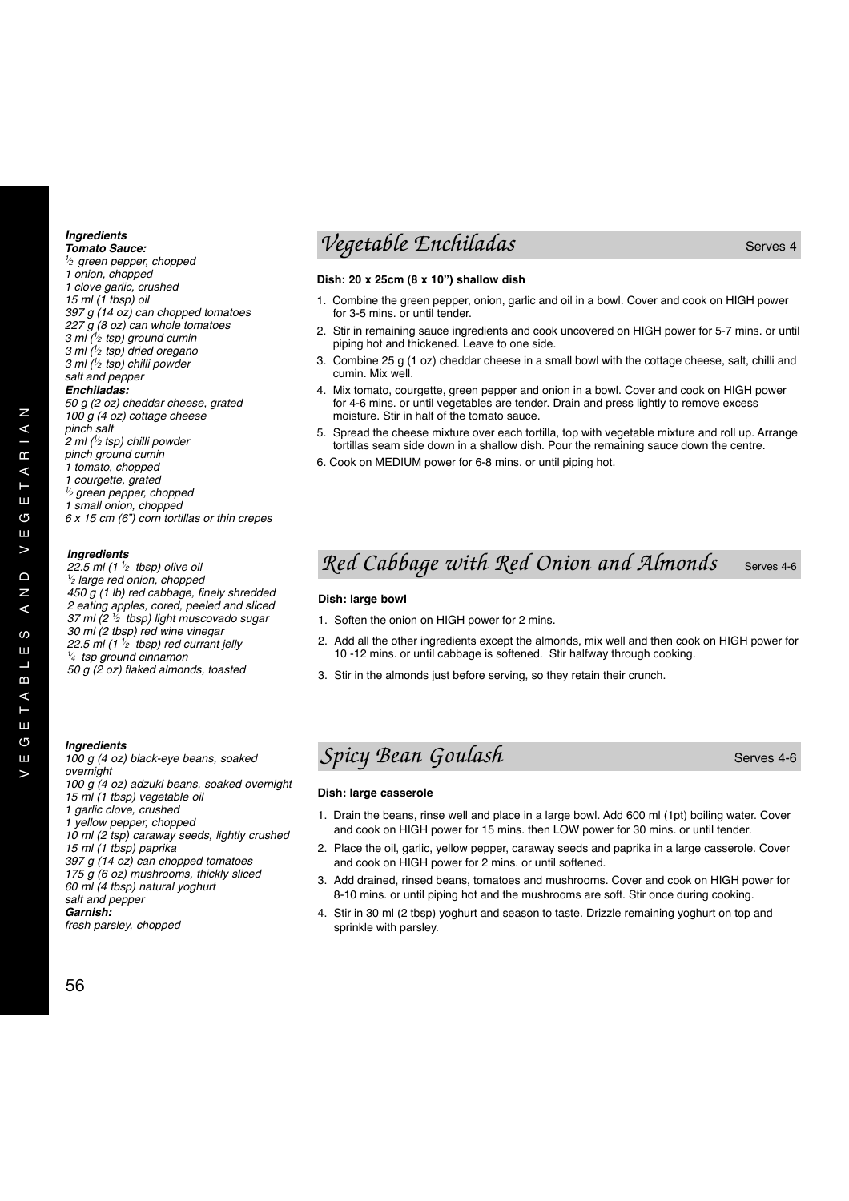## Vegetable Enchiladas

Serves 4

***Ingredients***

***Tomato Sauce:***

*½ green pepper, chopped*
*1 onion, chopped*
*1 clove garlic, crushed*
*15 ml (1 tbsp) oil*
*397 g (14 oz) can chopped tomatoes*
*227 g (8 oz) can whole tomatoes*
*3 ml (½ tsp) ground cumin*
*3 ml (½ tsp) dried oregano*
*3 ml (½ tsp) chilli powder*
*salt and pepper*

***Enchiladas:***

*50 g (2 oz) cheddar cheese, grated*
*100 g (4 oz) cottage cheese*
*pinch salt*
*2 ml (½ tsp) chilli powder*
*pinch ground cumin*
*1 tomato, chopped*
*1 courgette, grated*
*½ green pepper, chopped*
*1 small onion, chopped*
*6 x 15 cm (6") corn tortillas or thin crepes*

**Dish: 20 x 25cm (8 x 10") shallow dish**

1. Combine the green pepper, onion, garlic and oil in a bowl. Cover and cook on HIGH power for 3-5 mins. or until tender.
2. Stir in remaining sauce ingredients and cook uncovered on HIGH power for 5-7 mins. or until piping hot and thickened. Leave to one side.
3. Combine 25 g (1 oz) cheddar cheese in a small bowl with the cottage cheese, salt, chilli and cumin. Mix well.
4. Mix tomato, courgette, green pepper and onion in a bowl. Cover and cook on HIGH power for 4-6 mins. or until vegetables are tender. Drain and press lightly to remove excess moisture. Stir in half of the tomato sauce.
5. Spread the cheese mixture over each tortilla, top with vegetable mixture and roll up. Arrange tortillas seam side down in a shallow dish. Pour the remaining sauce down the centre.
6. Cook on MEDIUM power for 6-8 mins. or until piping hot.

## Red Cabbage with Red Onion and Almonds

Serves 4-6

***Ingredients***

*22.5 ml (1 ½ tbsp) olive oil*
*½ large red onion, chopped*
*450 g (1 lb) red cabbage, finely shredded*
*2 eating apples, cored, peeled and sliced*
*37 ml (2 ½ tbsp) light muscovado sugar*
*30 ml (2 tbsp) red wine vinegar*
*22.5 ml (1 ½ tbsp) red currant jelly*
*¼ tsp ground cinnamon*
*50 g (2 oz) flaked almonds, toasted*

**Dish: large bowl**

1. Soften the onion on HIGH power for 2 mins.
2. Add all the other ingredients except the almonds, mix well and then cook on HIGH power for 10 -12 mins. or until cabbage is softened. Stir halfway through cooking.
3. Stir in the almonds just before serving, so they retain their crunch.

## Spicy Bean Goulash

Serves 4-6

***Ingredients***

*100 g (4 oz) black-eye beans, soaked overnight*
*100 g (4 oz) adzuki beans, soaked overnight*
*15 ml (1 tbsp) vegetable oil*
*1 garlic clove, crushed*
*1 yellow pepper, chopped*
*10 ml (2 tsp) caraway seeds, lightly crushed*
*15 ml (1 tbsp) paprika*
*397 g (14 oz) can chopped tomatoes*
*175 g (6 oz) mushrooms, thickly sliced*
*60 ml (4 tbsp) natural yoghurt*
*salt and pepper*

***Garnish:***

*fresh parsley, chopped*

**Dish: large casserole**

1. Drain the beans, rinse well and place in a large bowl. Add 600 ml (1pt) boiling water. Cover and cook on HIGH power for 15 mins. then LOW power for 30 mins. or until tender.
2. Place the oil, garlic, yellow pepper, caraway seeds and paprika in a large casserole. Cover and cook on HIGH power for 2 mins. or until softened.
3. Add drained, rinsed beans, tomatoes and mushrooms. Cover and cook on HIGH power for 8-10 mins. or until piping hot and the mushrooms are soft. Stir once during cooking.
4. Stir in 30 ml (2 tbsp) yoghurt and season to taste. Drizzle remaining yoghurt on top and sprinkle with parsley.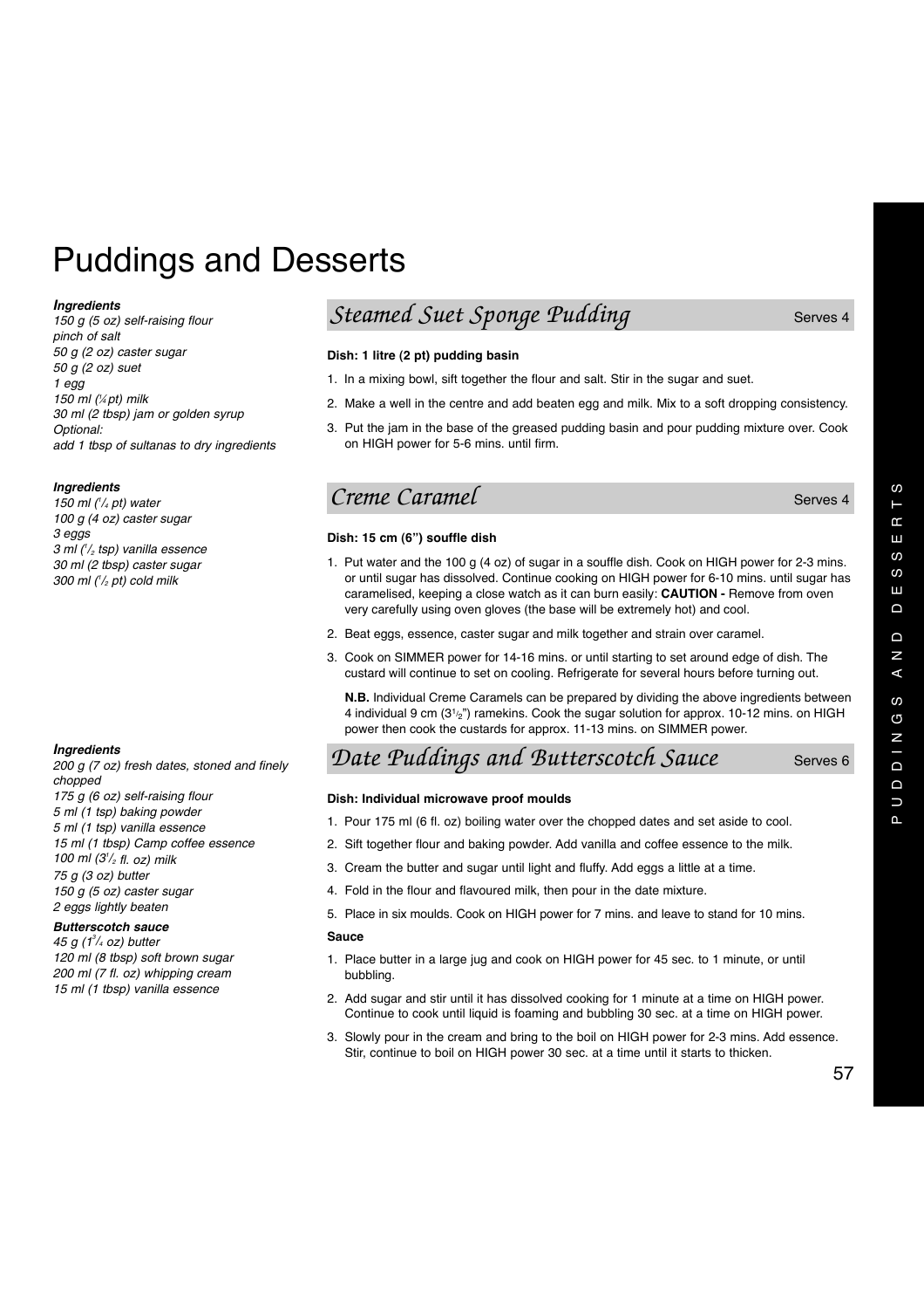# Puddings and Desserts

## Steamed Suet Sponge Pudding

Serves 4

***Ingredients***

*150 g (5 oz) self-raising flour*
*pinch of salt*
*50 g (2 oz) caster sugar*
*50 g (2 oz) suet*
*1 egg*
*150 ml (¼ pt) milk*
*30 ml (2 tbsp) jam or golden syrup*
*Optional:*
*add 1 tbsp of sultanas to dry ingredients*

**Dish: 1 litre (2 pt) pudding basin**

1. In a mixing bowl, sift together the flour and salt. Stir in the sugar and suet.
2. Make a well in the centre and add beaten egg and milk. Mix to a soft dropping consistency.
3. Put the jam in the base of the greased pudding basin and pour pudding mixture over. Cook on HIGH power for 5-6 mins. until firm.

## Creme Caramel

Serves 4

***Ingredients***

*150 ml (¼ pt) water*
*100 g (4 oz) caster sugar*
*3 eggs*
*3 ml (½ tsp) vanilla essence*
*30 ml (2 tbsp) caster sugar*
*300 ml (½ pt) cold milk*

**Dish: 15 cm (6") souffle dish**

1. Put water and the 100 g (4 oz) of sugar in a souffle dish. Cook on HIGH power for 2-3 mins. or until sugar has dissolved. Continue cooking on HIGH power for 6-10 mins. until sugar has caramelised, keeping a close watch as it can burn easily: **CAUTION -** Remove from oven very carefully using oven gloves (the base will be extremely hot) and cool.
2. Beat eggs, essence, caster sugar and milk together and strain over caramel.
3. Cook on SIMMER power for 14-16 mins. or until starting to set around edge of dish. The custard will continue to set on cooling. Refrigerate for several hours before turning out.

   **N.B.** Individual Creme Caramels can be prepared by dividing the above ingredients between 4 individual 9 cm (3½") ramekins. Cook the sugar solution for approx. 10-12 mins. on HIGH power then cook the custards for approx. 11-13 mins. on SIMMER power.

## Date Puddings and Butterscotch Sauce

Serves 6

***Ingredients***

*200 g (7 oz) fresh dates, stoned and finely chopped*
*175 g (6 oz) self-raising flour*
*5 ml (1 tsp) baking powder*
*5 ml (1 tsp) vanilla essence*
*15 ml (1 tbsp) Camp coffee essence*
*100 ml (3½ fl. oz) milk*
*75 g (3 oz) butter*
*150 g (5 oz) caster sugar*
*2 eggs lightly beaten*

***Butterscotch sauce***

*45 g (1¾ oz) butter*
*120 ml (8 tbsp) soft brown sugar*
*200 ml (7 fl. oz) whipping cream*
*15 ml (1 tbsp) vanilla essence*

**Dish: Individual microwave proof moulds**

1. Pour 175 ml (6 fl. oz) boiling water over the chopped dates and set aside to cool.
2. Sift together flour and baking powder. Add vanilla and coffee essence to the milk.
3. Cream the butter and sugar until light and fluffy. Add eggs a little at a time.
4. Fold in the flour and flavoured milk, then pour in the date mixture.
5. Place in six moulds. Cook on HIGH power for 7 mins. and leave to stand for 10 mins.

**Sauce**

1. Place butter in a large jug and cook on HIGH power for 45 sec. to 1 minute, or until bubbling.
2. Add sugar and stir until it has dissolved cooking for 1 minute at a time on HIGH power. Continue to cook until liquid is foaming and bubbling 30 sec. at a time on HIGH power.
3. Slowly pour in the cream and bring to the boil on HIGH power for 2-3 mins. Add essence. Stir, continue to boil on HIGH power 30 sec. at a time until it starts to thicken.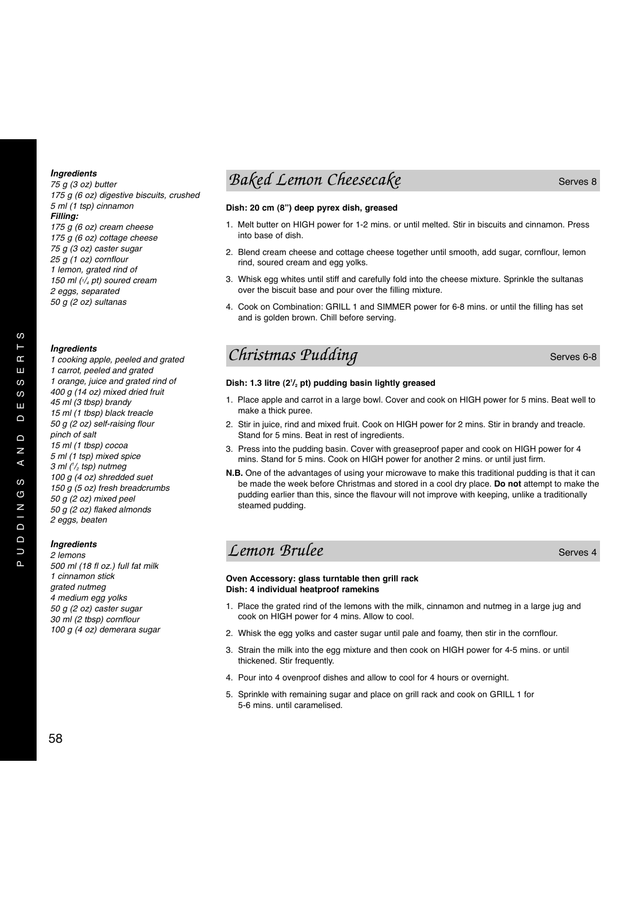## Baked Lemon Cheesecake

Serves 8

***Ingredients***

*75 g (3 oz) butter*
*175 g (6 oz) digestive biscuits, crushed*
*5 ml (1 tsp) cinnamon*

***Filling:***

*175 g (6 oz) cream cheese*
*175 g (6 oz) cottage cheese*
*75 g (3 oz) caster sugar*
*25 g (1 oz) cornflour*
*1 lemon, grated rind of*
*150 ml (1/4 pt) soured cream*
*2 eggs, separated*
*50 g (2 oz) sultanas*

**Dish: 20 cm (8") deep pyrex dish, greased**

1. Melt butter on HIGH power for 1-2 mins. or until melted. Stir in biscuits and cinnamon. Press into base of dish.
2. Blend cream cheese and cottage cheese together until smooth, add sugar, cornflour, lemon rind, soured cream and egg yolks.
3. Whisk egg whites until stiff and carefully fold into the cheese mixture. Sprinkle the sultanas over the biscuit base and pour over the filling mixture.
4. Cook on Combination: GRILL 1 and SIMMER power for 6-8 mins. or until the filling has set and is golden brown. Chill before serving.

## Christmas Pudding

Serves 6-8

***Ingredients***

*1 cooking apple, peeled and grated*
*1 carrot, peeled and grated*
*1 orange, juice and grated rind of*
*400 g (14 oz) mixed dried fruit*
*45 ml (3 tbsp) brandy*
*15 ml (1 tbsp) black treacle*
*50 g (2 oz) self-raising flour*
*pinch of salt*
*15 ml (1 tbsp) cocoa*
*5 ml (1 tsp) mixed spice*
*3 ml (1/2 tsp) nutmeg*
*100 g (4 oz) shredded suet*
*150 g (5 oz) fresh breadcrumbs*
*50 g (2 oz) mixed peel*
*50 g (2 oz) flaked almonds*
*2 eggs, beaten*

**Dish: 1.3 litre (2 1/2 pt) pudding basin lightly greased**

1. Place apple and carrot in a large bowl. Cover and cook on HIGH power for 5 mins. Beat well to make a thick puree.
2. Stir in juice, rind and mixed fruit. Cook on HIGH power for 2 mins. Stir in brandy and treacle. Stand for 5 mins. Beat in rest of ingredients.
3. Press into the pudding basin. Cover with greaseproof paper and cook on HIGH power for 4 mins. Stand for 5 mins. Cook on HIGH power for another 2 mins. or until just firm.

**N.B.** One of the advantages of using your microwave to make this traditional pudding is that it can be made the week before Christmas and stored in a cool dry place. **Do not** attempt to make the pudding earlier than this, since the flavour will not improve with keeping, unlike a traditionally steamed pudding.

## Lemon Brulee

Serves 4

***Ingredients***

*2 lemons*
*500 ml (18 fl oz.) full fat milk*
*1 cinnamon stick*
*grated nutmeg*
*4 medium egg yolks*
*50 g (2 oz) caster sugar*
*30 ml (2 tbsp) cornflour*
*100 g (4 oz) demerara sugar*

**Oven Accessory: glass turntable then grill rack**
**Dish: 4 individual heatproof ramekins**

1. Place the grated rind of the lemons with the milk, cinnamon and nutmeg in a large jug and cook on HIGH power for 4 mins. Allow to cool.
2. Whisk the egg yolks and caster sugar until pale and foamy, then stir in the cornflour.
3. Strain the milk into the egg mixture and then cook on HIGH power for 4-5 mins. or until thickened. Stir frequently.
4. Pour into 4 ovenproof dishes and allow to cool for 4 hours or overnight.
5. Sprinkle with remaining sugar and place on grill rack and cook on GRILL 1 for 5-6 mins. until caramelised.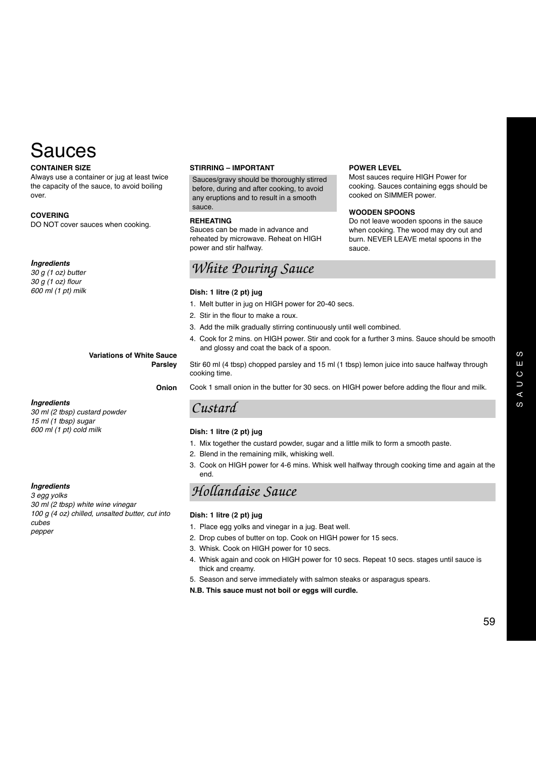# Sauces

**CONTAINER SIZE**
Always use a container or jug at least twice the capacity of the sauce, to avoid boiling over.

**COVERING**
DO NOT cover sauces when cooking.

**STIRRING – IMPORTANT**
Sauces/gravy should be thoroughly stirred before, during and after cooking, to avoid any eruptions and to result in a smooth sauce.

**REHEATING**
Sauces can be made in advance and reheated by microwave. Reheat on HIGH power and stir halfway.

**POWER LEVEL**
Most sauces require HIGH Power for cooking. Sauces containing eggs should be cooked on SIMMER power.

**WOODEN SPOONS**
Do not leave wooden spoons in the sauce when cooking. The wood may dry out and burn. NEVER LEAVE metal spoons in the sauce.

## White Pouring Sauce

***Ingredients***
*30 g (1 oz) butter*
*30 g (1 oz) flour*
*600 ml (1 pt) milk*

**Dish: 1 litre (2 pt) jug**

1. Melt butter in jug on HIGH power for 20-40 secs.
2. Stir in the flour to make a roux.
3. Add the milk gradually stirring continuously until well combined.
4. Cook for 2 mins. on HIGH power. Stir and cook for a further 3 mins. Sauce should be smooth and glossy and coat the back of a spoon.

**Variations of White Sauce**

**Parsley**
Stir 60 ml (4 tbsp) chopped parsley and 15 ml (1 tbsp) lemon juice into sauce halfway through cooking time.

**Onion**
Cook 1 small onion in the butter for 30 secs. on HIGH power before adding the flour and milk.

## Custard

***Ingredients***
*30 ml (2 tbsp) custard powder*
*15 ml (1 tbsp) sugar*
*600 ml (1 pt) cold milk*

**Dish: 1 litre (2 pt) jug**

1. Mix together the custard powder, sugar and a little milk to form a smooth paste.
2. Blend in the remaining milk, whisking well.
3. Cook on HIGH power for 4-6 mins. Whisk well halfway through cooking time and again at the end.

## Hollandaise Sauce

***Ingredients***
*3 egg yolks*
*30 ml (2 tbsp) white wine vinegar*
*100 g (4 oz) chilled, unsalted butter, cut into cubes*
*pepper*

**Dish: 1 litre (2 pt) jug**

1. Place egg yolks and vinegar in a jug. Beat well.
2. Drop cubes of butter on top. Cook on HIGH power for 15 secs.
3. Whisk. Cook on HIGH power for 10 secs.
4. Whisk again and cook on HIGH power for 10 secs. Repeat 10 secs. stages until sauce is thick and creamy.
5. Season and serve immediately with salmon steaks or asparagus spears.

**N.B. This sauce must not boil or eggs will curdle.**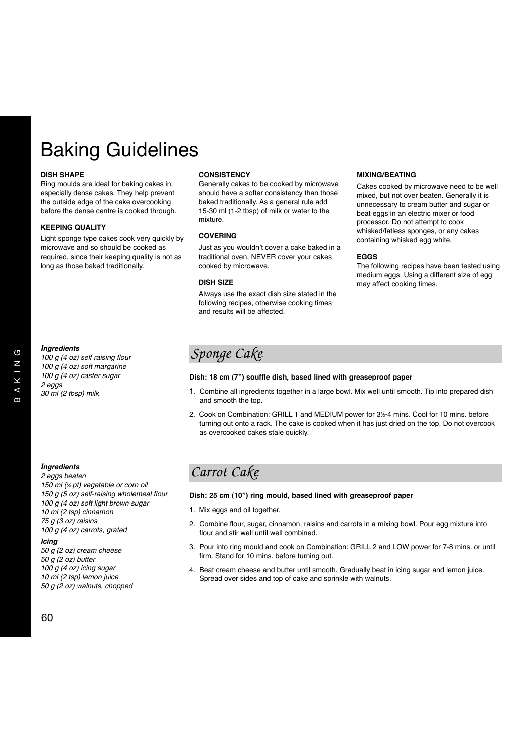# Baking Guidelines

**DISH SHAPE**
Ring moulds are ideal for baking cakes in, especially dense cakes. They help prevent the outside edge of the cake overcooking before the dense centre is cooked through.

**KEEPING QUALITY**

Light sponge type cakes cook very quickly by microwave and so should be cooked as required, since their keeping quality is not as long as those baked traditionally.

**CONSISTENCY**
Generally cakes to be cooked by microwave should have a softer consistency than those baked traditionally. As a general rule add 15-30 ml (1-2 tbsp) of milk or water to the mixture.

**COVERING**

Just as you wouldn't cover a cake baked in a traditional oven, NEVER cover your cakes cooked by microwave.

**DISH SIZE**

Always use the exact dish size stated in the following recipes, otherwise cooking times and results will be affected.

**MIXING/BEATING**

Cakes cooked by microwave need to be well mixed, but not over beaten. Generally it is unnecessary to cream butter and sugar or beat eggs in an electric mixer or food processor. Do not attempt to cook whisked/fatless sponges, or any cakes containing whisked egg white.

**EGGS**
The following recipes have been tested using medium eggs. Using a different size of egg may affect cooking times.

## Sponge Cake

***Ingredients***
*100 g (4 oz) self raising flour*
*100 g (4 oz) soft margarine*
*100 g (4 oz) caster sugar*
*2 eggs*
*30 ml (2 tbsp) milk*

**Dish: 18 cm (7") souffle dish, based lined with greaseproof paper**

1. Combine all ingredients together in a large bowl. Mix well until smooth. Tip into prepared dish and smooth the top.
2. Cook on Combination: GRILL 1 and MEDIUM power for 3½-4 mins. Cool for 10 mins. before turning out onto a rack. The cake is cooked when it has just dried on the top. Do not overcook as overcooked cakes stale quickly.

## Carrot Cake

***Ingredients***
*2 eggs beaten*
*150 ml (¼ pt) vegetable or corn oil*
*150 g (5 oz) self-raising wholemeal flour*
*100 g (4 oz) soft light brown sugar*
*10 ml (2 tsp) cinnamon*
*75 g (3 oz) raisins*
*100 g (4 oz) carrots, grated*

***Icing***
*50 g (2 oz) cream cheese*
*50 g (2 oz) butter*
*100 g (4 oz) icing sugar*
*10 ml (2 tsp) lemon juice*
*50 g (2 oz) walnuts, chopped*

**Dish: 25 cm (10") ring mould, based lined with greaseproof paper**

1. Mix eggs and oil together.
2. Combine flour, sugar, cinnamon, raisins and carrots in a mixing bowl. Pour egg mixture into flour and stir well until well combined.
3. Pour into ring mould and cook on Combination: GRILL 2 and LOW power for 7-8 mins. or until firm. Stand for 10 mins. before turning out.
4. Beat cream cheese and butter until smooth. Gradually beat in icing sugar and lemon juice. Spread over sides and top of cake and sprinkle with walnuts.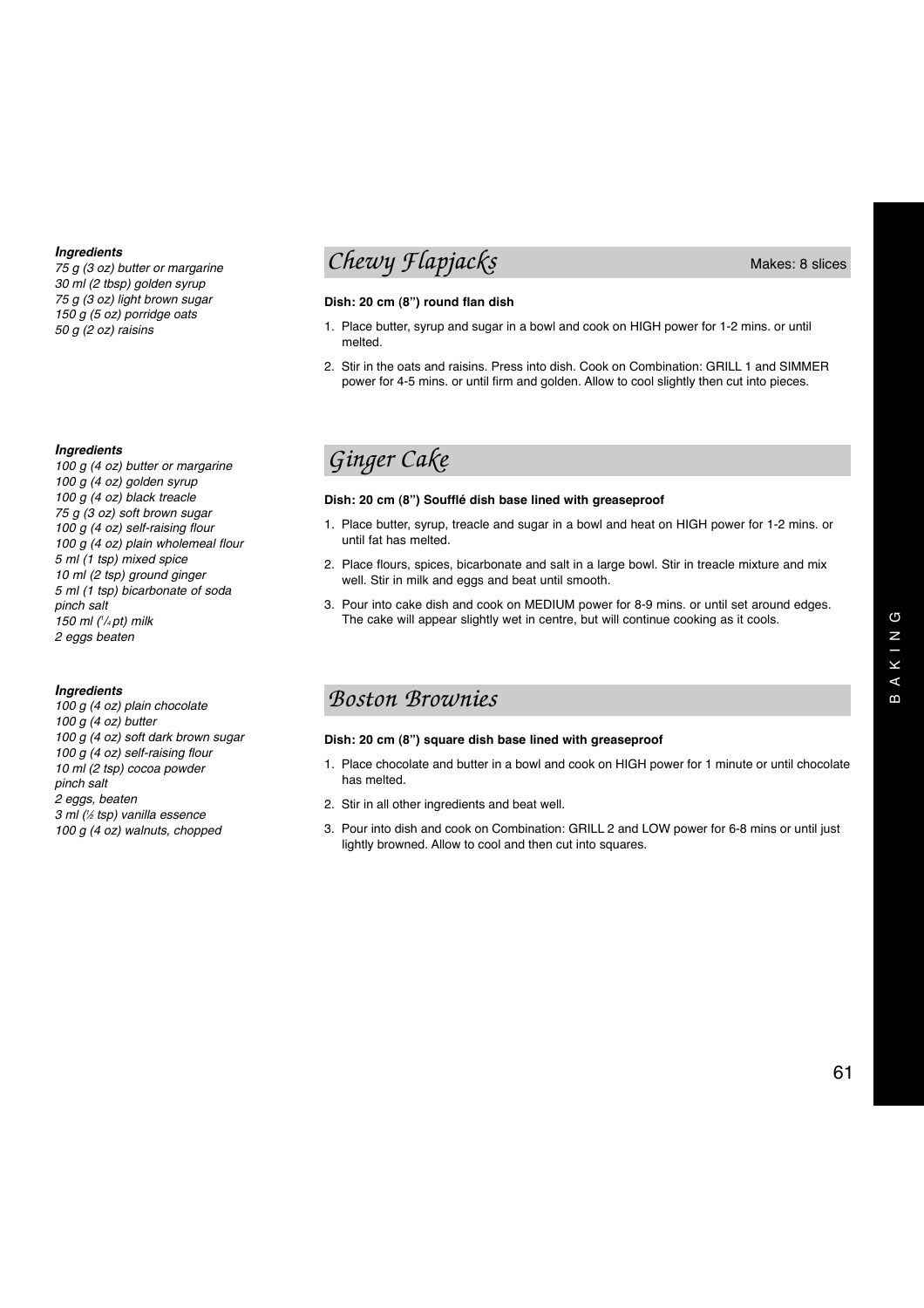## Chewy Flapjacks

Makes: 8 slices

***Ingredients***
*75 g (3 oz) butter or margarine*
*30 ml (2 tbsp) golden syrup*
*75 g (3 oz) light brown sugar*
*150 g (5 oz) porridge oats*
*50 g (2 oz) raisins*

**Dish: 20 cm (8") round flan dish**

1. Place butter, syrup and sugar in a bowl and cook on HIGH power for 1-2 mins. or until melted.
2. Stir in the oats and raisins. Press into dish. Cook on Combination: GRILL 1 and SIMMER power for 4-5 mins. or until firm and golden. Allow to cool slightly then cut into pieces.

## Ginger Cake

***Ingredients***
*100 g (4 oz) butter or margarine*
*100 g (4 oz) golden syrup*
*100 g (4 oz) black treacle*
*75 g (3 oz) soft brown sugar*
*100 g (4 oz) self-raising flour*
*100 g (4 oz) plain wholemeal flour*
*5 ml (1 tsp) mixed spice*
*10 ml (2 tsp) ground ginger*
*5 ml (1 tsp) bicarbonate of soda*
*pinch salt*
*150 ml (1/4 pt) milk*
*2 eggs beaten*

**Dish: 20 cm (8") Soufflé dish base lined with greaseproof**

1. Place butter, syrup, treacle and sugar in a bowl and heat on HIGH power for 1-2 mins. or until fat has melted.
2. Place flours, spices, bicarbonate and salt in a large bowl. Stir in treacle mixture and mix well. Stir in milk and eggs and beat until smooth.
3. Pour into cake dish and cook on MEDIUM power for 8-9 mins. or until set around edges. The cake will appear slightly wet in centre, but will continue cooking as it cools.

## Boston Brownies

***Ingredients***
*100 g (4 oz) plain chocolate*
*100 g (4 oz) butter*
*100 g (4 oz) soft dark brown sugar*
*100 g (4 oz) self-raising flour*
*10 ml (2 tsp) cocoa powder*
*pinch salt*
*2 eggs, beaten*
*3 ml (½ tsp) vanilla essence*
*100 g (4 oz) walnuts, chopped*

**Dish: 20 cm (8") square dish base lined with greaseproof**

1. Place chocolate and butter in a bowl and cook on HIGH power for 1 minute or until chocolate has melted.
2. Stir in all other ingredients and beat well.
3. Pour into dish and cook on Combination: GRILL 2 and LOW power for 6-8 mins or until just lightly browned. Allow to cool and then cut into squares.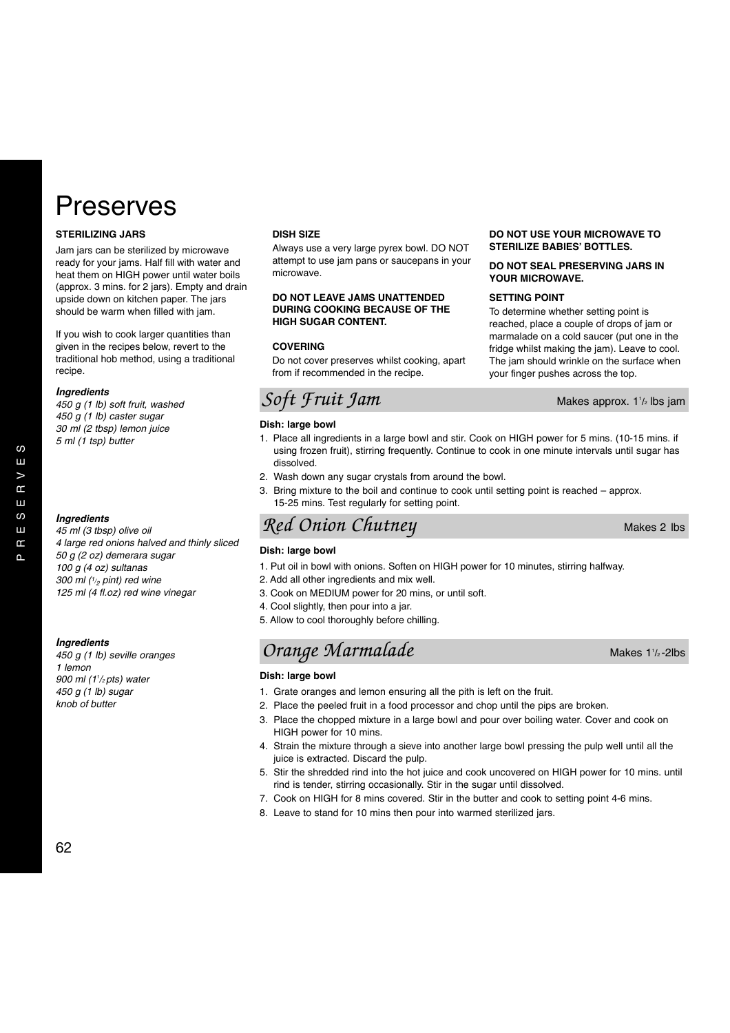# Preserves

**STERILIZING JARS**

Jam jars can be sterilized by microwave ready for your jams. Half fill with water and heat them on HIGH power until water boils (approx. 3 mins. for 2 jars). Empty and drain upside down on kitchen paper. The jars should be warm when filled with jam.

If you wish to cook larger quantities than given in the recipes below, revert to the traditional hob method, using a traditional recipe.

**DISH SIZE**

Always use a very large pyrex bowl. DO NOT attempt to use jam pans or saucepans in your microwave.

**DO NOT LEAVE JAMS UNATTENDED DURING COOKING BECAUSE OF THE HIGH SUGAR CONTENT.**

**COVERING**

Do not cover preserves whilst cooking, apart from if recommended in the recipe.

**DO NOT USE YOUR MICROWAVE TO STERILIZE BABIES' BOTTLES.**

**DO NOT SEAL PRESERVING JARS IN YOUR MICROWAVE.**

**SETTING POINT**

To determine whether setting point is reached, place a couple of drops of jam or marmalade on a cold saucer (put one in the fridge whilst making the jam). Leave to cool. The jam should wrinkle on the surface when your finger pushes across the top.

## Soft Fruit Jam

Makes approx. 1½ lbs jam

***Ingredients***

*450 g (1 lb) soft fruit, washed*
*450 g (1 lb) caster sugar*
*30 ml (2 tbsp) lemon juice*
*5 ml (1 tsp) butter*

**Dish: large bowl**

1. Place all ingredients in a large bowl and stir. Cook on HIGH power for 5 mins. (10-15 mins. if using frozen fruit), stirring frequently. Continue to cook in one minute intervals until sugar has dissolved.
2. Wash down any sugar crystals from around the bowl.
3. Bring mixture to the boil and continue to cook until setting point is reached – approx. 15-25 mins. Test regularly for setting point.

## Red Onion Chutney

Makes 2 lbs

***Ingredients***

*45 ml (3 tbsp) olive oil*
*4 large red onions halved and thinly sliced*
*50 g (2 oz) demerara sugar*
*100 g (4 oz) sultanas*
*300 ml (½ pint) red wine*
*125 ml (4 fl.oz) red wine vinegar*

**Dish: large bowl**

1. Put oil in bowl with onions. Soften on HIGH power for 10 minutes, stirring halfway.
2. Add all other ingredients and mix well.
3. Cook on MEDIUM power for 20 mins, or until soft.
4. Cool slightly, then pour into a jar.
5. Allow to cool thoroughly before chilling.

## Orange Marmalade

Makes 1½-2lbs

***Ingredients***

*450 g (1 lb) seville oranges*
*1 lemon*
*900 ml (1½ pts) water*
*450 g (1 lb) sugar*
*knob of butter*

**Dish: large bowl**

1. Grate oranges and lemon ensuring all the pith is left on the fruit.
2. Place the peeled fruit in a food processor and chop until the pips are broken.
3. Place the chopped mixture in a large bowl and pour over boiling water. Cover and cook on HIGH power for 10 mins.
4. Strain the mixture through a sieve into another large bowl pressing the pulp well until all the juice is extracted. Discard the pulp.
5. Stir the shredded rind into the hot juice and cook uncovered on HIGH power for 10 mins. until rind is tender, stirring occasionally. Stir in the sugar until dissolved.
7. Cook on HIGH for 8 mins covered. Stir in the butter and cook to setting point 4-6 mins.
8. Leave to stand for 10 mins then pour into warmed sterilized jars.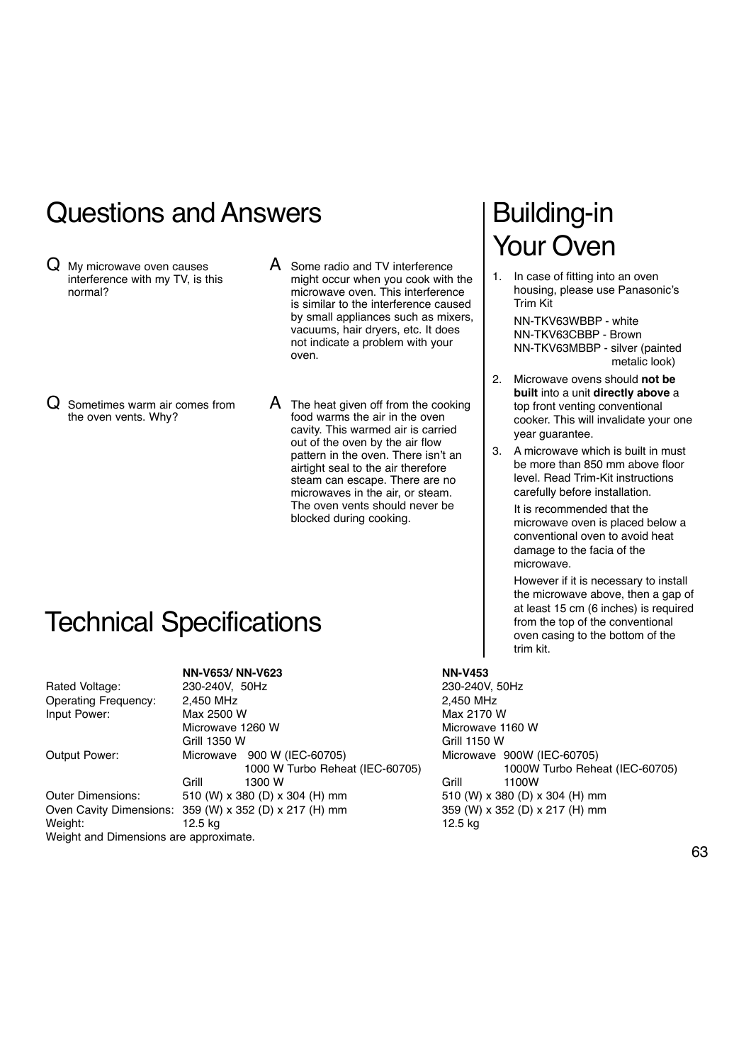# Questions and Answers

**Q** My microwave oven causes interference with my TV, is this normal?

**A** Some radio and TV interference might occur when you cook with the microwave oven. This interference is similar to the interference caused by small appliances such as mixers, vacuums, hair dryers, etc. It does not indicate a problem with your oven.

**Q** Sometimes warm air comes from the oven vents. Why?

**A** The heat given off from the cooking food warms the air in the oven cavity. This warmed air is carried out of the oven by the air flow pattern in the oven. There isn't an airtight seal to the air therefore steam can escape. There are no microwaves in the air, or steam. The oven vents should never be blocked during cooking.

# Building-in Your Oven

1. In case of fitting into an oven housing, please use Panasonic's Trim Kit

   NN-TKV63WBBP - white
   NN-TKV63CBBP - Brown
   NN-TKV63MBBP - silver (painted metalic look)

2. Microwave ovens should **not be built** into a unit **directly above** a top front venting conventional cooker. This will invalidate your one year guarantee.

3. A microwave which is built in must be more than 850 mm above floor level. Read Trim-Kit instructions carefully before installation.

   It is recommended that the microwave oven is placed below a conventional oven to avoid heat damage to the facia of the microwave.

   However if it is necessary to install the microwave above, then a gap of at least 15 cm (6 inches) is required from the top of the conventional oven casing to the bottom of the trim kit.

# Technical Specifications

| | **NN-V653/ NN-V623** | **NN-V453** |
|---|---|---|
| Rated Voltage: | 230-240V, 50Hz | 230-240V, 50Hz |
| Operating Frequency: | 2,450 MHz | 2,450 MHz |
| Input Power: | Max 2500 W<br>Microwave 1260 W<br>Grill 1350 W | Max 2170 W<br>Microwave 1160 W<br>Grill 1150 W |
| Output Power: | Microwave 900 W (IEC-60705)<br>1000 W Turbo Reheat (IEC-60705)<br>Grill 1300 W | Microwave 900W (IEC-60705)<br>1000W Turbo Reheat (IEC-60705)<br>Grill 1100W |
| Outer Dimensions: | 510 (W) x 380 (D) x 304 (H) mm | 510 (W) x 380 (D) x 304 (H) mm |
| Oven Cavity Dimensions: | 359 (W) x 352 (D) x 217 (H) mm | 359 (W) x 352 (D) x 217 (H) mm |
| Weight: | 12.5 kg | 12.5 kg |

Weight and Dimensions are approximate.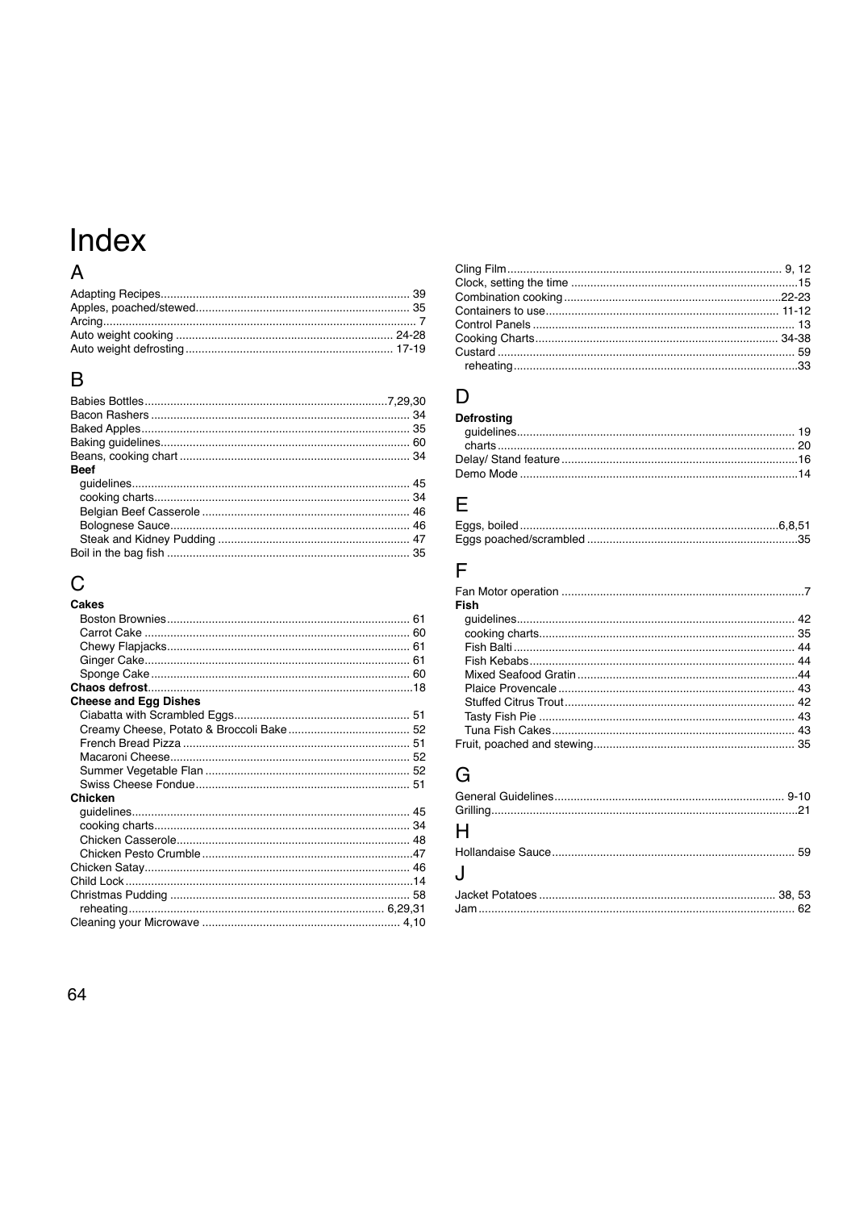# Index

## A

Adapting Recipes .... 39
Apples, poached/stewed .... 35
Arcing .... 7
Auto weight cooking .... 24-28
Auto weight defrosting .... 17-19

## B

Babies Bottles .... 7,29,30
Bacon Rashers .... 34
Baked Apples .... 35
Baking guidelines .... 60
Beans, cooking chart .... 34
**Beef**
- guidelines .... 45
- cooking charts .... 34
- Belgian Beef Casserole .... 46
- Bolognese Sauce .... 46
- Steak and Kidney Pudding .... 47

Boil in the bag fish .... 35

## C

**Cakes**
- Boston Brownies .... 61
- Carrot Cake .... 60
- Chewy Flapjacks .... 61
- Ginger Cake .... 61
- Sponge Cake .... 60

**Chaos defrost** .... 18
**Cheese and Egg Dishes**
- Ciabatta with Scrambled Eggs .... 51
- Creamy Cheese, Potato & Broccoli Bake .... 52
- French Bread Pizza .... 51
- Macaroni Cheese .... 52
- Summer Vegetable Flan .... 52
- Swiss Cheese Fondue .... 51

**Chicken**
- guidelines .... 45
- cooking charts .... 34
- Chicken Casserole .... 48
- Chicken Pesto Crumble .... 47

Chicken Satay .... 46
Child Lock .... 14
Christmas Pudding .... 58
- reheating .... 6,29,31

Cleaning your Microwave .... 4,10
Cling Film .... 9, 12
Clock, setting the time .... 15
Combination cooking .... 22-23
Containers to use .... 11-12
Control Panels .... 13
Cooking Charts .... 34-38
Custard .... 59
- reheating .... 33

## D

**Defrosting**
- guidelines .... 19
- charts .... 20

Delay/ Stand feature .... 16
Demo Mode .... 14

## E

Eggs, boiled .... 6,8,51
Eggs poached/scrambled .... 35

## F

Fan Motor operation .... 7
**Fish**
- guidelines .... 42
- cooking charts .... 35
- Fish Balti .... 44
- Fish Kebabs .... 44
- Mixed Seafood Gratin .... 44
- Plaice Provencale .... 43
- Stuffed Citrus Trout .... 42
- Tasty Fish Pie .... 43
- Tuna Fish Cakes .... 43

Fruit, poached and stewing .... 35

## G

General Guidelines .... 9-10
Grilling .... 21

## H

Hollandaise Sauce .... 59

## J

Jacket Potatoes .... 38, 53
Jam .... 62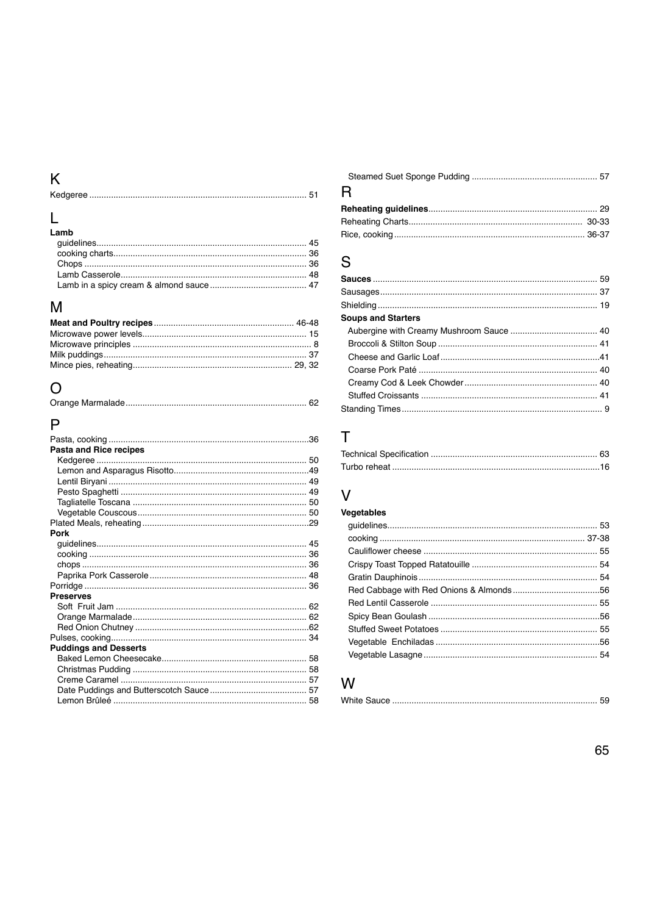## K

Kedgeree ........ 51

## L

**Lamb**

- guidelines ........ 45
- cooking charts ........ 36
- Chops ........ 36
- Lamb Casserole ........ 48
- Lamb in a spicy cream & almond sauce ........ 47

## M

**Meat and Poultry recipes** ........ 46-48

Microwave power levels ........ 15

Microwave principles ........ 8

Milk puddings ........ 37

Mince pies, reheating ........ 29, 32

## O

Orange Marmalade ........ 62

## P

Pasta, cooking ........ 36

**Pasta and Rice recipes**

- Kedgeree ........ 50
- Lemon and Asparagus Risotto ........ 49
- Lentil Biryani ........ 49
- Pesto Spaghetti ........ 49
- Tagliatelle Toscana ........ 50
- Vegetable Couscous ........ 50

Plated Meals, reheating ........ 29

**Pork**

- guidelines ........ 45
- cooking ........ 36
- chops ........ 36
- Paprika Pork Casserole ........ 48

Porridge ........ 36

**Preserves**

- Soft Fruit Jam ........ 62
- Orange Marmalade ........ 62
- Red Onion Chutney ........ 62

Pulses, cooking ........ 34

**Puddings and Desserts**

- Baked Lemon Cheesecake ........ 58
- Christmas Pudding ........ 58
- Creme Caramel ........ 57
- Date Puddings and Butterscotch Sauce ........ 57
- Lemon Brûleé ........ 58
- Steamed Suet Sponge Pudding ........ 57

## R

**Reheating guidelines** ........ 29

Reheating Charts ........ 30-33

Rice, cooking ........ 36-37

## S

**Sauces** ........ 59

Sausages ........ 37

Shielding ........ 19

**Soups and Starters**

- Aubergine with Creamy Mushroom Sauce ........ 40
- Broccoli & Stilton Soup ........ 41
- Cheese and Garlic Loaf ........ 41
- Coarse Pork Paté ........ 40
- Creamy Cod & Leek Chowder ........ 40
- Stuffed Croissants ........ 41

Standing Times ........ 9

## T

Technical Specification ........ 63

Turbo reheat ........ 16

## V

**Vegetables**

- guidelines ........ 53
- cooking ........ 37-38
- Cauliflower cheese ........ 55
- Crispy Toast Topped Ratatouille ........ 54
- Gratin Dauphinois ........ 54
- Red Cabbage with Red Onions & Almonds ........ 56
- Red Lentil Casserole ........ 55
- Spicy Bean Goulash ........ 56
- Stuffed Sweet Potatoes ........ 55
- Vegetable Enchiladas ........ 56
- Vegetable Lasagne ........ 54

## W

White Sauce ........ 59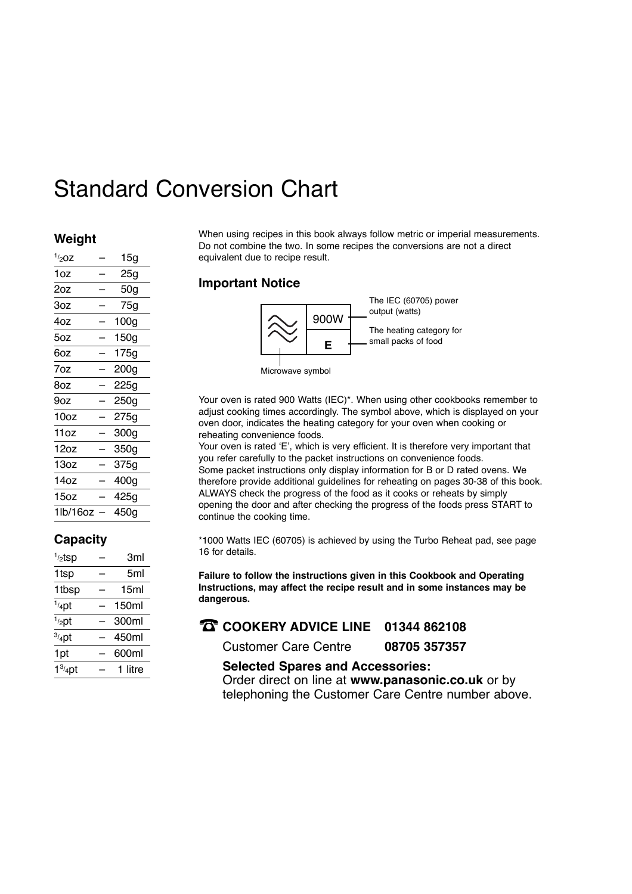# Standard Conversion Chart

## Weight

| | | |
|---|---|---|
| 1/2oz | – | 15g |
| 1oz | – | 25g |
| 2oz | – | 50g |
| 3oz | – | 75g |
| 4oz | – | 100g |
| 5oz | – | 150g |
| 6oz | – | 175g |
| 7oz | – | 200g |
| 8oz | – | 225g |
| 9oz | – | 250g |
| 10oz | – | 275g |
| 11oz | – | 300g |
| 12oz | – | 350g |
| 13oz | – | 375g |
| 14oz | – | 400g |
| 15oz | – | 425g |
| 1lb/16oz | – | 450g |

## Capacity

| | | |
|---|---|---|
| 1/2tsp | – | 3ml |
| 1tsp | – | 5ml |
| 1tbsp | – | 15ml |
| 1/4pt | – | 150ml |
| 1/2pt | – | 300ml |
| 3/4pt | – | 450ml |
| 1pt | – | 600ml |
| 1 3/4pt | – | 1 litre |

When using recipes in this book always follow metric or imperial measurements. Do not combine the two. In some recipes the conversions are not a direct equivalent due to recipe result.

## Important Notice

900W – The IEC (60705) power output (watts)

E – The heating category for small packs of food

Microwave symbol

Your oven is rated 900 Watts (IEC)*. When using other cookbooks remember to adjust cooking times accordingly. The symbol above, which is displayed on your oven door, indicates the heating category for your oven when cooking or reheating convenience foods.

Your oven is rated 'E', which is very efficient. It is therefore very important that you refer carefully to the packet instructions on convenience foods.

Some packet instructions only display information for B or D rated ovens. We therefore provide additional guidelines for reheating on pages 30-38 of this book.

ALWAYS check the progress of the food as it cooks or reheats by simply opening the door and after checking the progress of the foods press START to continue the cooking time.

*1000 Watts IEC (60705) is achieved by using the Turbo Reheat pad, see page 16 for details.

**Failure to follow the instructions given in this Cookbook and Operating Instructions, may affect the recipe result and in some instances may be dangerous.**

☎ **COOKERY ADVICE LINE 01344 862108**

Customer Care Centre **08705 357357**

**Selected Spares and Accessories:**

Order direct on line at **www.panasonic.co.uk** or by telephoning the Customer Care Centre number above.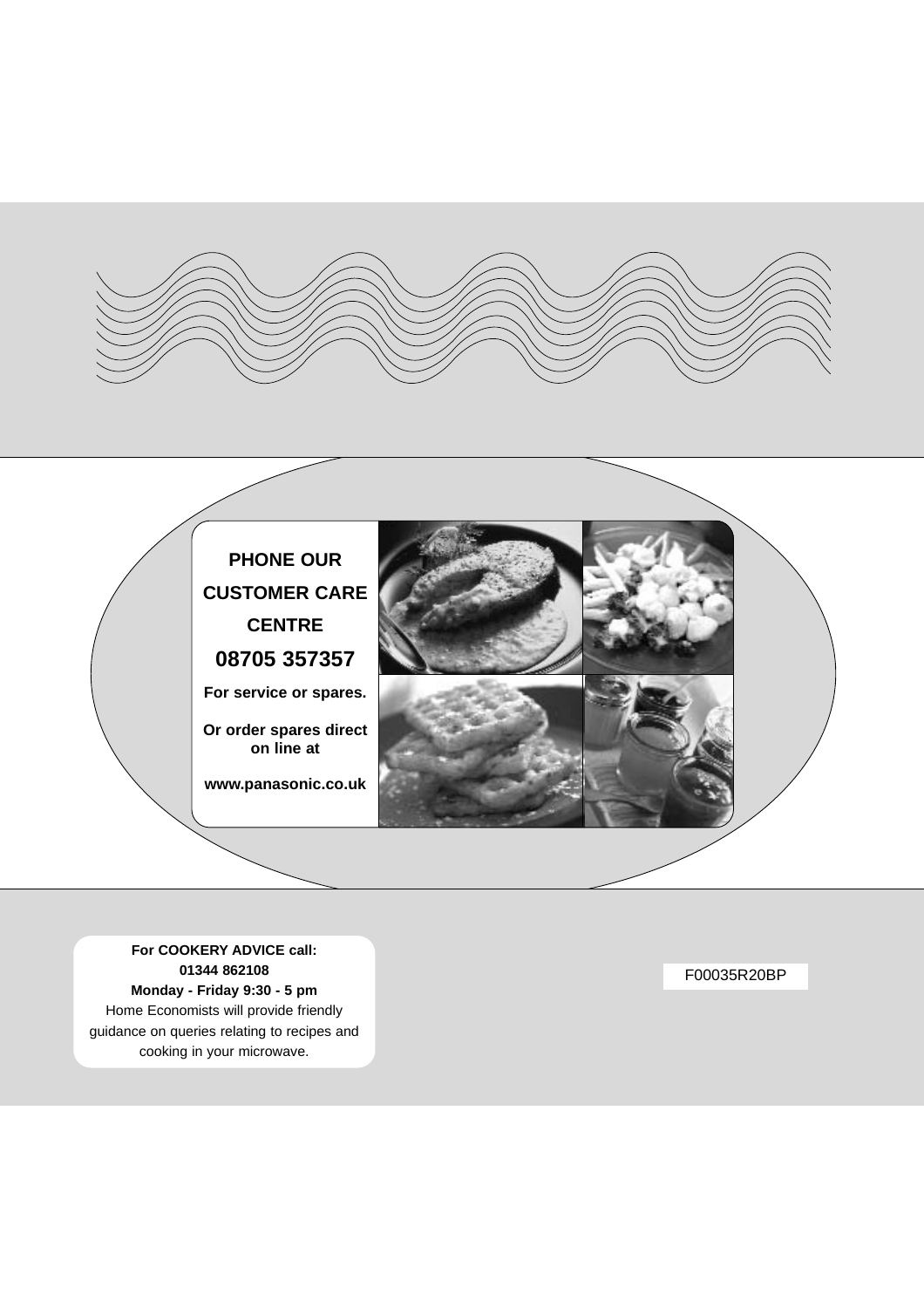**PHONE OUR**

**CUSTOMER CARE**

**CENTRE**

**08705 357357**

**For service or spares.**

**Or order spares direct on line at**

**www.panasonic.co.uk**

**For COOKERY ADVICE call:**
**01344 862108**
**Monday - Friday 9:30 - 5 pm**
Home Economists will provide friendly guidance on queries relating to recipes and cooking in your microwave.

F00035R20BP